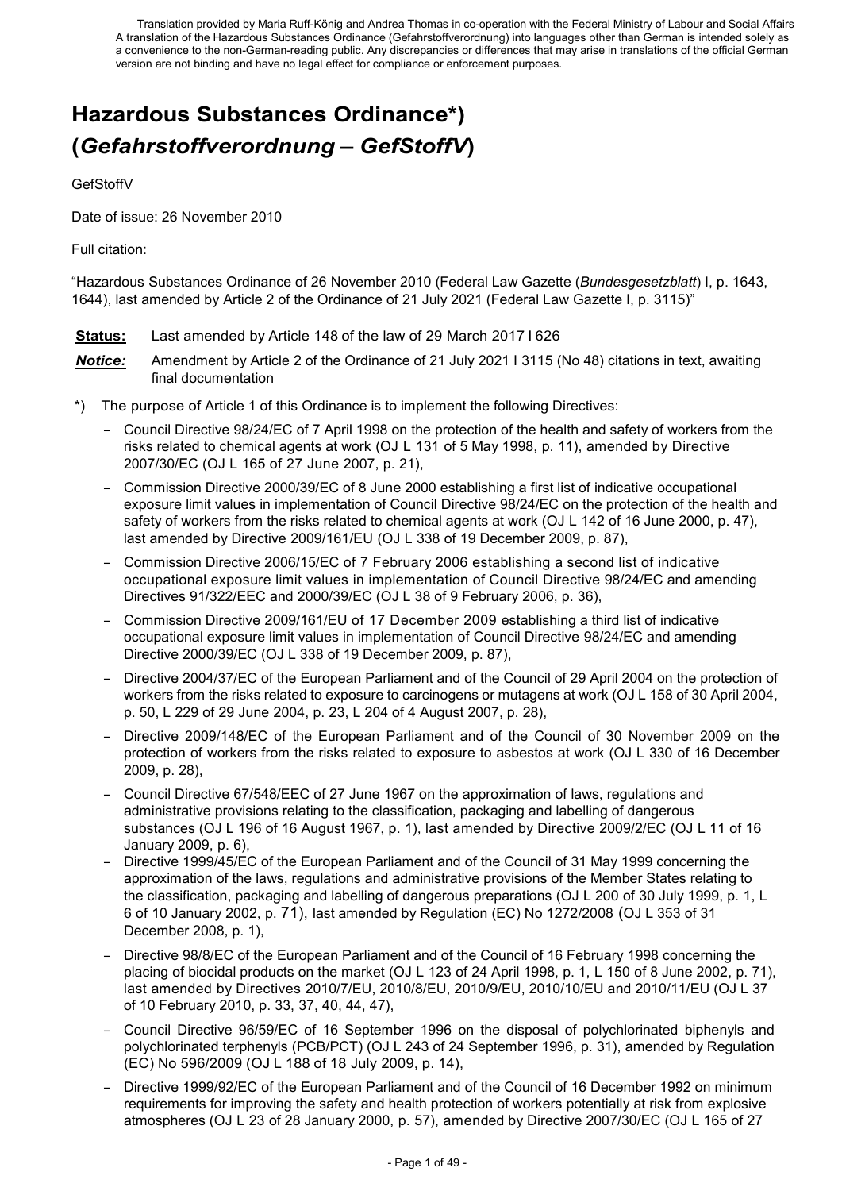Translation provided by Maria Ruff-König and Andrea Thomas in co-operation with the Federal Ministry of Labour and Social Affairs
A translation of the Hazardous Substances Ordinance (Gefahrstoffverordnung) into languages other than German is intended solely as a convenience to the non-German-reading public. Any discrepancies or differences that may arise in translations of the official German version are not binding and have no legal effect for compliance or enforcement purposes.

# Hazardous Substances Ordinance*) (*Gefahrstoffverordnung – GefStoffV*)

GefStoffV

Date of issue: 26 November 2010

Full citation:

"Hazardous Substances Ordinance of 26 November 2010 (Federal Law Gazette (*Bundesgesetzblatt*) I, p. 1643, 1644), last amended by Article 2 of the Ordinance of 21 July 2021 (Federal Law Gazette I, p. 3115)"

**Status:** Last amended by Article 148 of the law of 29 March 2017 I 626

***Notice:*** Amendment by Article 2 of the Ordinance of 21 July 2021 I 3115 (No 48) citations in text, awaiting final documentation

*) The purpose of Article 1 of this Ordinance is to implement the following Directives:

- Council Directive 98/24/EC of 7 April 1998 on the protection of the health and safety of workers from the risks related to chemical agents at work (OJ L 131 of 5 May 1998, p. 11), amended by Directive 2007/30/EC (OJ L 165 of 27 June 2007, p. 21),
- Commission Directive 2000/39/EC of 8 June 2000 establishing a first list of indicative occupational exposure limit values in implementation of Council Directive 98/24/EC on the protection of the health and safety of workers from the risks related to chemical agents at work (OJ L 142 of 16 June 2000, p. 47), last amended by Directive 2009/161/EU (OJ L 338 of 19 December 2009, p. 87),
- Commission Directive 2006/15/EC of 7 February 2006 establishing a second list of indicative occupational exposure limit values in implementation of Council Directive 98/24/EC and amending Directives 91/322/EEC and 2000/39/EC (OJ L 38 of 9 February 2006, p. 36),
- Commission Directive 2009/161/EU of 17 December 2009 establishing a third list of indicative occupational exposure limit values in implementation of Council Directive 98/24/EC and amending Directive 2000/39/EC (OJ L 338 of 19 December 2009, p. 87),
- Directive 2004/37/EC of the European Parliament and of the Council of 29 April 2004 on the protection of workers from the risks related to exposure to carcinogens or mutagens at work (OJ L 158 of 30 April 2004, p. 50, L 229 of 29 June 2004, p. 23, L 204 of 4 August 2007, p. 28),
- Directive 2009/148/EC of the European Parliament and of the Council of 30 November 2009 on the protection of workers from the risks related to exposure to asbestos at work (OJ L 330 of 16 December 2009, p. 28),
- Council Directive 67/548/EEC of 27 June 1967 on the approximation of laws, regulations and administrative provisions relating to the classification, packaging and labelling of dangerous substances (OJ L 196 of 16 August 1967, p. 1), last amended by Directive 2009/2/EC (OJ L 11 of 16 January 2009, p. 6),
- Directive 1999/45/EC of the European Parliament and of the Council of 31 May 1999 concerning the approximation of the laws, regulations and administrative provisions of the Member States relating to the classification, packaging and labelling of dangerous preparations (OJ L 200 of 30 July 1999, p. 1, L 6 of 10 January 2002, p. 71), last amended by Regulation (EC) No 1272/2008 (OJ L 353 of 31 December 2008, p. 1),
- Directive 98/8/EC of the European Parliament and of the Council of 16 February 1998 concerning the placing of biocidal products on the market (OJ L 123 of 24 April 1998, p. 1, L 150 of 8 June 2002, p. 71), last amended by Directives 2010/7/EU, 2010/8/EU, 2010/9/EU, 2010/10/EU and 2010/11/EU (OJ L 37 of 10 February 2010, p. 33, 37, 40, 44, 47),
- Council Directive 96/59/EC of 16 September 1996 on the disposal of polychlorinated biphenyls and polychlorinated terphenyls (PCB/PCT) (OJ L 243 of 24 September 1996, p. 31), amended by Regulation (EC) No 596/2009 (OJ L 188 of 18 July 2009, p. 14),
- Directive 1999/92/EC of the European Parliament and of the Council of 16 December 1992 on minimum requirements for improving the safety and health protection of workers potentially at risk from explosive atmospheres (OJ L 23 of 28 January 2000, p. 57), amended by Directive 2007/30/EC (OJ L 165 of 27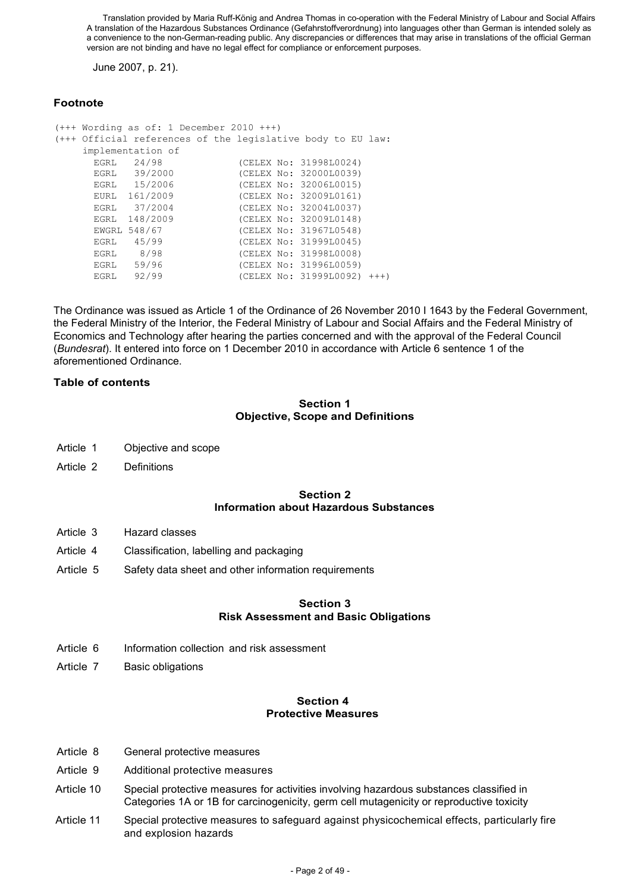June 2007, p. 21).

### Footnote

```
(+++ Wording as of: 1 December 2010 +++)
(+++ Official references of the legislative body to EU law:
     implementation of
       EGRL   24/98            (CELEX No: 31998L0024)
       EGRL   39/2000          (CELEX No: 32000L0039)
       EGRL   15/2006          (CELEX No: 32006L0015)
       EURL  161/2009          (CELEX No: 32009L0161)
       EGRL   37/2004          (CELEX No: 32004L0037)
       EGRL  148/2009          (CELEX No: 32009L0148)
       EWGRL 548/67            (CELEX No: 31967L0548)
       EGRL   45/99            (CELEX No: 31999L0045)
       EGRL    8/98            (CELEX No: 31998L0008)
       EGRL   59/96            (CELEX No: 31996L0059)
       EGRL   92/99            (CELEX No: 31999L0092) +++)
```

The Ordinance was issued as Article 1 of the Ordinance of 26 November 2010 I 1643 by the Federal Government, the Federal Ministry of the Interior, the Federal Ministry of Labour and Social Affairs and the Federal Ministry of Economics and Technology after hearing the parties concerned and with the approval of the Federal Council (*Bundesrat*). It entered into force on 1 December 2010 in accordance with Article 6 sentence 1 of the aforementioned Ordinance.

### Table of contents

**Section 1**
**Objective, Scope and Definitions**

Article 1 Objective and scope

Article 2 Definitions

**Section 2**
**Information about Hazardous Substances**

Article 3 Hazard classes

Article 4 Classification, labelling and packaging

Article 5 Safety data sheet and other information requirements

**Section 3**
**Risk Assessment and Basic Obligations**

Article 6 Information collection and risk assessment

Article 7 Basic obligations

**Section 4**
**Protective Measures**

Article 8 General protective measures

Article 9 Additional protective measures

Article 10 Special protective measures for activities involving hazardous substances classified in Categories 1A or 1B for carcinogenicity, germ cell mutagenicity or reproductive toxicity

Article 11 Special protective measures to safeguard against physicochemical effects, particularly fire and explosion hazards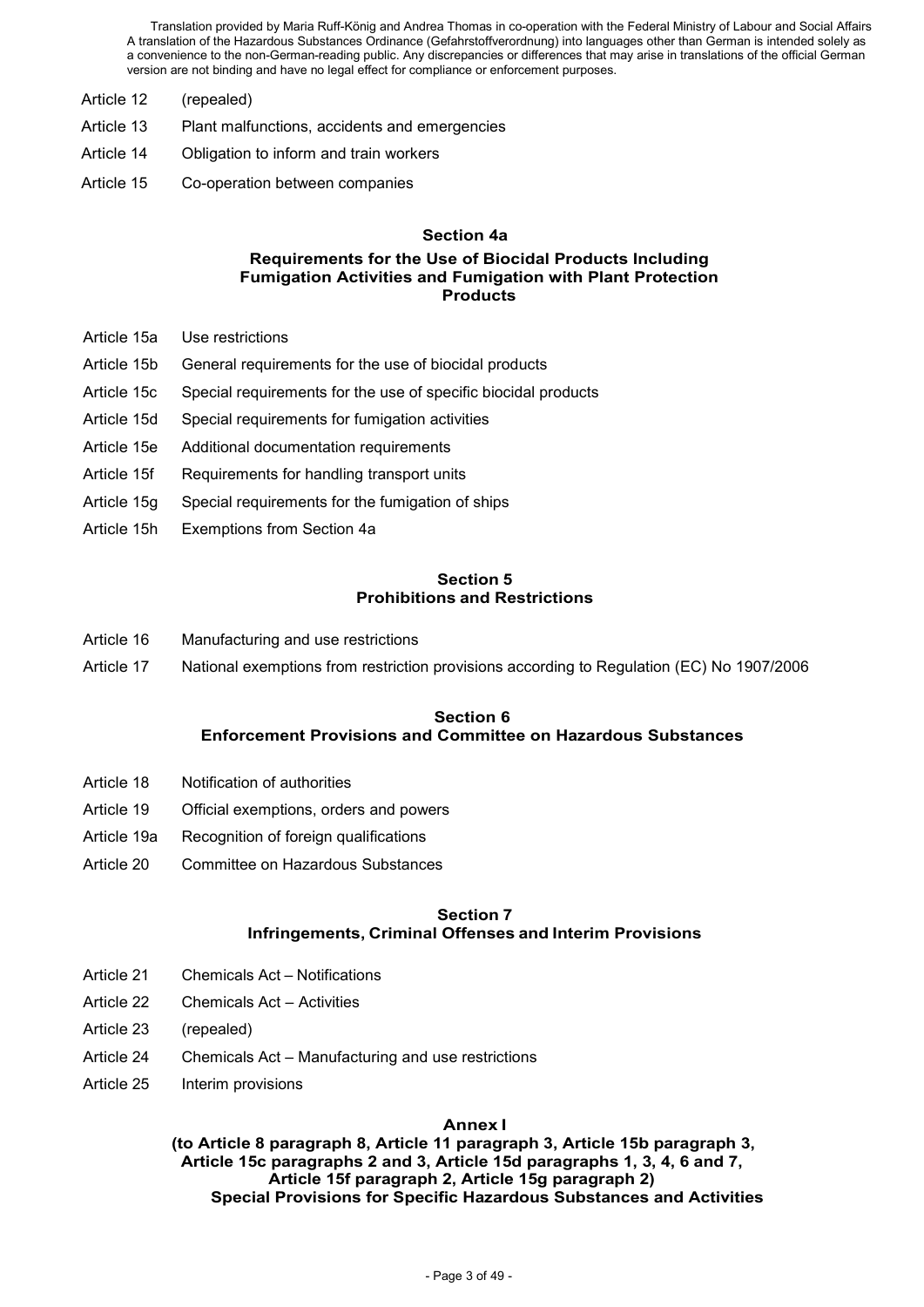Article 12 (repealed)

Article 13 Plant malfunctions, accidents and emergencies

Article 14 Obligation to inform and train workers

Article 15 Co-operation between companies

### Section 4a

### Requirements for the Use of Biocidal Products Including Fumigation Activities and Fumigation with Plant Protection Products

Article 15a Use restrictions

Article 15b General requirements for the use of biocidal products

Article 15c Special requirements for the use of specific biocidal products

Article 15d Special requirements for fumigation activities

Article 15e Additional documentation requirements

Article 15f Requirements for handling transport units

Article 15g Special requirements for the fumigation of ships

Article 15h Exemptions from Section 4a

### Section 5
### Prohibitions and Restrictions

Article 16 Manufacturing and use restrictions

Article 17 National exemptions from restriction provisions according to Regulation (EC) No 1907/2006

### Section 6
### Enforcement Provisions and Committee on Hazardous Substances

Article 18 Notification of authorities

Article 19 Official exemptions, orders and powers

Article 19a Recognition of foreign qualifications

Article 20 Committee on Hazardous Substances

### Section 7
### Infringements, Criminal Offenses and Interim Provisions

Article 21 Chemicals Act – Notifications

Article 22 Chemicals Act – Activities

Article 23 (repealed)

Article 24 Chemicals Act – Manufacturing and use restrictions

Article 25 Interim provisions

### Annex I
### (to Article 8 paragraph 8, Article 11 paragraph 3, Article 15b paragraph 3, Article 15c paragraphs 2 and 3, Article 15d paragraphs 1, 3, 4, 6 and 7, Article 15f paragraph 2, Article 15g paragraph 2) Special Provisions for Specific Hazardous Substances and Activities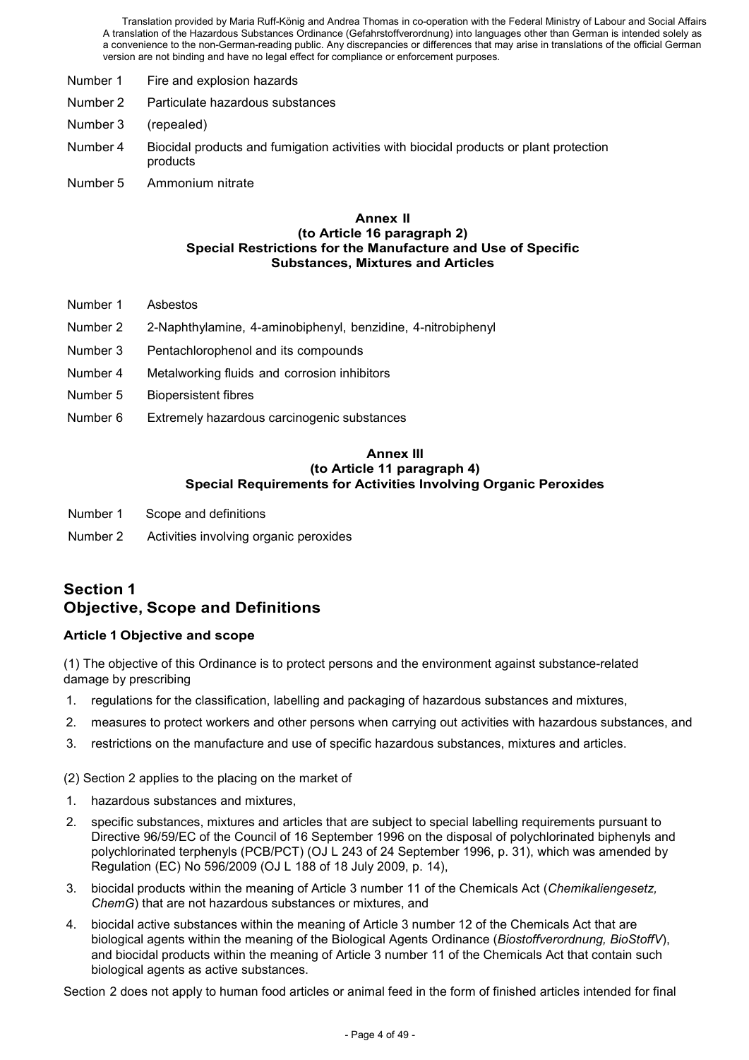Translation provided by Maria Ruff-König and Andrea Thomas in co-operation with the Federal Ministry of Labour and Social Affairs A translation of the Hazardous Substances Ordinance (Gefahrstoffverordnung) into languages other than German is intended solely as a convenience to the non-German-reading public. Any discrepancies or differences that may arise in translations of the official German version are not binding and have no legal effect for compliance or enforcement purposes.

Number 1 Fire and explosion hazards

Number 2 Particulate hazardous substances

Number 3 (repealed)

Number 4 Biocidal products and fumigation activities with biocidal products or plant protection products

Number 5 Ammonium nitrate

**Annex II**
**(to Article 16 paragraph 2)**
**Special Restrictions for the Manufacture and Use of Specific Substances, Mixtures and Articles**

Number 1 Asbestos

Number 2 2-Naphthylamine, 4-aminobiphenyl, benzidine, 4-nitrobiphenyl

Number 3 Pentachlorophenol and its compounds

Number 4 Metalworking fluids and corrosion inhibitors

Number 5 Biopersistent fibres

Number 6 Extremely hazardous carcinogenic substances

**Annex III**
**(to Article 11 paragraph 4)**
**Special Requirements for Activities Involving Organic Peroxides**

Number 1 Scope and definitions

Number 2 Activities involving organic peroxides

## Section 1
## Objective, Scope and Definitions

### Article 1 Objective and scope

(1) The objective of this Ordinance is to protect persons and the environment against substance-related damage by prescribing

1. regulations for the classification, labelling and packaging of hazardous substances and mixtures,
2. measures to protect workers and other persons when carrying out activities with hazardous substances, and
3. restrictions on the manufacture and use of specific hazardous substances, mixtures and articles.

(2) Section 2 applies to the placing on the market of

1. hazardous substances and mixtures,
2. specific substances, mixtures and articles that are subject to special labelling requirements pursuant to Directive 96/59/EC of the Council of 16 September 1996 on the disposal of polychlorinated biphenyls and polychlorinated terphenyls (PCB/PCT) (OJ L 243 of 24 September 1996, p. 31), which was amended by Regulation (EC) No 596/2009 (OJ L 188 of 18 July 2009, p. 14),
3. biocidal products within the meaning of Article 3 number 11 of the Chemicals Act (*Chemikaliengesetz, ChemG*) that are not hazardous substances or mixtures, and
4. biocidal active substances within the meaning of Article 3 number 12 of the Chemicals Act that are biological agents within the meaning of the Biological Agents Ordinance (*Biostoffverordnung, BioStoffV*), and biocidal products within the meaning of Article 3 number 11 of the Chemicals Act that contain such biological agents as active substances.

Section 2 does not apply to human food articles or animal feed in the form of finished articles intended for final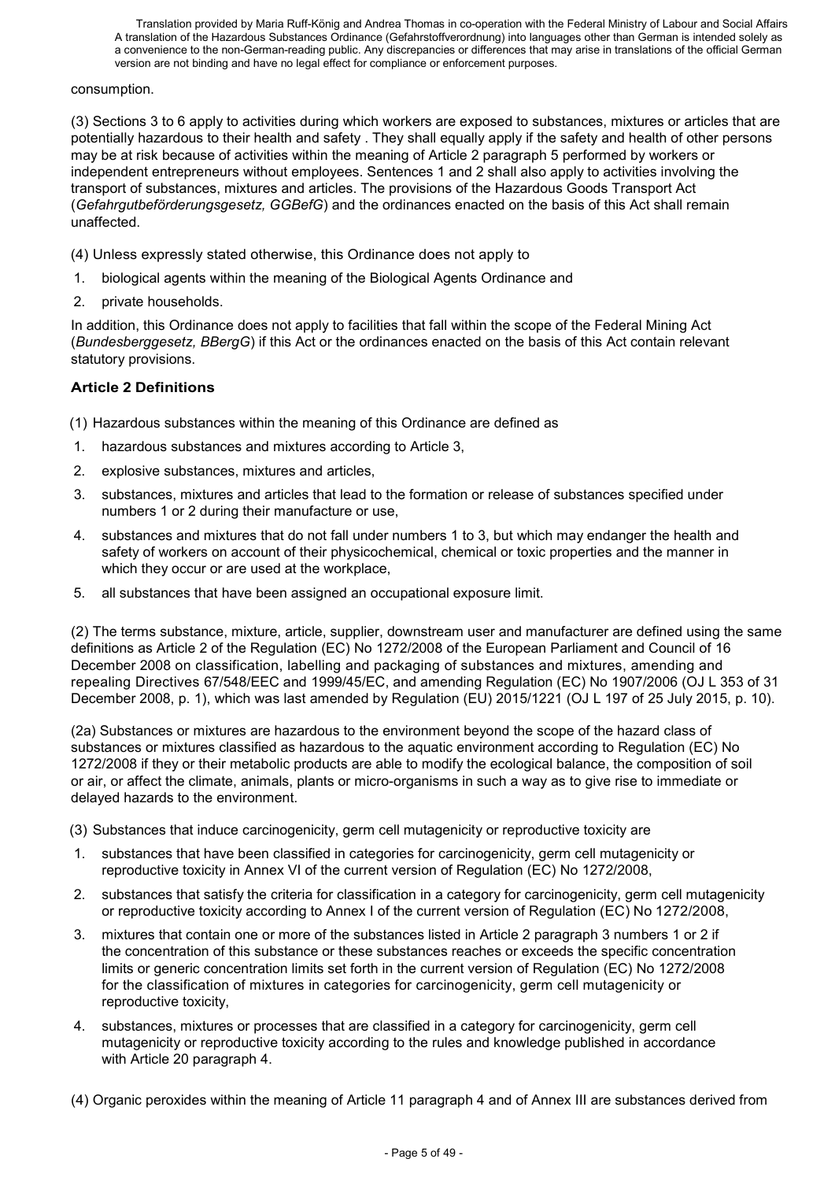consumption.

(3) Sections 3 to 6 apply to activities during which workers are exposed to substances, mixtures or articles that are potentially hazardous to their health and safety . They shall equally apply if the safety and health of other persons may be at risk because of activities within the meaning of Article 2 paragraph 5 performed by workers or independent entrepreneurs without employees. Sentences 1 and 2 shall also apply to activities involving the transport of substances, mixtures and articles. The provisions of the Hazardous Goods Transport Act (*Gefahrgutbeförderungsgesetz, GGBefG*) and the ordinances enacted on the basis of this Act shall remain unaffected.

(4) Unless expressly stated otherwise, this Ordinance does not apply to

1. biological agents within the meaning of the Biological Agents Ordinance and
2. private households.

In addition, this Ordinance does not apply to facilities that fall within the scope of the Federal Mining Act (*Bundesberggesetz, BBergG*) if this Act or the ordinances enacted on the basis of this Act contain relevant statutory provisions.

### Article 2 Definitions

(1) Hazardous substances within the meaning of this Ordinance are defined as

1. hazardous substances and mixtures according to Article 3,
2. explosive substances, mixtures and articles,
3. substances, mixtures and articles that lead to the formation or release of substances specified under numbers 1 or 2 during their manufacture or use,
4. substances and mixtures that do not fall under numbers 1 to 3, but which may endanger the health and safety of workers on account of their physicochemical, chemical or toxic properties and the manner in which they occur or are used at the workplace,
5. all substances that have been assigned an occupational exposure limit.

(2) The terms substance, mixture, article, supplier, downstream user and manufacturer are defined using the same definitions as Article 2 of the Regulation (EC) No 1272/2008 of the European Parliament and Council of 16 December 2008 on classification, labelling and packaging of substances and mixtures, amending and repealing Directives 67/548/EEC and 1999/45/EC, and amending Regulation (EC) No 1907/2006 (OJ L 353 of 31 December 2008, p. 1), which was last amended by Regulation (EU) 2015/1221 (OJ L 197 of 25 July 2015, p. 10).

(2a) Substances or mixtures are hazardous to the environment beyond the scope of the hazard class of substances or mixtures classified as hazardous to the aquatic environment according to Regulation (EC) No 1272/2008 if they or their metabolic products are able to modify the ecological balance, the composition of soil or air, or affect the climate, animals, plants or micro-organisms in such a way as to give rise to immediate or delayed hazards to the environment.

(3) Substances that induce carcinogenicity, germ cell mutagenicity or reproductive toxicity are

1. substances that have been classified in categories for carcinogenicity, germ cell mutagenicity or reproductive toxicity in Annex VI of the current version of Regulation (EC) No 1272/2008,
2. substances that satisfy the criteria for classification in a category for carcinogenicity, germ cell mutagenicity or reproductive toxicity according to Annex I of the current version of Regulation (EC) No 1272/2008,
3. mixtures that contain one or more of the substances listed in Article 2 paragraph 3 numbers 1 or 2 if the concentration of this substance or these substances reaches or exceeds the specific concentration limits or generic concentration limits set forth in the current version of Regulation (EC) No 1272/2008 for the classification of mixtures in categories for carcinogenicity, germ cell mutagenicity or reproductive toxicity,
4. substances, mixtures or processes that are classified in a category for carcinogenicity, germ cell mutagenicity or reproductive toxicity according to the rules and knowledge published in accordance with Article 20 paragraph 4.

(4) Organic peroxides within the meaning of Article 11 paragraph 4 and of Annex III are substances derived from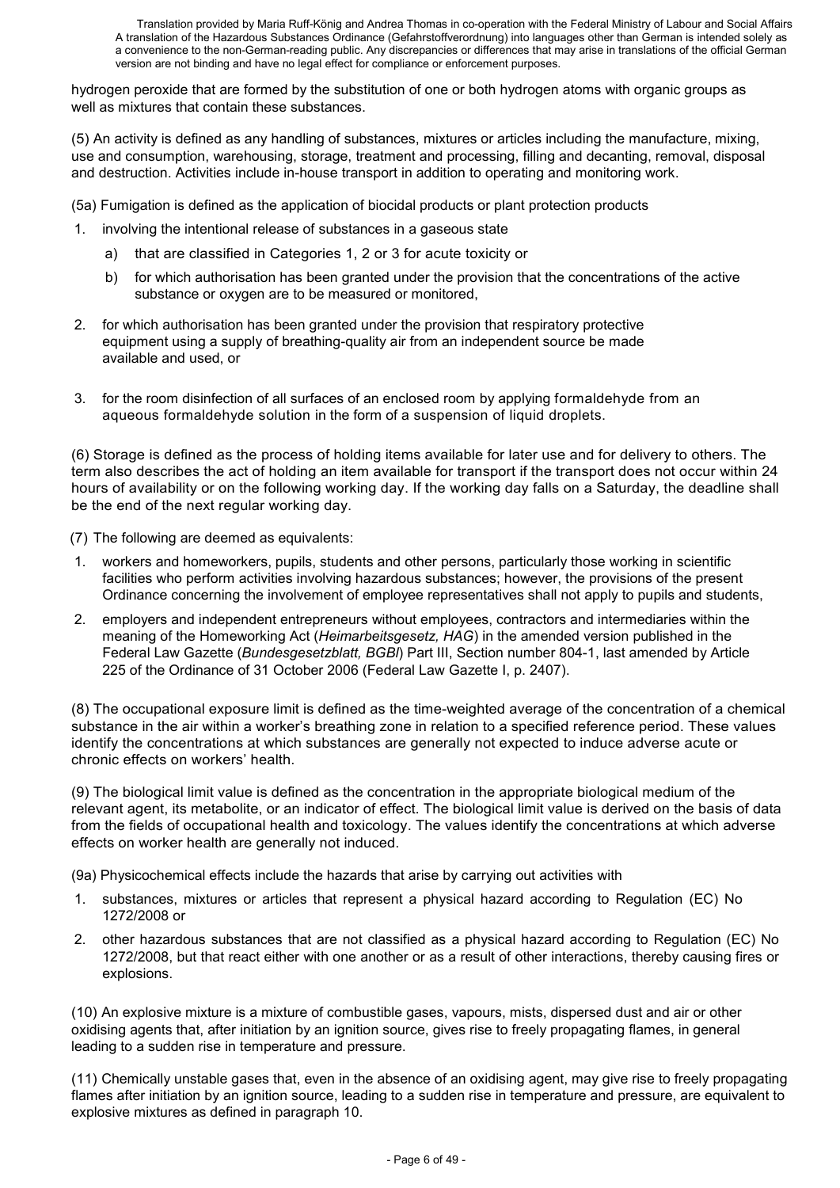hydrogen peroxide that are formed by the substitution of one or both hydrogen atoms with organic groups as well as mixtures that contain these substances.

(5) An activity is defined as any handling of substances, mixtures or articles including the manufacture, mixing, use and consumption, warehousing, storage, treatment and processing, filling and decanting, removal, disposal and destruction. Activities include in-house transport in addition to operating and monitoring work.

(5a) Fumigation is defined as the application of biocidal products or plant protection products

1. involving the intentional release of substances in a gaseous state
   a) that are classified in Categories 1, 2 or 3 for acute toxicity or
   b) for which authorisation has been granted under the provision that the concentrations of the active substance or oxygen are to be measured or monitored,
2. for which authorisation has been granted under the provision that respiratory protective equipment using a supply of breathing-quality air from an independent source be made available and used, or
3. for the room disinfection of all surfaces of an enclosed room by applying formaldehyde from an aqueous formaldehyde solution in the form of a suspension of liquid droplets.

(6) Storage is defined as the process of holding items available for later use and for delivery to others. The term also describes the act of holding an item available for transport if the transport does not occur within 24 hours of availability or on the following working day. If the working day falls on a Saturday, the deadline shall be the end of the next regular working day.

(7) The following are deemed as equivalents:

1. workers and homeworkers, pupils, students and other persons, particularly those working in scientific facilities who perform activities involving hazardous substances; however, the provisions of the present Ordinance concerning the involvement of employee representatives shall not apply to pupils and students,
2. employers and independent entrepreneurs without employees, contractors and intermediaries within the meaning of the Homeworking Act (*Heimarbeitsgesetz, HAG*) in the amended version published in the Federal Law Gazette (*Bundesgesetzblatt, BGBl*) Part III, Section number 804-1, last amended by Article 225 of the Ordinance of 31 October 2006 (Federal Law Gazette I, p. 2407).

(8) The occupational exposure limit is defined as the time-weighted average of the concentration of a chemical substance in the air within a worker's breathing zone in relation to a specified reference period. These values identify the concentrations at which substances are generally not expected to induce adverse acute or chronic effects on workers' health.

(9) The biological limit value is defined as the concentration in the appropriate biological medium of the relevant agent, its metabolite, or an indicator of effect. The biological limit value is derived on the basis of data from the fields of occupational health and toxicology. The values identify the concentrations at which adverse effects on worker health are generally not induced.

(9a) Physicochemical effects include the hazards that arise by carrying out activities with

1. substances, mixtures or articles that represent a physical hazard according to Regulation (EC) No 1272/2008 or
2. other hazardous substances that are not classified as a physical hazard according to Regulation (EC) No 1272/2008, but that react either with one another or as a result of other interactions, thereby causing fires or explosions.

(10) An explosive mixture is a mixture of combustible gases, vapours, mists, dispersed dust and air or other oxidising agents that, after initiation by an ignition source, gives rise to freely propagating flames, in general leading to a sudden rise in temperature and pressure.

(11) Chemically unstable gases that, even in the absence of an oxidising agent, may give rise to freely propagating flames after initiation by an ignition source, leading to a sudden rise in temperature and pressure, are equivalent to explosive mixtures as defined in paragraph 10.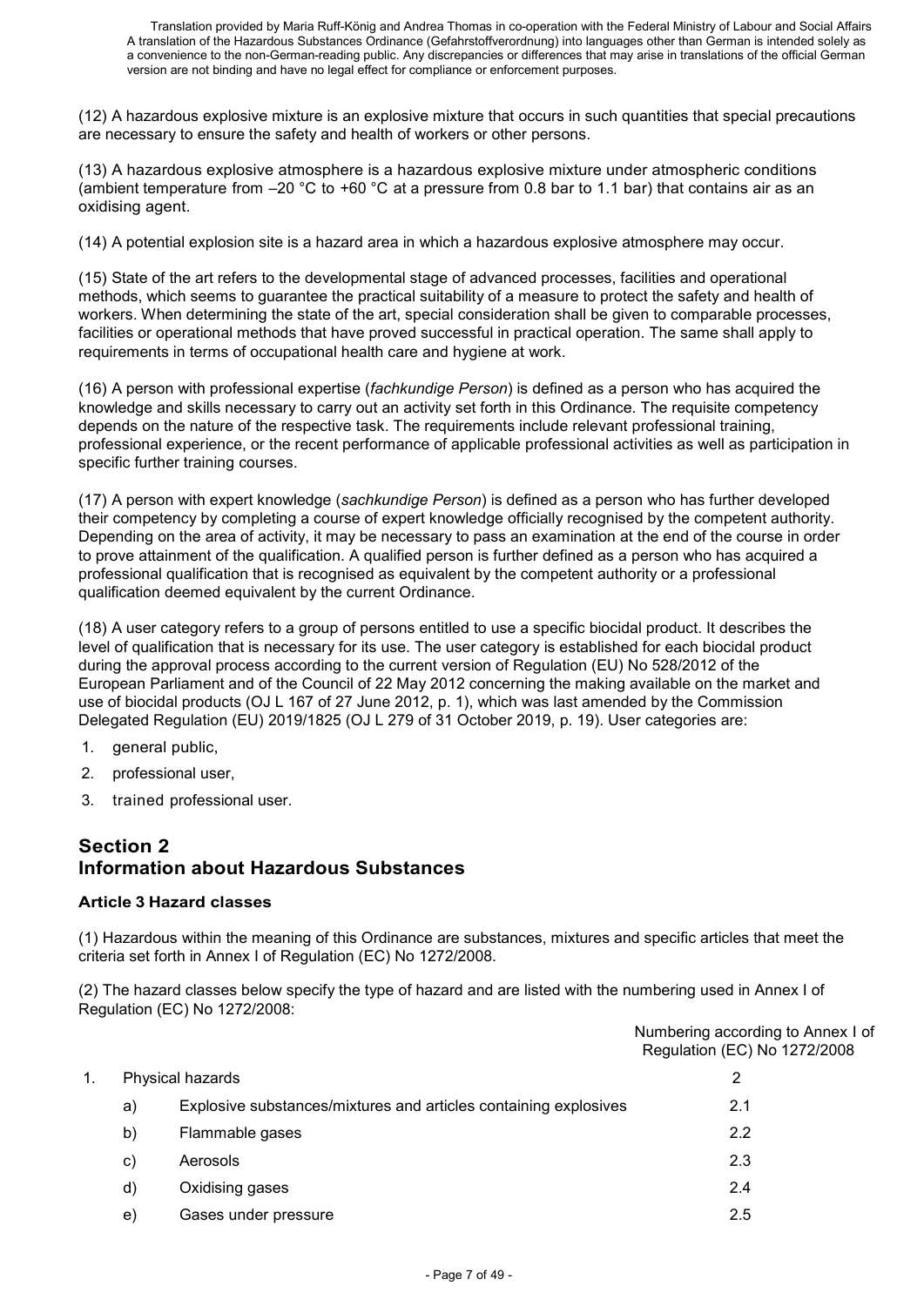Translation provided by Maria Ruff-König and Andrea Thomas in co-operation with the Federal Ministry of Labour and Social Affairs
A translation of the Hazardous Substances Ordinance (Gefahrstoffverordnung) into languages other than German is intended solely as a convenience to the non-German-reading public. Any discrepancies or differences that may arise in translations of the official German version are not binding and have no legal effect for compliance or enforcement purposes.

(12) A hazardous explosive mixture is an explosive mixture that occurs in such quantities that special precautions are necessary to ensure the safety and health of workers or other persons.

(13) A hazardous explosive atmosphere is a hazardous explosive mixture under atmospheric conditions (ambient temperature from –20 °C to +60 °C at a pressure from 0.8 bar to 1.1 bar) that contains air as an oxidising agent.

(14) A potential explosion site is a hazard area in which a hazardous explosive atmosphere may occur.

(15) State of the art refers to the developmental stage of advanced processes, facilities and operational methods, which seems to guarantee the practical suitability of a measure to protect the safety and health of workers. When determining the state of the art, special consideration shall be given to comparable processes, facilities or operational methods that have proved successful in practical operation. The same shall apply to requirements in terms of occupational health care and hygiene at work.

(16) A person with professional expertise (*fachkundige Person*) is defined as a person who has acquired the knowledge and skills necessary to carry out an activity set forth in this Ordinance. The requisite competency depends on the nature of the respective task. The requirements include relevant professional training, professional experience, or the recent performance of applicable professional activities as well as participation in specific further training courses.

(17) A person with expert knowledge (*sachkundige Person*) is defined as a person who has further developed their competency by completing a course of expert knowledge officially recognised by the competent authority. Depending on the area of activity, it may be necessary to pass an examination at the end of the course in order to prove attainment of the qualification. A qualified person is further defined as a person who has acquired a professional qualification that is recognised as equivalent by the competent authority or a professional qualification deemed equivalent by the current Ordinance.

(18) A user category refers to a group of persons entitled to use a specific biocidal product. It describes the level of qualification that is necessary for its use. The user category is established for each biocidal product during the approval process according to the current version of Regulation (EU) No 528/2012 of the European Parliament and of the Council of 22 May 2012 concerning the making available on the market and use of biocidal products (OJ L 167 of 27 June 2012, p. 1), which was last amended by the Commission Delegated Regulation (EU) 2019/1825 (OJ L 279 of 31 October 2019, p. 19). User categories are:

1. general public,
2. professional user,
3. trained professional user.

## Section 2
## Information about Hazardous Substances

### Article 3 Hazard classes

(1) Hazardous within the meaning of this Ordinance are substances, mixtures and specific articles that meet the criteria set forth in Annex I of Regulation (EC) No 1272/2008.

(2) The hazard classes below specify the type of hazard and are listed with the numbering used in Annex I of Regulation (EC) No 1272/2008:

| | | | Numbering according to Annex I of Regulation (EC) No 1272/2008 |
|---|---|---|---|
| 1. | Physical hazards | | 2 |
| | a) | Explosive substances/mixtures and articles containing explosives | 2.1 |
| | b) | Flammable gases | 2.2 |
| | c) | Aerosols | 2.3 |
| | d) | Oxidising gases | 2.4 |
| | e) | Gases under pressure | 2.5 |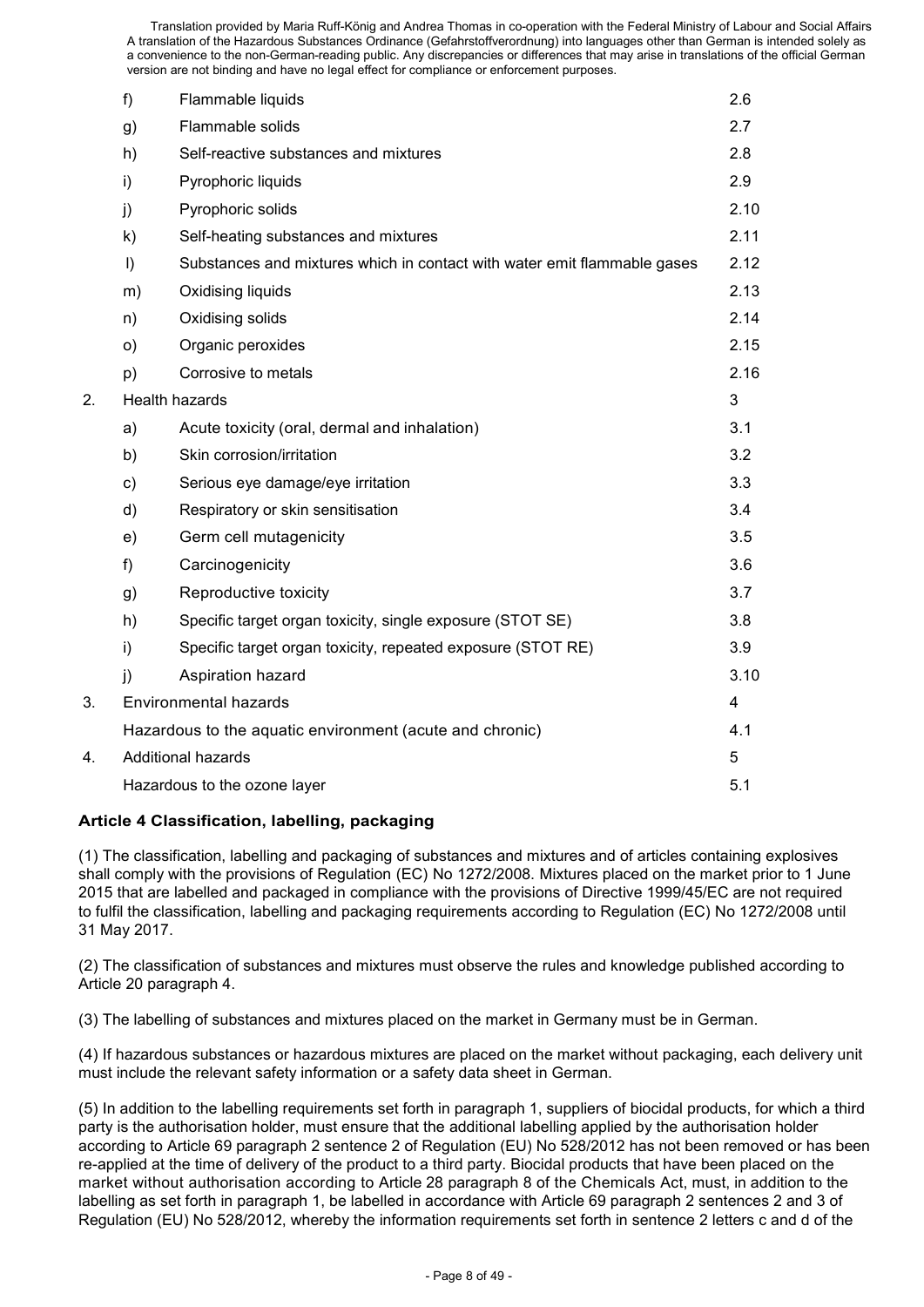| | | | |
|---|---|---|---|
| | f) | Flammable liquids | 2.6 |
| | g) | Flammable solids | 2.7 |
| | h) | Self-reactive substances and mixtures | 2.8 |
| | i) | Pyrophoric liquids | 2.9 |
| | j) | Pyrophoric solids | 2.10 |
| | k) | Self-heating substances and mixtures | 2.11 |
| | l) | Substances and mixtures which in contact with water emit flammable gases | 2.12 |
| | m) | Oxidising liquids | 2.13 |
| | n) | Oxidising solids | 2.14 |
| | o) | Organic peroxides | 2.15 |
| | p) | Corrosive to metals | 2.16 |
| 2. | Health hazards | | 3 |
| | a) | Acute toxicity (oral, dermal and inhalation) | 3.1 |
| | b) | Skin corrosion/irritation | 3.2 |
| | c) | Serious eye damage/eye irritation | 3.3 |
| | d) | Respiratory or skin sensitisation | 3.4 |
| | e) | Germ cell mutagenicity | 3.5 |
| | f) | Carcinogenicity | 3.6 |
| | g) | Reproductive toxicity | 3.7 |
| | h) | Specific target organ toxicity, single exposure (STOT SE) | 3.8 |
| | i) | Specific target organ toxicity, repeated exposure (STOT RE) | 3.9 |
| | j) | Aspiration hazard | 3.10 |
| 3. | Environmental hazards | | 4 |
| | Hazardous to the aquatic environment (acute and chronic) | | 4.1 |
| 4. | Additional hazards | | 5 |
| | Hazardous to the ozone layer | | 5.1 |

### Article 4 Classification, labelling, packaging

(1) The classification, labelling and packaging of substances and mixtures and of articles containing explosives shall comply with the provisions of Regulation (EC) No 1272/2008. Mixtures placed on the market prior to 1 June 2015 that are labelled and packaged in compliance with the provisions of Directive 1999/45/EC are not required to fulfil the classification, labelling and packaging requirements according to Regulation (EC) No 1272/2008 until 31 May 2017.

(2) The classification of substances and mixtures must observe the rules and knowledge published according to Article 20 paragraph 4.

(3) The labelling of substances and mixtures placed on the market in Germany must be in German.

(4) If hazardous substances or hazardous mixtures are placed on the market without packaging, each delivery unit must include the relevant safety information or a safety data sheet in German.

(5) In addition to the labelling requirements set forth in paragraph 1, suppliers of biocidal products, for which a third party is the authorisation holder, must ensure that the additional labelling applied by the authorisation holder according to Article 69 paragraph 2 sentence 2 of Regulation (EU) No 528/2012 has not been removed or has been re-applied at the time of delivery of the product to a third party. Biocidal products that have been placed on the market without authorisation according to Article 28 paragraph 8 of the Chemicals Act, must, in addition to the labelling as set forth in paragraph 1, be labelled in accordance with Article 69 paragraph 2 sentences 2 and 3 of Regulation (EU) No 528/2012, whereby the information requirements set forth in sentence 2 letters c and d of the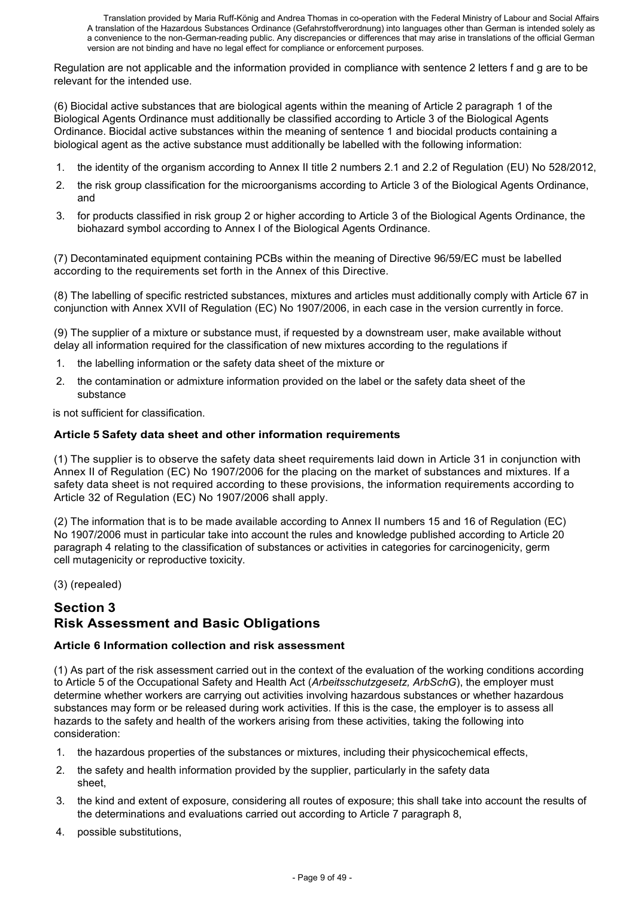Regulation are not applicable and the information provided in compliance with sentence 2 letters f and g are to be relevant for the intended use.

(6) Biocidal active substances that are biological agents within the meaning of Article 2 paragraph 1 of the Biological Agents Ordinance must additionally be classified according to Article 3 of the Biological Agents Ordinance. Biocidal active substances within the meaning of sentence 1 and biocidal products containing a biological agent as the active substance must additionally be labelled with the following information:

1. the identity of the organism according to Annex II title 2 numbers 2.1 and 2.2 of Regulation (EU) No 528/2012,
2. the risk group classification for the microorganisms according to Article 3 of the Biological Agents Ordinance, and
3. for products classified in risk group 2 or higher according to Article 3 of the Biological Agents Ordinance, the biohazard symbol according to Annex I of the Biological Agents Ordinance.

(7) Decontaminated equipment containing PCBs within the meaning of Directive 96/59/EC must be labelled according to the requirements set forth in the Annex of this Directive.

(8) The labelling of specific restricted substances, mixtures and articles must additionally comply with Article 67 in conjunction with Annex XVII of Regulation (EC) No 1907/2006, in each case in the version currently in force.

(9) The supplier of a mixture or substance must, if requested by a downstream user, make available without delay all information required for the classification of new mixtures according to the regulations if

1. the labelling information or the safety data sheet of the mixture or
2. the contamination or admixture information provided on the label or the safety data sheet of the substance

is not sufficient for classification.

#### Article 5 Safety data sheet and other information requirements

(1) The supplier is to observe the safety data sheet requirements laid down in Article 31 in conjunction with Annex II of Regulation (EC) No 1907/2006 for the placing on the market of substances and mixtures. If a safety data sheet is not required according to these provisions, the information requirements according to Article 32 of Regulation (EC) No 1907/2006 shall apply.

(2) The information that is to be made available according to Annex II numbers 15 and 16 of Regulation (EC) No 1907/2006 must in particular take into account the rules and knowledge published according to Article 20 paragraph 4 relating to the classification of substances or activities in categories for carcinogenicity, germ cell mutagenicity or reproductive toxicity.

(3) (repealed)

## Section 3
## Risk Assessment and Basic Obligations

#### Article 6 Information collection and risk assessment

(1) As part of the risk assessment carried out in the context of the evaluation of the working conditions according to Article 5 of the Occupational Safety and Health Act (*Arbeitsschutzgesetz, ArbSchG*), the employer must determine whether workers are carrying out activities involving hazardous substances or whether hazardous substances may form or be released during work activities. If this is the case, the employer is to assess all hazards to the safety and health of the workers arising from these activities, taking the following into consideration:

1. the hazardous properties of the substances or mixtures, including their physicochemical effects,
2. the safety and health information provided by the supplier, particularly in the safety data sheet,
3. the kind and extent of exposure, considering all routes of exposure; this shall take into account the results of the determinations and evaluations carried out according to Article 7 paragraph 8,
4. possible substitutions,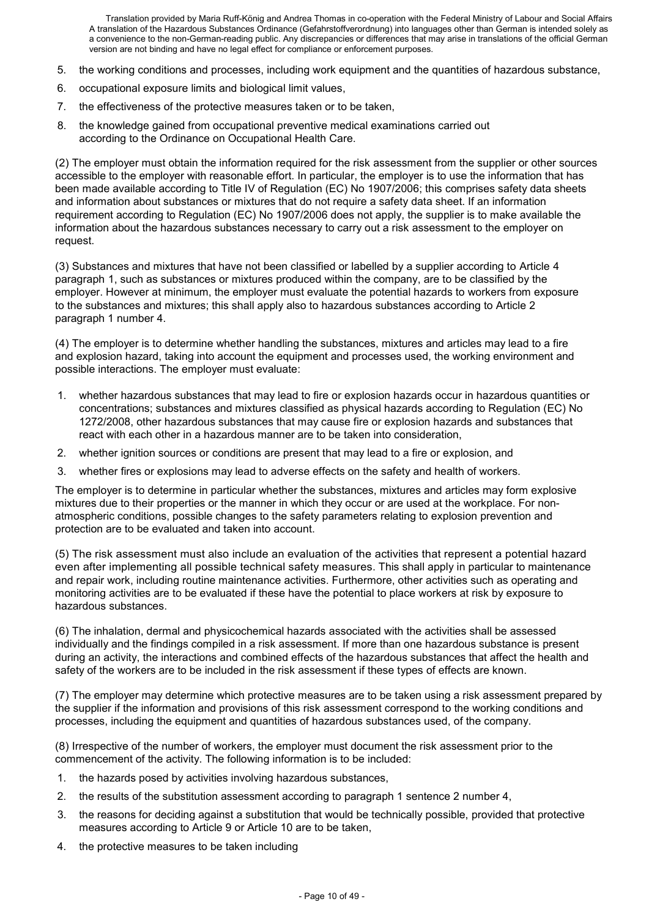5. the working conditions and processes, including work equipment and the quantities of hazardous substance,
6. occupational exposure limits and biological limit values,
7. the effectiveness of the protective measures taken or to be taken,
8. the knowledge gained from occupational preventive medical examinations carried out according to the Ordinance on Occupational Health Care.

(2) The employer must obtain the information required for the risk assessment from the supplier or other sources accessible to the employer with reasonable effort. In particular, the employer is to use the information that has been made available according to Title IV of Regulation (EC) No 1907/2006; this comprises safety data sheets and information about substances or mixtures that do not require a safety data sheet. If an information requirement according to Regulation (EC) No 1907/2006 does not apply, the supplier is to make available the information about the hazardous substances necessary to carry out a risk assessment to the employer on request.

(3) Substances and mixtures that have not been classified or labelled by a supplier according to Article 4 paragraph 1, such as substances or mixtures produced within the company, are to be classified by the employer. However at minimum, the employer must evaluate the potential hazards to workers from exposure to the substances and mixtures; this shall apply also to hazardous substances according to Article 2 paragraph 1 number 4.

(4) The employer is to determine whether handling the substances, mixtures and articles may lead to a fire and explosion hazard, taking into account the equipment and processes used, the working environment and possible interactions. The employer must evaluate:

1. whether hazardous substances that may lead to fire or explosion hazards occur in hazardous quantities or concentrations; substances and mixtures classified as physical hazards according to Regulation (EC) No 1272/2008, other hazardous substances that may cause fire or explosion hazards and substances that react with each other in a hazardous manner are to be taken into consideration,
2. whether ignition sources or conditions are present that may lead to a fire or explosion, and
3. whether fires or explosions may lead to adverse effects on the safety and health of workers.

The employer is to determine in particular whether the substances, mixtures and articles may form explosive mixtures due to their properties or the manner in which they occur or are used at the workplace. For non-atmospheric conditions, possible changes to the safety parameters relating to explosion prevention and protection are to be evaluated and taken into account.

(5) The risk assessment must also include an evaluation of the activities that represent a potential hazard even after implementing all possible technical safety measures. This shall apply in particular to maintenance and repair work, including routine maintenance activities. Furthermore, other activities such as operating and monitoring activities are to be evaluated if these have the potential to place workers at risk by exposure to hazardous substances.

(6) The inhalation, dermal and physicochemical hazards associated with the activities shall be assessed individually and the findings compiled in a risk assessment. If more than one hazardous substance is present during an activity, the interactions and combined effects of the hazardous substances that affect the health and safety of the workers are to be included in the risk assessment if these types of effects are known.

(7) The employer may determine which protective measures are to be taken using a risk assessment prepared by the supplier if the information and provisions of this risk assessment correspond to the working conditions and processes, including the equipment and quantities of hazardous substances used, of the company.

(8) Irrespective of the number of workers, the employer must document the risk assessment prior to the commencement of the activity. The following information is to be included:

1. the hazards posed by activities involving hazardous substances,
2. the results of the substitution assessment according to paragraph 1 sentence 2 number 4,
3. the reasons for deciding against a substitution that would be technically possible, provided that protective measures according to Article 9 or Article 10 are to be taken,
4. the protective measures to be taken including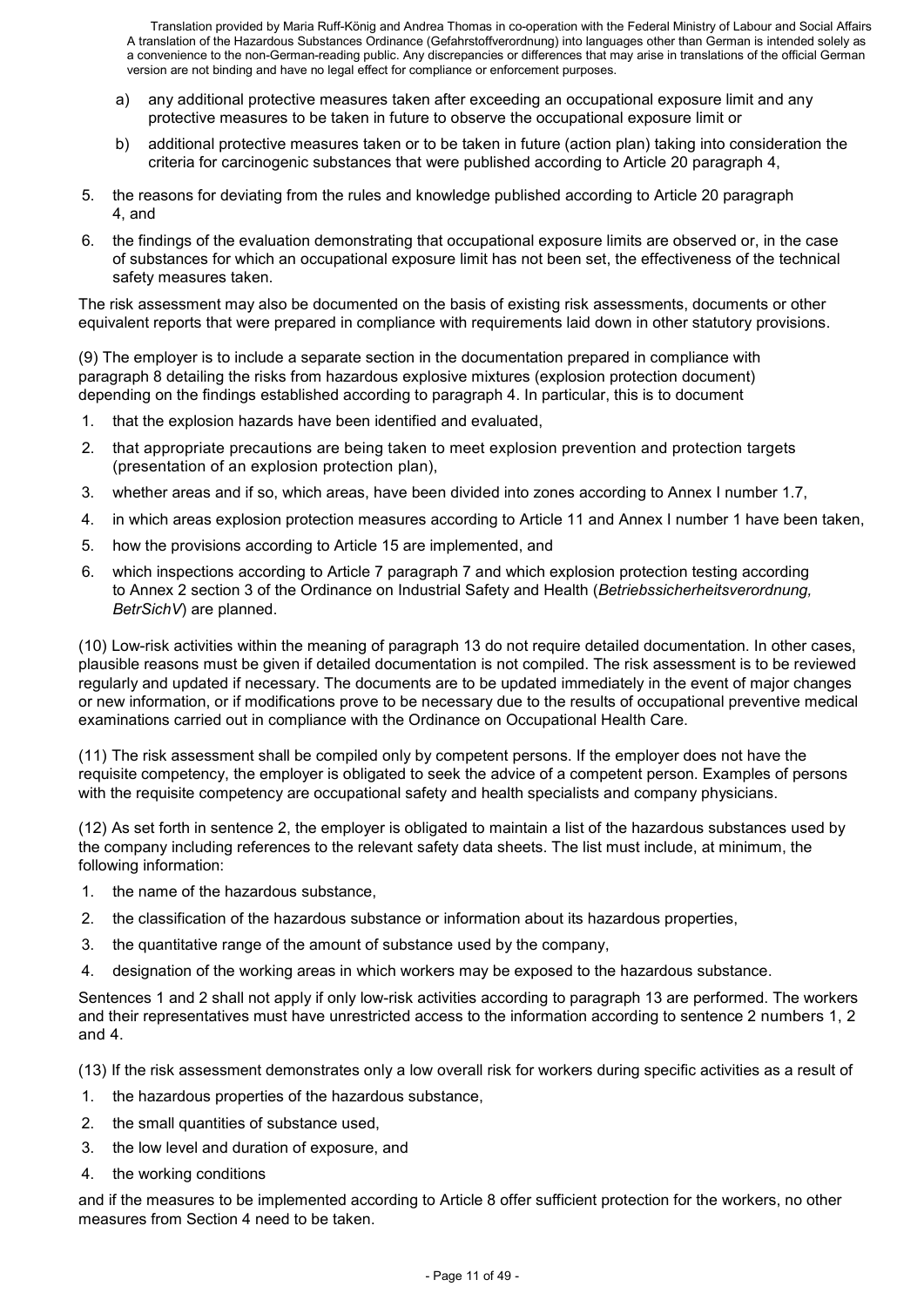a) any additional protective measures taken after exceeding an occupational exposure limit and any protective measures to be taken in future to observe the occupational exposure limit or

b) additional protective measures taken or to be taken in future (action plan) taking into consideration the criteria for carcinogenic substances that were published according to Article 20 paragraph 4,

5. the reasons for deviating from the rules and knowledge published according to Article 20 paragraph 4, and
6. the findings of the evaluation demonstrating that occupational exposure limits are observed or, in the case of substances for which an occupational exposure limit has not been set, the effectiveness of the technical safety measures taken.

The risk assessment may also be documented on the basis of existing risk assessments, documents or other equivalent reports that were prepared in compliance with requirements laid down in other statutory provisions.

(9) The employer is to include a separate section in the documentation prepared in compliance with paragraph 8 detailing the risks from hazardous explosive mixtures (explosion protection document) depending on the findings established according to paragraph 4. In particular, this is to document

1. that the explosion hazards have been identified and evaluated,
2. that appropriate precautions are being taken to meet explosion prevention and protection targets (presentation of an explosion protection plan),
3. whether areas and if so, which areas, have been divided into zones according to Annex I number 1.7,
4. in which areas explosion protection measures according to Article 11 and Annex I number 1 have been taken,
5. how the provisions according to Article 15 are implemented, and
6. which inspections according to Article 7 paragraph 7 and which explosion protection testing according to Annex 2 section 3 of the Ordinance on Industrial Safety and Health (*Betriebssicherheitsverordnung, BetrSichV*) are planned.

(10) Low-risk activities within the meaning of paragraph 13 do not require detailed documentation. In other cases, plausible reasons must be given if detailed documentation is not compiled. The risk assessment is to be reviewed regularly and updated if necessary. The documents are to be updated immediately in the event of major changes or new information, or if modifications prove to be necessary due to the results of occupational preventive medical examinations carried out in compliance with the Ordinance on Occupational Health Care.

(11) The risk assessment shall be compiled only by competent persons. If the employer does not have the requisite competency, the employer is obligated to seek the advice of a competent person. Examples of persons with the requisite competency are occupational safety and health specialists and company physicians.

(12) As set forth in sentence 2, the employer is obligated to maintain a list of the hazardous substances used by the company including references to the relevant safety data sheets. The list must include, at minimum, the following information:

1. the name of the hazardous substance,
2. the classification of the hazardous substance or information about its hazardous properties,
3. the quantitative range of the amount of substance used by the company,
4. designation of the working areas in which workers may be exposed to the hazardous substance.

Sentences 1 and 2 shall not apply if only low-risk activities according to paragraph 13 are performed. The workers and their representatives must have unrestricted access to the information according to sentence 2 numbers 1, 2 and 4.

(13) If the risk assessment demonstrates only a low overall risk for workers during specific activities as a result of

1. the hazardous properties of the hazardous substance,
2. the small quantities of substance used,
3. the low level and duration of exposure, and
4. the working conditions

and if the measures to be implemented according to Article 8 offer sufficient protection for the workers, no other measures from Section 4 need to be taken.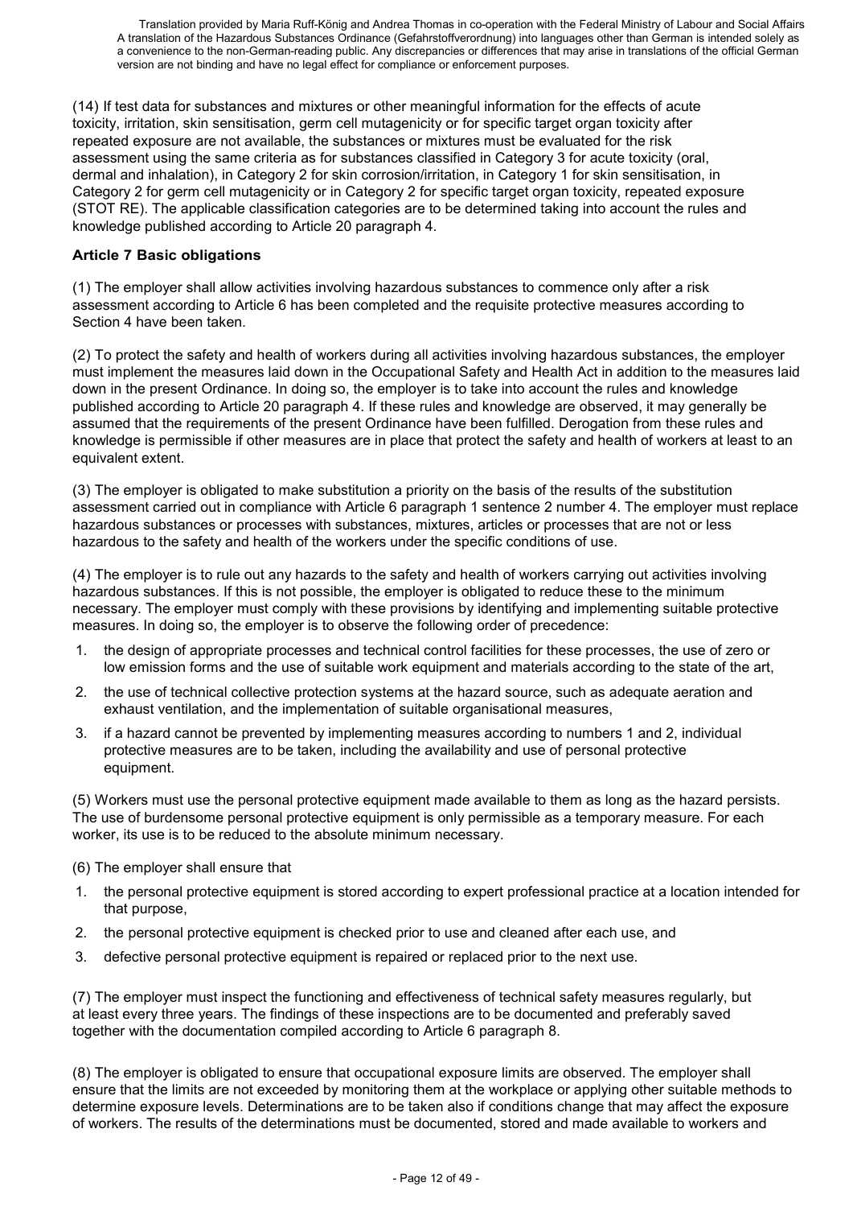(14) If test data for substances and mixtures or other meaningful information for the effects of acute toxicity, irritation, skin sensitisation, germ cell mutagenicity or for specific target organ toxicity after repeated exposure are not available, the substances or mixtures must be evaluated for the risk assessment using the same criteria as for substances classified in Category 3 for acute toxicity (oral, dermal and inhalation), in Category 2 for skin corrosion/irritation, in Category 1 for skin sensitisation, in Category 2 for germ cell mutagenicity or in Category 2 for specific target organ toxicity, repeated exposure (STOT RE). The applicable classification categories are to be determined taking into account the rules and knowledge published according to Article 20 paragraph 4.

### Article 7 Basic obligations

(1) The employer shall allow activities involving hazardous substances to commence only after a risk assessment according to Article 6 has been completed and the requisite protective measures according to Section 4 have been taken.

(2) To protect the safety and health of workers during all activities involving hazardous substances, the employer must implement the measures laid down in the Occupational Safety and Health Act in addition to the measures laid down in the present Ordinance. In doing so, the employer is to take into account the rules and knowledge published according to Article 20 paragraph 4. If these rules and knowledge are observed, it may generally be assumed that the requirements of the present Ordinance have been fulfilled. Derogation from these rules and knowledge is permissible if other measures are in place that protect the safety and health of workers at least to an equivalent extent.

(3) The employer is obligated to make substitution a priority on the basis of the results of the substitution assessment carried out in compliance with Article 6 paragraph 1 sentence 2 number 4. The employer must replace hazardous substances or processes with substances, mixtures, articles or processes that are not or less hazardous to the safety and health of the workers under the specific conditions of use.

(4) The employer is to rule out any hazards to the safety and health of workers carrying out activities involving hazardous substances. If this is not possible, the employer is obligated to reduce these to the minimum necessary. The employer must comply with these provisions by identifying and implementing suitable protective measures. In doing so, the employer is to observe the following order of precedence:

1. the design of appropriate processes and technical control facilities for these processes, the use of zero or low emission forms and the use of suitable work equipment and materials according to the state of the art,
2. the use of technical collective protection systems at the hazard source, such as adequate aeration and exhaust ventilation, and the implementation of suitable organisational measures,
3. if a hazard cannot be prevented by implementing measures according to numbers 1 and 2, individual protective measures are to be taken, including the availability and use of personal protective equipment.

(5) Workers must use the personal protective equipment made available to them as long as the hazard persists. The use of burdensome personal protective equipment is only permissible as a temporary measure. For each worker, its use is to be reduced to the absolute minimum necessary.

(6) The employer shall ensure that

1. the personal protective equipment is stored according to expert professional practice at a location intended for that purpose,
2. the personal protective equipment is checked prior to use and cleaned after each use, and
3. defective personal protective equipment is repaired or replaced prior to the next use.

(7) The employer must inspect the functioning and effectiveness of technical safety measures regularly, but at least every three years. The findings of these inspections are to be documented and preferably saved together with the documentation compiled according to Article 6 paragraph 8.

(8) The employer is obligated to ensure that occupational exposure limits are observed. The employer shall ensure that the limits are not exceeded by monitoring them at the workplace or applying other suitable methods to determine exposure levels. Determinations are to be taken also if conditions change that may affect the exposure of workers. The results of the determinations must be documented, stored and made available to workers and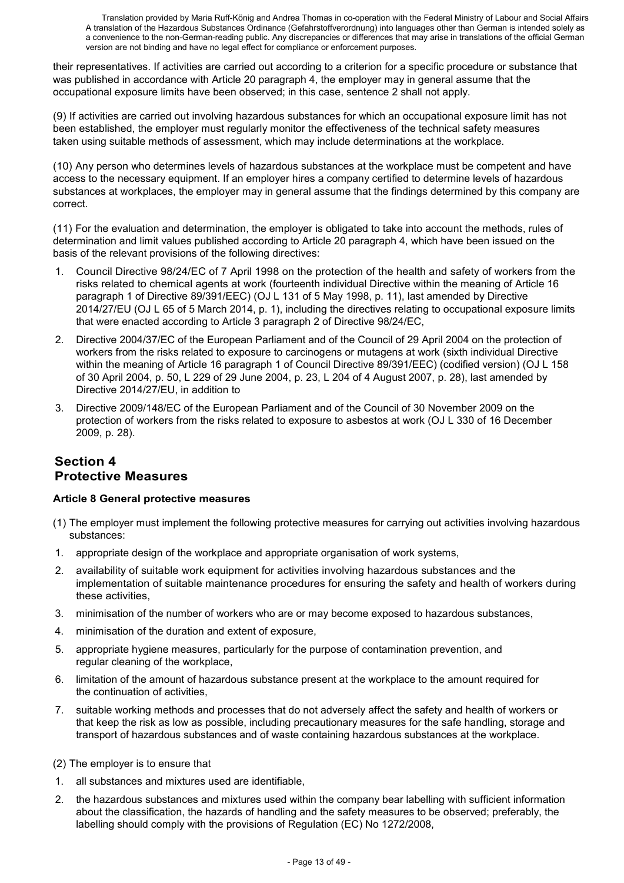their representatives. If activities are carried out according to a criterion for a specific procedure or substance that was published in accordance with Article 20 paragraph 4, the employer may in general assume that the occupational exposure limits have been observed; in this case, sentence 2 shall not apply.

(9) If activities are carried out involving hazardous substances for which an occupational exposure limit has not been established, the employer must regularly monitor the effectiveness of the technical safety measures taken using suitable methods of assessment, which may include determinations at the workplace.

(10) Any person who determines levels of hazardous substances at the workplace must be competent and have access to the necessary equipment. If an employer hires a company certified to determine levels of hazardous substances at workplaces, the employer may in general assume that the findings determined by this company are correct.

(11) For the evaluation and determination, the employer is obligated to take into account the methods, rules of determination and limit values published according to Article 20 paragraph 4, which have been issued on the basis of the relevant provisions of the following directives:

1. Council Directive 98/24/EC of 7 April 1998 on the protection of the health and safety of workers from the risks related to chemical agents at work (fourteenth individual Directive within the meaning of Article 16 paragraph 1 of Directive 89/391/EEC) (OJ L 131 of 5 May 1998, p. 11), last amended by Directive 2014/27/EU (OJ L 65 of 5 March 2014, p. 1), including the directives relating to occupational exposure limits that were enacted according to Article 3 paragraph 2 of Directive 98/24/EC,
2. Directive 2004/37/EC of the European Parliament and of the Council of 29 April 2004 on the protection of workers from the risks related to exposure to carcinogens or mutagens at work (sixth individual Directive within the meaning of Article 16 paragraph 1 of Council Directive 89/391/EEC) (codified version) (OJ L 158 of 30 April 2004, p. 50, L 229 of 29 June 2004, p. 23, L 204 of 4 August 2007, p. 28), last amended by Directive 2014/27/EU, in addition to
3. Directive 2009/148/EC of the European Parliament and of the Council of 30 November 2009 on the protection of workers from the risks related to exposure to asbestos at work (OJ L 330 of 16 December 2009, p. 28).

## Section 4
## Protective Measures

### Article 8 General protective measures

(1) The employer must implement the following protective measures for carrying out activities involving hazardous substances:

1. appropriate design of the workplace and appropriate organisation of work systems,
2. availability of suitable work equipment for activities involving hazardous substances and the implementation of suitable maintenance procedures for ensuring the safety and health of workers during these activities,
3. minimisation of the number of workers who are or may become exposed to hazardous substances,
4. minimisation of the duration and extent of exposure,
5. appropriate hygiene measures, particularly for the purpose of contamination prevention, and regular cleaning of the workplace,
6. limitation of the amount of hazardous substance present at the workplace to the amount required for the continuation of activities,
7. suitable working methods and processes that do not adversely affect the safety and health of workers or that keep the risk as low as possible, including precautionary measures for the safe handling, storage and transport of hazardous substances and of waste containing hazardous substances at the workplace.

(2) The employer is to ensure that

1. all substances and mixtures used are identifiable,
2. the hazardous substances and mixtures used within the company bear labelling with sufficient information about the classification, the hazards of handling and the safety measures to be observed; preferably, the labelling should comply with the provisions of Regulation (EC) No 1272/2008,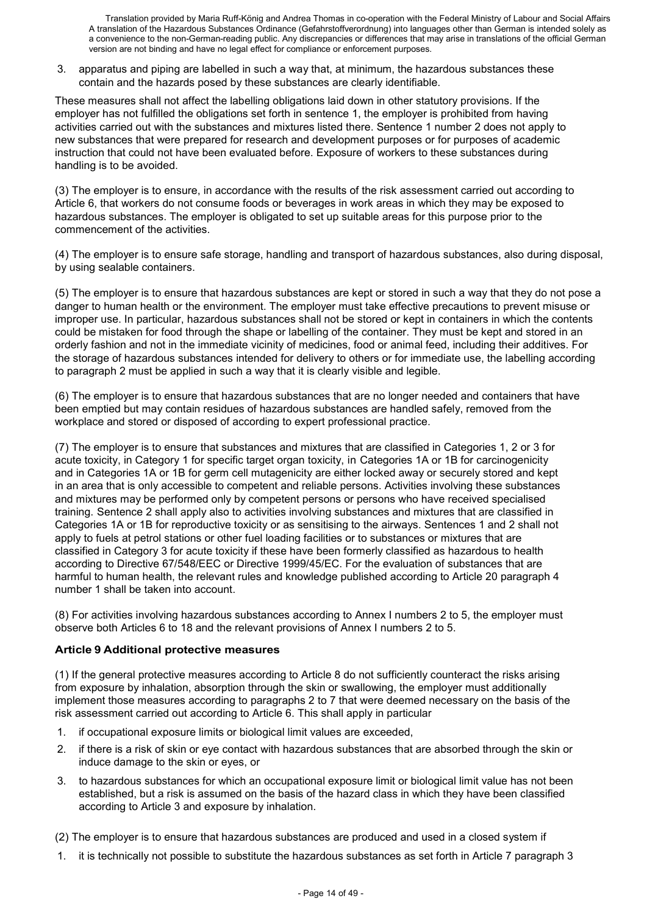3. apparatus and piping are labelled in such a way that, at minimum, the hazardous substances these contain and the hazards posed by these substances are clearly identifiable.

These measures shall not affect the labelling obligations laid down in other statutory provisions. If the employer has not fulfilled the obligations set forth in sentence 1, the employer is prohibited from having activities carried out with the substances and mixtures listed there. Sentence 1 number 2 does not apply to new substances that were prepared for research and development purposes or for purposes of academic instruction that could not have been evaluated before. Exposure of workers to these substances during handling is to be avoided.

(3) The employer is to ensure, in accordance with the results of the risk assessment carried out according to Article 6, that workers do not consume foods or beverages in work areas in which they may be exposed to hazardous substances. The employer is obligated to set up suitable areas for this purpose prior to the commencement of the activities.

(4) The employer is to ensure safe storage, handling and transport of hazardous substances, also during disposal, by using sealable containers.

(5) The employer is to ensure that hazardous substances are kept or stored in such a way that they do not pose a danger to human health or the environment. The employer must take effective precautions to prevent misuse or improper use. In particular, hazardous substances shall not be stored or kept in containers in which the contents could be mistaken for food through the shape or labelling of the container. They must be kept and stored in an orderly fashion and not in the immediate vicinity of medicines, food or animal feed, including their additives. For the storage of hazardous substances intended for delivery to others or for immediate use, the labelling according to paragraph 2 must be applied in such a way that it is clearly visible and legible.

(6) The employer is to ensure that hazardous substances that are no longer needed and containers that have been emptied but may contain residues of hazardous substances are handled safely, removed from the workplace and stored or disposed of according to expert professional practice.

(7) The employer is to ensure that substances and mixtures that are classified in Categories 1, 2 or 3 for acute toxicity, in Category 1 for specific target organ toxicity, in Categories 1A or 1B for carcinogenicity and in Categories 1A or 1B for germ cell mutagenicity are either locked away or securely stored and kept in an area that is only accessible to competent and reliable persons. Activities involving these substances and mixtures may be performed only by competent persons or persons who have received specialised training. Sentence 2 shall apply also to activities involving substances and mixtures that are classified in Categories 1A or 1B for reproductive toxicity or as sensitising to the airways. Sentences 1 and 2 shall not apply to fuels at petrol stations or other fuel loading facilities or to substances or mixtures that are classified in Category 3 for acute toxicity if these have been formerly classified as hazardous to health according to Directive 67/548/EEC or Directive 1999/45/EC. For the evaluation of substances that are harmful to human health, the relevant rules and knowledge published according to Article 20 paragraph 4 number 1 shall be taken into account.

(8) For activities involving hazardous substances according to Annex I numbers 2 to 5, the employer must observe both Articles 6 to 18 and the relevant provisions of Annex I numbers 2 to 5.

### Article 9 Additional protective measures

(1) If the general protective measures according to Article 8 do not sufficiently counteract the risks arising from exposure by inhalation, absorption through the skin or swallowing, the employer must additionally implement those measures according to paragraphs 2 to 7 that were deemed necessary on the basis of the risk assessment carried out according to Article 6. This shall apply in particular

1. if occupational exposure limits or biological limit values are exceeded,
2. if there is a risk of skin or eye contact with hazardous substances that are absorbed through the skin or induce damage to the skin or eyes, or
3. to hazardous substances for which an occupational exposure limit or biological limit value has not been established, but a risk is assumed on the basis of the hazard class in which they have been classified according to Article 3 and exposure by inhalation.

(2) The employer is to ensure that hazardous substances are produced and used in a closed system if

1. it is technically not possible to substitute the hazardous substances as set forth in Article 7 paragraph 3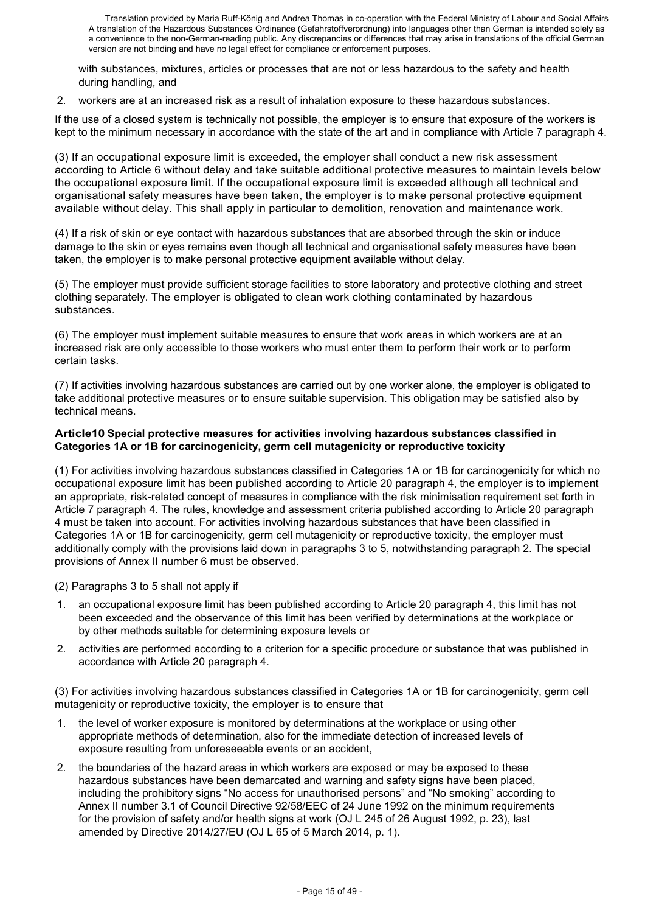with substances, mixtures, articles or processes that are not or less hazardous to the safety and health during handling, and

2. workers are at an increased risk as a result of inhalation exposure to these hazardous substances.

If the use of a closed system is technically not possible, the employer is to ensure that exposure of the workers is kept to the minimum necessary in accordance with the state of the art and in compliance with Article 7 paragraph 4.

(3) If an occupational exposure limit is exceeded, the employer shall conduct a new risk assessment according to Article 6 without delay and take suitable additional protective measures to maintain levels below the occupational exposure limit. If the occupational exposure limit is exceeded although all technical and organisational safety measures have been taken, the employer is to make personal protective equipment available without delay. This shall apply in particular to demolition, renovation and maintenance work.

(4) If a risk of skin or eye contact with hazardous substances that are absorbed through the skin or induce damage to the skin or eyes remains even though all technical and organisational safety measures have been taken, the employer is to make personal protective equipment available without delay.

(5) The employer must provide sufficient storage facilities to store laboratory and protective clothing and street clothing separately. The employer is obligated to clean work clothing contaminated by hazardous substances.

(6) The employer must implement suitable measures to ensure that work areas in which workers are at an increased risk are only accessible to those workers who must enter them to perform their work or to perform certain tasks.

(7) If activities involving hazardous substances are carried out by one worker alone, the employer is obligated to take additional protective measures or to ensure suitable supervision. This obligation may be satisfied also by technical means.

### Article10 Special protective measures for activities involving hazardous substances classified in Categories 1A or 1B for carcinogenicity, germ cell mutagenicity or reproductive toxicity

(1) For activities involving hazardous substances classified in Categories 1A or 1B for carcinogenicity for which no occupational exposure limit has been published according to Article 20 paragraph 4, the employer is to implement an appropriate, risk-related concept of measures in compliance with the risk minimisation requirement set forth in Article 7 paragraph 4. The rules, knowledge and assessment criteria published according to Article 20 paragraph 4 must be taken into account. For activities involving hazardous substances that have been classified in Categories 1A or 1B for carcinogenicity, germ cell mutagenicity or reproductive toxicity, the employer must additionally comply with the provisions laid down in paragraphs 3 to 5, notwithstanding paragraph 2. The special provisions of Annex II number 6 must be observed.

(2) Paragraphs 3 to 5 shall not apply if

1. an occupational exposure limit has been published according to Article 20 paragraph 4, this limit has not been exceeded and the observance of this limit has been verified by determinations at the workplace or by other methods suitable for determining exposure levels or
2. activities are performed according to a criterion for a specific procedure or substance that was published in accordance with Article 20 paragraph 4.

(3) For activities involving hazardous substances classified in Categories 1A or 1B for carcinogenicity, germ cell mutagenicity or reproductive toxicity, the employer is to ensure that

1. the level of worker exposure is monitored by determinations at the workplace or using other appropriate methods of determination, also for the immediate detection of increased levels of exposure resulting from unforeseeable events or an accident,
2. the boundaries of the hazard areas in which workers are exposed or may be exposed to these hazardous substances have been demarcated and warning and safety signs have been placed, including the prohibitory signs "No access for unauthorised persons" and "No smoking" according to Annex II number 3.1 of Council Directive 92/58/EEC of 24 June 1992 on the minimum requirements for the provision of safety and/or health signs at work (OJ L 245 of 26 August 1992, p. 23), last amended by Directive 2014/27/EU (OJ L 65 of 5 March 2014, p. 1).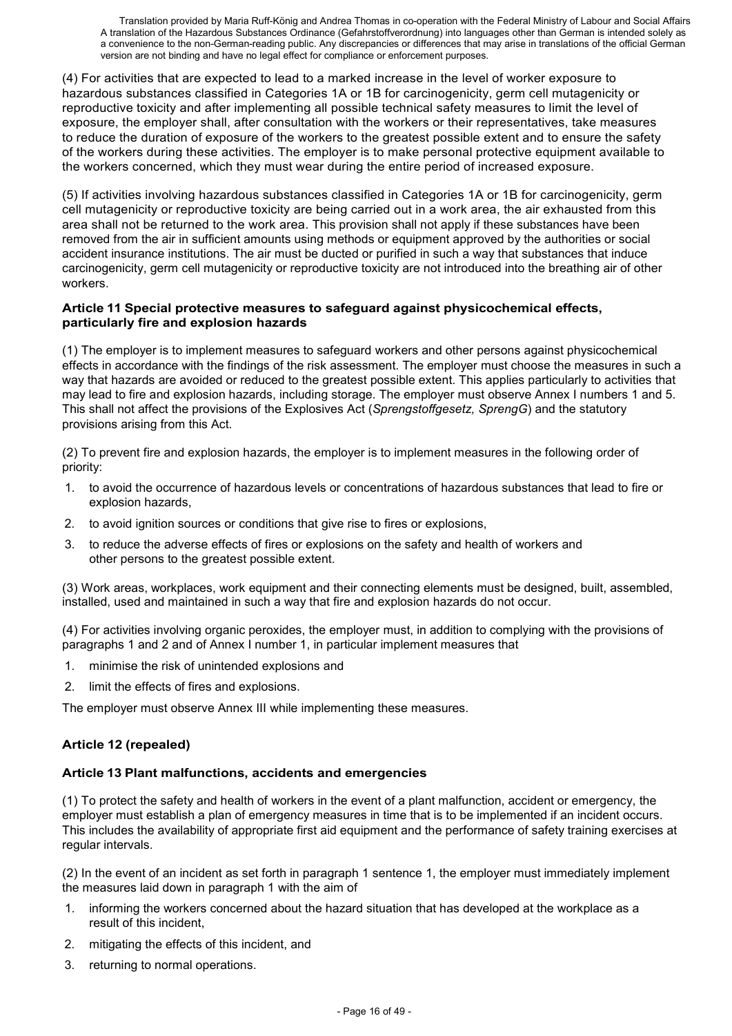(4) For activities that are expected to lead to a marked increase in the level of worker exposure to hazardous substances classified in Categories 1A or 1B for carcinogenicity, germ cell mutagenicity or reproductive toxicity and after implementing all possible technical safety measures to limit the level of exposure, the employer shall, after consultation with the workers or their representatives, take measures to reduce the duration of exposure of the workers to the greatest possible extent and to ensure the safety of the workers during these activities. The employer is to make personal protective equipment available to the workers concerned, which they must wear during the entire period of increased exposure.

(5) If activities involving hazardous substances classified in Categories 1A or 1B for carcinogenicity, germ cell mutagenicity or reproductive toxicity are being carried out in a work area, the air exhausted from this area shall not be returned to the work area. This provision shall not apply if these substances have been removed from the air in sufficient amounts using methods or equipment approved by the authorities or social accident insurance institutions. The air must be ducted or purified in such a way that substances that induce carcinogenicity, germ cell mutagenicity or reproductive toxicity are not introduced into the breathing air of other workers.

### Article 11 Special protective measures to safeguard against physicochemical effects, particularly fire and explosion hazards

(1) The employer is to implement measures to safeguard workers and other persons against physicochemical effects in accordance with the findings of the risk assessment. The employer must choose the measures in such a way that hazards are avoided or reduced to the greatest possible extent. This applies particularly to activities that may lead to fire and explosion hazards, including storage. The employer must observe Annex I numbers 1 and 5. This shall not affect the provisions of the Explosives Act (*Sprengstoffgesetz, SprengG*) and the statutory provisions arising from this Act.

(2) To prevent fire and explosion hazards, the employer is to implement measures in the following order of priority:

1. to avoid the occurrence of hazardous levels or concentrations of hazardous substances that lead to fire or explosion hazards,
2. to avoid ignition sources or conditions that give rise to fires or explosions,
3. to reduce the adverse effects of fires or explosions on the safety and health of workers and other persons to the greatest possible extent.

(3) Work areas, workplaces, work equipment and their connecting elements must be designed, built, assembled, installed, used and maintained in such a way that fire and explosion hazards do not occur.

(4) For activities involving organic peroxides, the employer must, in addition to complying with the provisions of paragraphs 1 and 2 and of Annex I number 1, in particular implement measures that

1. minimise the risk of unintended explosions and
2. limit the effects of fires and explosions.

The employer must observe Annex III while implementing these measures.

### Article 12 (repealed)

### Article 13 Plant malfunctions, accidents and emergencies

(1) To protect the safety and health of workers in the event of a plant malfunction, accident or emergency, the employer must establish a plan of emergency measures in time that is to be implemented if an incident occurs. This includes the availability of appropriate first aid equipment and the performance of safety training exercises at regular intervals.

(2) In the event of an incident as set forth in paragraph 1 sentence 1, the employer must immediately implement the measures laid down in paragraph 1 with the aim of

1. informing the workers concerned about the hazard situation that has developed at the workplace as a result of this incident,
2. mitigating the effects of this incident, and
3. returning to normal operations.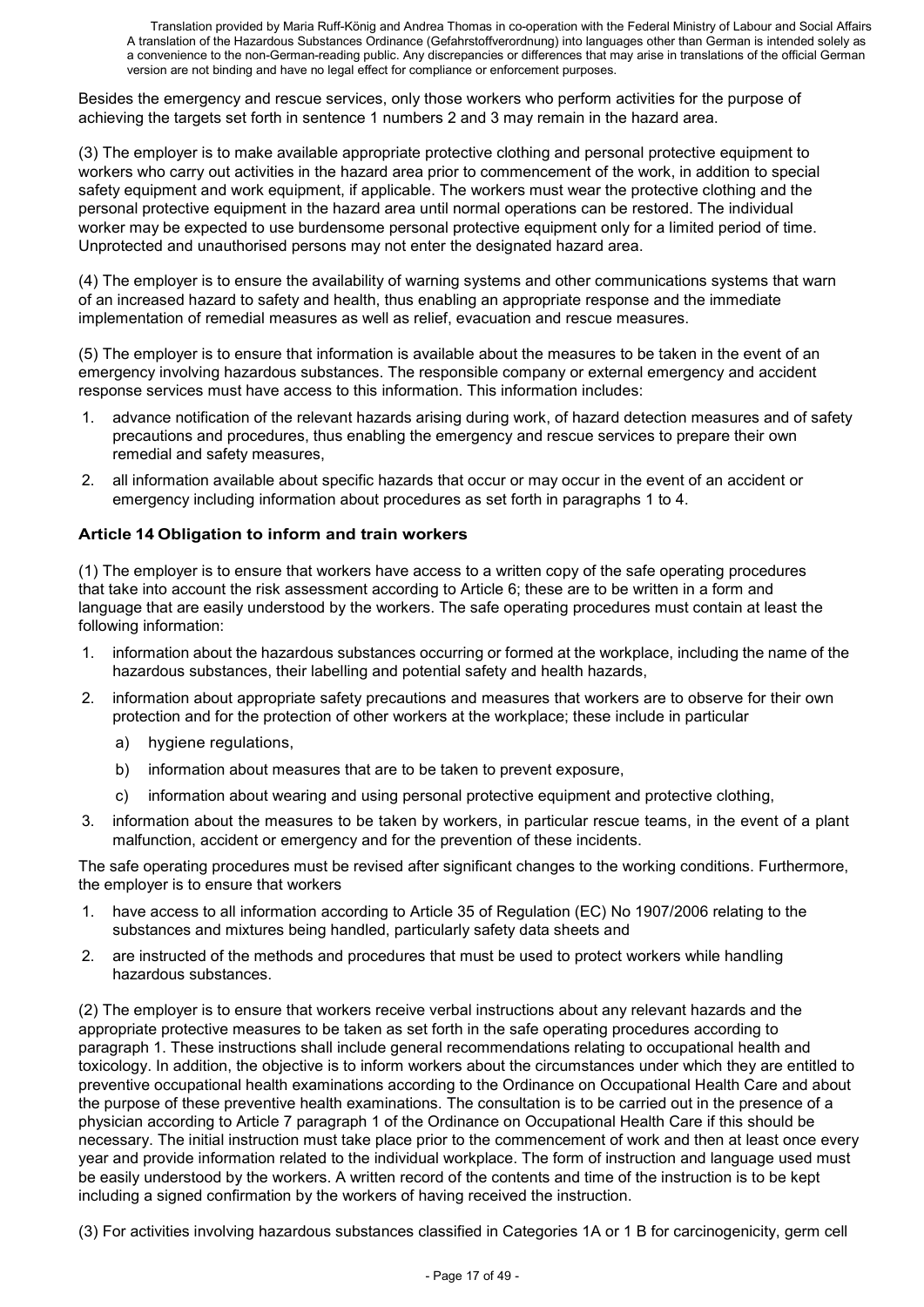Besides the emergency and rescue services, only those workers who perform activities for the purpose of achieving the targets set forth in sentence 1 numbers 2 and 3 may remain in the hazard area.

(3) The employer is to make available appropriate protective clothing and personal protective equipment to workers who carry out activities in the hazard area prior to commencement of the work, in addition to special safety equipment and work equipment, if applicable. The workers must wear the protective clothing and the personal protective equipment in the hazard area until normal operations can be restored. The individual worker may be expected to use burdensome personal protective equipment only for a limited period of time. Unprotected and unauthorised persons may not enter the designated hazard area.

(4) The employer is to ensure the availability of warning systems and other communications systems that warn of an increased hazard to safety and health, thus enabling an appropriate response and the immediate implementation of remedial measures as well as relief, evacuation and rescue measures.

(5) The employer is to ensure that information is available about the measures to be taken in the event of an emergency involving hazardous substances. The responsible company or external emergency and accident response services must have access to this information. This information includes:

1. advance notification of the relevant hazards arising during work, of hazard detection measures and of safety precautions and procedures, thus enabling the emergency and rescue services to prepare their own remedial and safety measures,
2. all information available about specific hazards that occur or may occur in the event of an accident or emergency including information about procedures as set forth in paragraphs 1 to 4.

### Article 14 Obligation to inform and train workers

(1) The employer is to ensure that workers have access to a written copy of the safe operating procedures that take into account the risk assessment according to Article 6; these are to be written in a form and language that are easily understood by the workers. The safe operating procedures must contain at least the following information:

1. information about the hazardous substances occurring or formed at the workplace, including the name of the hazardous substances, their labelling and potential safety and health hazards,
2. information about appropriate safety precautions and measures that workers are to observe for their own protection and for the protection of other workers at the workplace; these include in particular
   a) hygiene regulations,
   b) information about measures that are to be taken to prevent exposure,
   c) information about wearing and using personal protective equipment and protective clothing,
3. information about the measures to be taken by workers, in particular rescue teams, in the event of a plant malfunction, accident or emergency and for the prevention of these incidents.

The safe operating procedures must be revised after significant changes to the working conditions. Furthermore, the employer is to ensure that workers

1. have access to all information according to Article 35 of Regulation (EC) No 1907/2006 relating to the substances and mixtures being handled, particularly safety data sheets and
2. are instructed of the methods and procedures that must be used to protect workers while handling hazardous substances.

(2) The employer is to ensure that workers receive verbal instructions about any relevant hazards and the appropriate protective measures to be taken as set forth in the safe operating procedures according to paragraph 1. These instructions shall include general recommendations relating to occupational health and toxicology. In addition, the objective is to inform workers about the circumstances under which they are entitled to preventive occupational health examinations according to the Ordinance on Occupational Health Care and about the purpose of these preventive health examinations. The consultation is to be carried out in the presence of a physician according to Article 7 paragraph 1 of the Ordinance on Occupational Health Care if this should be necessary. The initial instruction must take place prior to the commencement of work and then at least once every year and provide information related to the individual workplace. The form of instruction and language used must be easily understood by the workers. A written record of the contents and time of the instruction is to be kept including a signed confirmation by the workers of having received the instruction.

(3) For activities involving hazardous substances classified in Categories 1A or 1 B for carcinogenicity, germ cell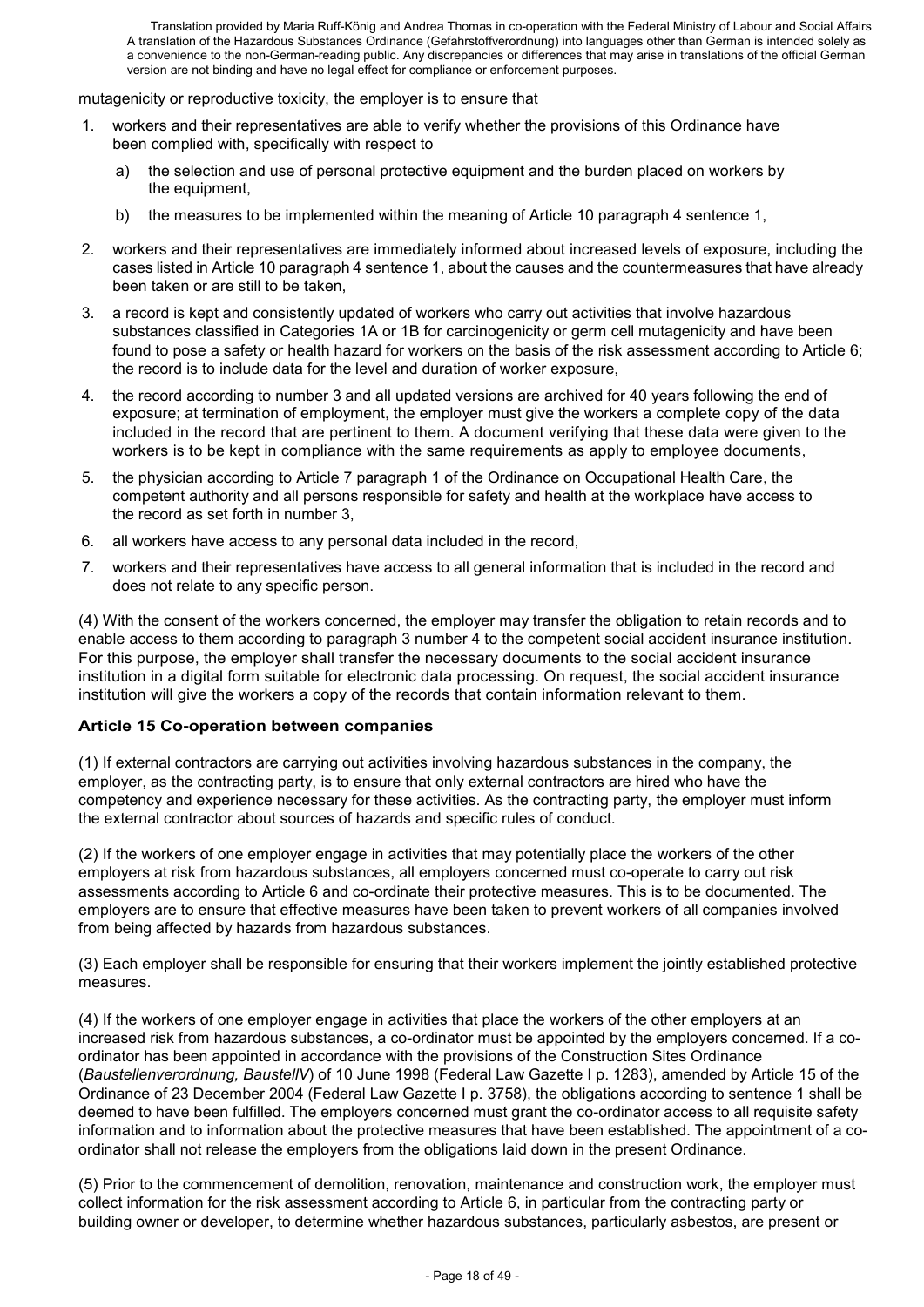mutagenicity or reproductive toxicity, the employer is to ensure that

1. workers and their representatives are able to verify whether the provisions of this Ordinance have been complied with, specifically with respect to
   a) the selection and use of personal protective equipment and the burden placed on workers by the equipment,
   b) the measures to be implemented within the meaning of Article 10 paragraph 4 sentence 1,
2. workers and their representatives are immediately informed about increased levels of exposure, including the cases listed in Article 10 paragraph 4 sentence 1, about the causes and the countermeasures that have already been taken or are still to be taken,
3. a record is kept and consistently updated of workers who carry out activities that involve hazardous substances classified in Categories 1A or 1B for carcinogenicity or germ cell mutagenicity and have been found to pose a safety or health hazard for workers on the basis of the risk assessment according to Article 6; the record is to include data for the level and duration of worker exposure,
4. the record according to number 3 and all updated versions are archived for 40 years following the end of exposure; at termination of employment, the employer must give the workers a complete copy of the data included in the record that are pertinent to them. A document verifying that these data were given to the workers is to be kept in compliance with the same requirements as apply to employee documents,
5. the physician according to Article 7 paragraph 1 of the Ordinance on Occupational Health Care, the competent authority and all persons responsible for safety and health at the workplace have access to the record as set forth in number 3,
6. all workers have access to any personal data included in the record,
7. workers and their representatives have access to all general information that is included in the record and does not relate to any specific person.

(4) With the consent of the workers concerned, the employer may transfer the obligation to retain records and to enable access to them according to paragraph 3 number 4 to the competent social accident insurance institution. For this purpose, the employer shall transfer the necessary documents to the social accident insurance institution in a digital form suitable for electronic data processing. On request, the social accident insurance institution will give the workers a copy of the records that contain information relevant to them.

### Article 15 Co-operation between companies

(1) If external contractors are carrying out activities involving hazardous substances in the company, the employer, as the contracting party, is to ensure that only external contractors are hired who have the competency and experience necessary for these activities. As the contracting party, the employer must inform the external contractor about sources of hazards and specific rules of conduct.

(2) If the workers of one employer engage in activities that may potentially place the workers of the other employers at risk from hazardous substances, all employers concerned must co-operate to carry out risk assessments according to Article 6 and co-ordinate their protective measures. This is to be documented. The employers are to ensure that effective measures have been taken to prevent workers of all companies involved from being affected by hazards from hazardous substances.

(3) Each employer shall be responsible for ensuring that their workers implement the jointly established protective measures.

(4) If the workers of one employer engage in activities that place the workers of the other employers at an increased risk from hazardous substances, a co-ordinator must be appointed by the employers concerned. If a co-ordinator has been appointed in accordance with the provisions of the Construction Sites Ordinance (*Baustellenverordnung, BaustellV*) of 10 June 1998 (Federal Law Gazette I p. 1283), amended by Article 15 of the Ordinance of 23 December 2004 (Federal Law Gazette I p. 3758), the obligations according to sentence 1 shall be deemed to have been fulfilled. The employers concerned must grant the co-ordinator access to all requisite safety information and to information about the protective measures that have been established. The appointment of a co-ordinator shall not release the employers from the obligations laid down in the present Ordinance.

(5) Prior to the commencement of demolition, renovation, maintenance and construction work, the employer must collect information for the risk assessment according to Article 6, in particular from the contracting party or building owner or developer, to determine whether hazardous substances, particularly asbestos, are present or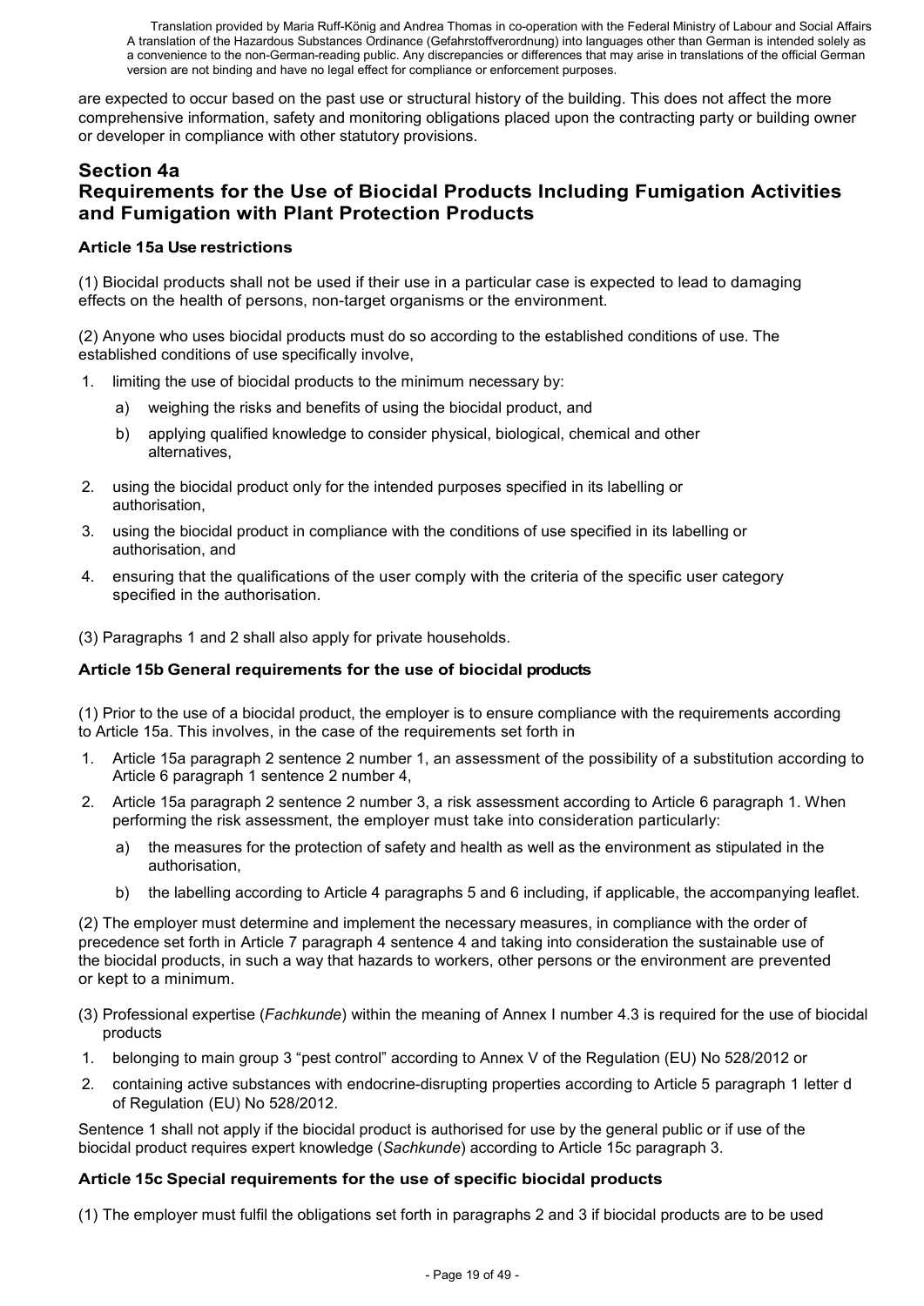are expected to occur based on the past use or structural history of the building. This does not affect the more comprehensive information, safety and monitoring obligations placed upon the contracting party or building owner or developer in compliance with other statutory provisions.

## Section 4a
## Requirements for the Use of Biocidal Products Including Fumigation Activities and Fumigation with Plant Protection Products

### Article 15a Use restrictions

(1) Biocidal products shall not be used if their use in a particular case is expected to lead to damaging effects on the health of persons, non-target organisms or the environment.

(2) Anyone who uses biocidal products must do so according to the established conditions of use. The established conditions of use specifically involve,

1. limiting the use of biocidal products to the minimum necessary by:
   a) weighing the risks and benefits of using the biocidal product, and
   b) applying qualified knowledge to consider physical, biological, chemical and other alternatives,
2. using the biocidal product only for the intended purposes specified in its labelling or authorisation,
3. using the biocidal product in compliance with the conditions of use specified in its labelling or authorisation, and
4. ensuring that the qualifications of the user comply with the criteria of the specific user category specified in the authorisation.

(3) Paragraphs 1 and 2 shall also apply for private households.

### Article 15b General requirements for the use of biocidal products

(1) Prior to the use of a biocidal product, the employer is to ensure compliance with the requirements according to Article 15a. This involves, in the case of the requirements set forth in

1. Article 15a paragraph 2 sentence 2 number 1, an assessment of the possibility of a substitution according to Article 6 paragraph 1 sentence 2 number 4,
2. Article 15a paragraph 2 sentence 2 number 3, a risk assessment according to Article 6 paragraph 1. When performing the risk assessment, the employer must take into consideration particularly:
   a) the measures for the protection of safety and health as well as the environment as stipulated in the authorisation,
   b) the labelling according to Article 4 paragraphs 5 and 6 including, if applicable, the accompanying leaflet.

(2) The employer must determine and implement the necessary measures, in compliance with the order of precedence set forth in Article 7 paragraph 4 sentence 4 and taking into consideration the sustainable use of the biocidal products, in such a way that hazards to workers, other persons or the environment are prevented or kept to a minimum.

(3) Professional expertise (*Fachkunde*) within the meaning of Annex I number 4.3 is required for the use of biocidal products

1. belonging to main group 3 "pest control" according to Annex V of the Regulation (EU) No 528/2012 or
2. containing active substances with endocrine-disrupting properties according to Article 5 paragraph 1 letter d of Regulation (EU) No 528/2012.

Sentence 1 shall not apply if the biocidal product is authorised for use by the general public or if use of the biocidal product requires expert knowledge (*Sachkunde*) according to Article 15c paragraph 3.

### Article 15c Special requirements for the use of specific biocidal products

(1) The employer must fulfil the obligations set forth in paragraphs 2 and 3 if biocidal products are to be used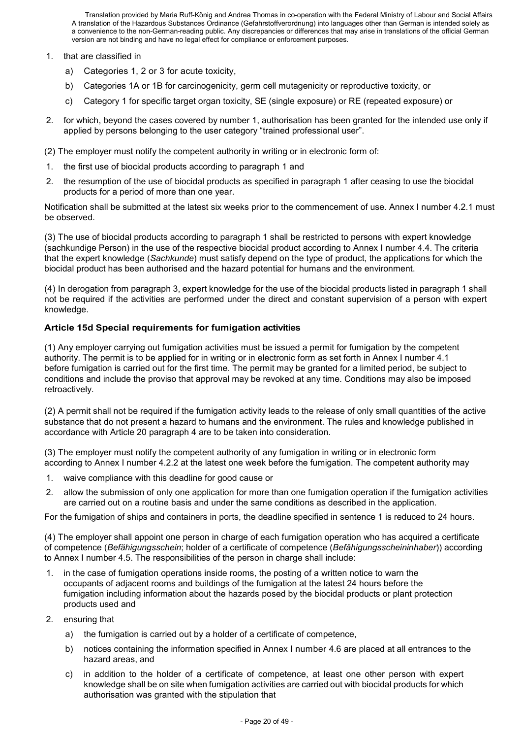1. that are classified in
   a) Categories 1, 2 or 3 for acute toxicity,
   b) Categories 1A or 1B for carcinogenicity, germ cell mutagenicity or reproductive toxicity, or
   c) Category 1 for specific target organ toxicity, SE (single exposure) or RE (repeated exposure) or
2. for which, beyond the cases covered by number 1, authorisation has been granted for the intended use only if applied by persons belonging to the user category "trained professional user".

(2) The employer must notify the competent authority in writing or in electronic form of:

1. the first use of biocidal products according to paragraph 1 and
2. the resumption of the use of biocidal products as specified in paragraph 1 after ceasing to use the biocidal products for a period of more than one year.

Notification shall be submitted at the latest six weeks prior to the commencement of use. Annex I number 4.2.1 must be observed.

(3) The use of biocidal products according to paragraph 1 shall be restricted to persons with expert knowledge (sachkundige Person) in the use of the respective biocidal product according to Annex I number 4.4. The criteria that the expert knowledge (*Sachkunde*) must satisfy depend on the type of product, the applications for which the biocidal product has been authorised and the hazard potential for humans and the environment.

(4) In derogation from paragraph 3, expert knowledge for the use of the biocidal products listed in paragraph 1 shall not be required if the activities are performed under the direct and constant supervision of a person with expert knowledge.

### Article 15d Special requirements for fumigation activities

(1) Any employer carrying out fumigation activities must be issued a permit for fumigation by the competent authority. The permit is to be applied for in writing or in electronic form as set forth in Annex I number 4.1 before fumigation is carried out for the first time. The permit may be granted for a limited period, be subject to conditions and include the proviso that approval may be revoked at any time. Conditions may also be imposed retroactively.

(2) A permit shall not be required if the fumigation activity leads to the release of only small quantities of the active substance that do not present a hazard to humans and the environment. The rules and knowledge published in accordance with Article 20 paragraph 4 are to be taken into consideration.

(3) The employer must notify the competent authority of any fumigation in writing or in electronic form according to Annex I number 4.2.2 at the latest one week before the fumigation. The competent authority may

1. waive compliance with this deadline for good cause or
2. allow the submission of only one application for more than one fumigation operation if the fumigation activities are carried out on a routine basis and under the same conditions as described in the application.

For the fumigation of ships and containers in ports, the deadline specified in sentence 1 is reduced to 24 hours.

(4) The employer shall appoint one person in charge of each fumigation operation who has acquired a certificate of competence (*Befähigungsschein*; holder of a certificate of competence (*Befähigungsscheininhaber*)) according to Annex I number 4.5. The responsibilities of the person in charge shall include:

1. in the case of fumigation operations inside rooms, the posting of a written notice to warn the occupants of adjacent rooms and buildings of the fumigation at the latest 24 hours before the fumigation including information about the hazards posed by the biocidal products or plant protection products used and
2. ensuring that
   a) the fumigation is carried out by a holder of a certificate of competence,
   b) notices containing the information specified in Annex I number 4.6 are placed at all entrances to the hazard areas, and
   c) in addition to the holder of a certificate of competence, at least one other person with expert knowledge shall be on site when fumigation activities are carried out with biocidal products for which authorisation was granted with the stipulation that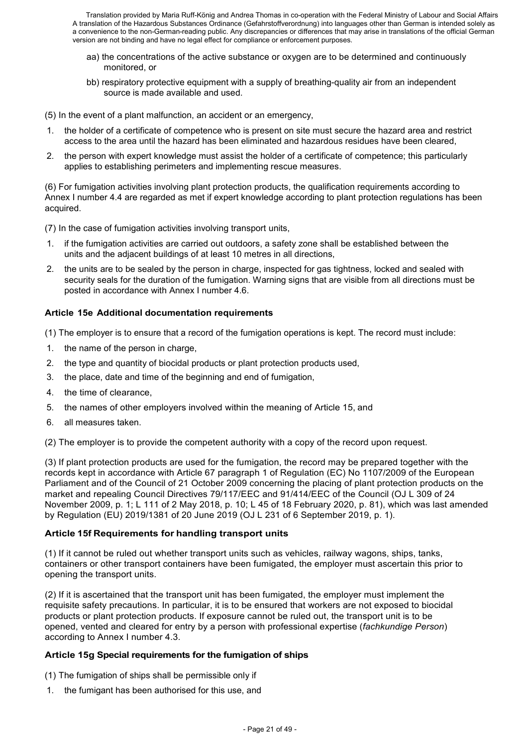aa) the concentrations of the active substance or oxygen are to be determined and continuously monitored, or

bb) respiratory protective equipment with a supply of breathing-quality air from an independent source is made available and used.

(5) In the event of a plant malfunction, an accident or an emergency,

1. the holder of a certificate of competence who is present on site must secure the hazard area and restrict access to the area until the hazard has been eliminated and hazardous residues have been cleared,
2. the person with expert knowledge must assist the holder of a certificate of competence; this particularly applies to establishing perimeters and implementing rescue measures.

(6) For fumigation activities involving plant protection products, the qualification requirements according to Annex I number 4.4 are regarded as met if expert knowledge according to plant protection regulations has been acquired.

(7) In the case of fumigation activities involving transport units,

1. if the fumigation activities are carried out outdoors, a safety zone shall be established between the units and the adjacent buildings of at least 10 metres in all directions,
2. the units are to be sealed by the person in charge, inspected for gas tightness, locked and sealed with security seals for the duration of the fumigation. Warning signs that are visible from all directions must be posted in accordance with Annex I number 4.6.

### Article 15e Additional documentation requirements

(1) The employer is to ensure that a record of the fumigation operations is kept. The record must include:

1. the name of the person in charge,
2. the type and quantity of biocidal products or plant protection products used,
3. the place, date and time of the beginning and end of fumigation,
4. the time of clearance,
5. the names of other employers involved within the meaning of Article 15, and
6. all measures taken.

(2) The employer is to provide the competent authority with a copy of the record upon request.

(3) If plant protection products are used for the fumigation, the record may be prepared together with the records kept in accordance with Article 67 paragraph 1 of Regulation (EC) No 1107/2009 of the European Parliament and of the Council of 21 October 2009 concerning the placing of plant protection products on the market and repealing Council Directives 79/117/EEC and 91/414/EEC of the Council (OJ L 309 of 24 November 2009, p. 1; L 111 of 2 May 2018, p. 10; L 45 of 18 February 2020, p. 81), which was last amended by Regulation (EU) 2019/1381 of 20 June 2019 (OJ L 231 of 6 September 2019, p. 1).

### Article 15f Requirements for handling transport units

(1) If it cannot be ruled out whether transport units such as vehicles, railway wagons, ships, tanks, containers or other transport containers have been fumigated, the employer must ascertain this prior to opening the transport units.

(2) If it is ascertained that the transport unit has been fumigated, the employer must implement the requisite safety precautions. In particular, it is to be ensured that workers are not exposed to biocidal products or plant protection products. If exposure cannot be ruled out, the transport unit is to be opened, vented and cleared for entry by a person with professional expertise (*fachkundige Person*) according to Annex I number 4.3.

### Article 15g Special requirements for the fumigation of ships

(1) The fumigation of ships shall be permissible only if

1. the fumigant has been authorised for this use, and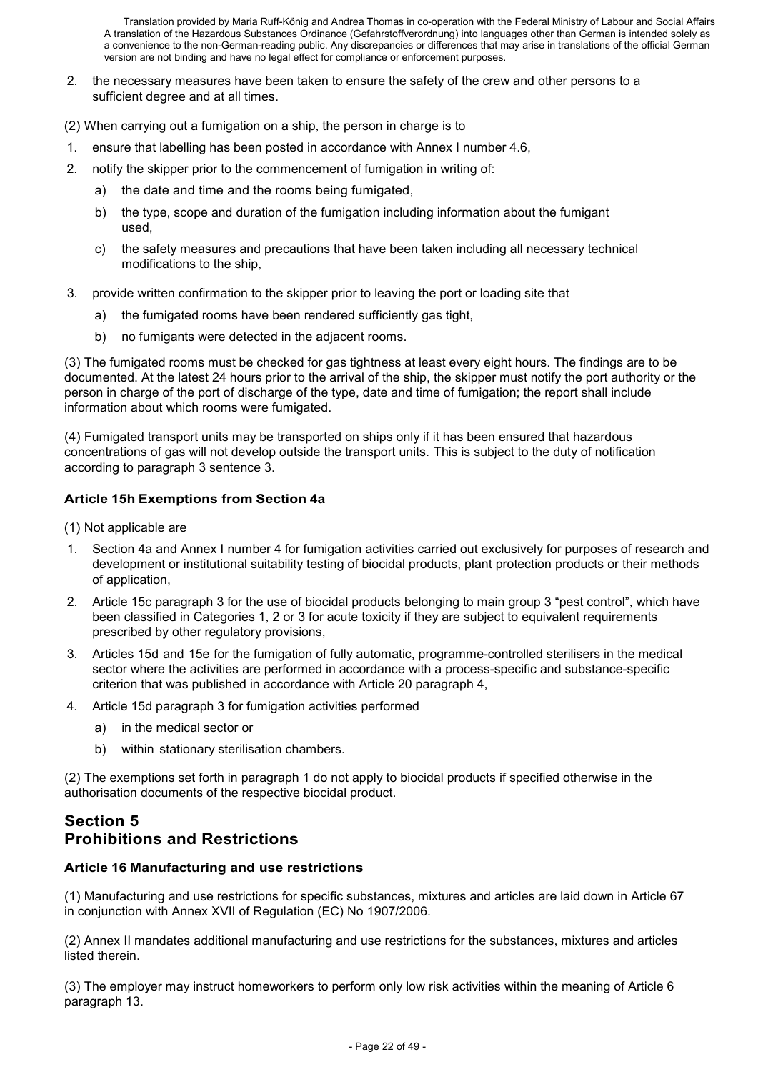2. the necessary measures have been taken to ensure the safety of the crew and other persons to a sufficient degree and at all times.

(2) When carrying out a fumigation on a ship, the person in charge is to

1. ensure that labelling has been posted in accordance with Annex I number 4.6,
2. notify the skipper prior to the commencement of fumigation in writing of:
   a) the date and time and the rooms being fumigated,
   b) the type, scope and duration of the fumigation including information about the fumigant used,
   c) the safety measures and precautions that have been taken including all necessary technical modifications to the ship,
3. provide written confirmation to the skipper prior to leaving the port or loading site that
   a) the fumigated rooms have been rendered sufficiently gas tight,
   b) no fumigants were detected in the adjacent rooms.

(3) The fumigated rooms must be checked for gas tightness at least every eight hours. The findings are to be documented. At the latest 24 hours prior to the arrival of the ship, the skipper must notify the port authority or the person in charge of the port of discharge of the type, date and time of fumigation; the report shall include information about which rooms were fumigated.

(4) Fumigated transport units may be transported on ships only if it has been ensured that hazardous concentrations of gas will not develop outside the transport units. This is subject to the duty of notification according to paragraph 3 sentence 3.

### Article 15h Exemptions from Section 4a

(1) Not applicable are

1. Section 4a and Annex I number 4 for fumigation activities carried out exclusively for purposes of research and development or institutional suitability testing of biocidal products, plant protection products or their methods of application,
2. Article 15c paragraph 3 for the use of biocidal products belonging to main group 3 "pest control", which have been classified in Categories 1, 2 or 3 for acute toxicity if they are subject to equivalent requirements prescribed by other regulatory provisions,
3. Articles 15d and 15e for the fumigation of fully automatic, programme-controlled sterilisers in the medical sector where the activities are performed in accordance with a process-specific and substance-specific criterion that was published in accordance with Article 20 paragraph 4,
4. Article 15d paragraph 3 for fumigation activities performed
   a) in the medical sector or
   b) within stationary sterilisation chambers.

(2) The exemptions set forth in paragraph 1 do not apply to biocidal products if specified otherwise in the authorisation documents of the respective biocidal product.

## Section 5
## Prohibitions and Restrictions

### Article 16 Manufacturing and use restrictions

(1) Manufacturing and use restrictions for specific substances, mixtures and articles are laid down in Article 67 in conjunction with Annex XVII of Regulation (EC) No 1907/2006.

(2) Annex II mandates additional manufacturing and use restrictions for the substances, mixtures and articles listed therein.

(3) The employer may instruct homeworkers to perform only low risk activities within the meaning of Article 6 paragraph 13.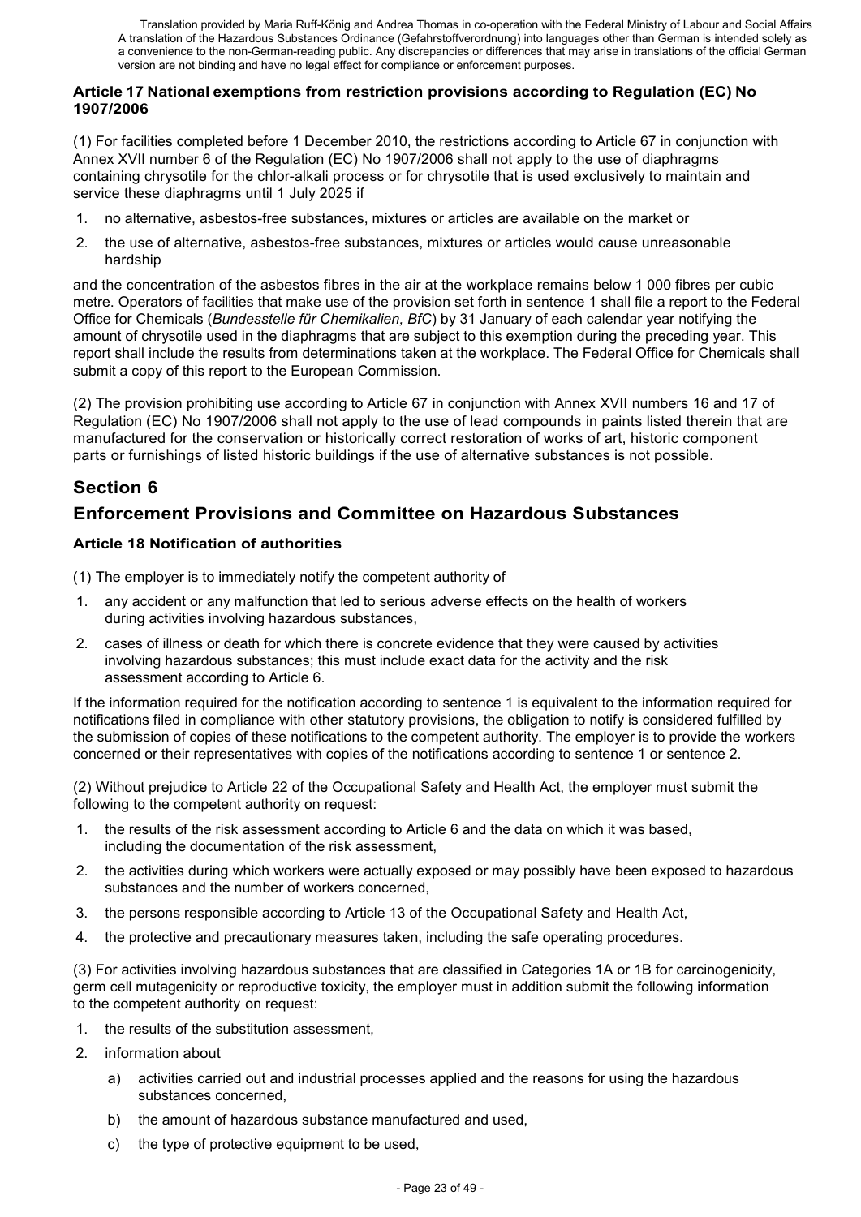Translation provided by Maria Ruff-König and Andrea Thomas in co-operation with the Federal Ministry of Labour and Social Affairs A translation of the Hazardous Substances Ordinance (Gefahrstoffverordnung) into languages other than German is intended solely as a convenience to the non-German-reading public. Any discrepancies or differences that may arise in translations of the official German version are not binding and have no legal effect for compliance or enforcement purposes.

#### Article 17 National exemptions from restriction provisions according to Regulation (EC) No 1907/2006

(1) For facilities completed before 1 December 2010, the restrictions according to Article 67 in conjunction with Annex XVII number 6 of the Regulation (EC) No 1907/2006 shall not apply to the use of diaphragms containing chrysotile for the chlor-alkali process or for chrysotile that is used exclusively to maintain and service these diaphragms until 1 July 2025 if

1. no alternative, asbestos-free substances, mixtures or articles are available on the market or
2. the use of alternative, asbestos-free substances, mixtures or articles would cause unreasonable hardship

and the concentration of the asbestos fibres in the air at the workplace remains below 1 000 fibres per cubic metre. Operators of facilities that make use of the provision set forth in sentence 1 shall file a report to the Federal Office for Chemicals (*Bundesstelle für Chemikalien, BfC*) by 31 January of each calendar year notifying the amount of chrysotile used in the diaphragms that are subject to this exemption during the preceding year. This report shall include the results from determinations taken at the workplace. The Federal Office for Chemicals shall submit a copy of this report to the European Commission.

(2) The provision prohibiting use according to Article 67 in conjunction with Annex XVII numbers 16 and 17 of Regulation (EC) No 1907/2006 shall not apply to the use of lead compounds in paints listed therein that are manufactured for the conservation or historically correct restoration of works of art, historic component parts or furnishings of listed historic buildings if the use of alternative substances is not possible.

## Section 6

## Enforcement Provisions and Committee on Hazardous Substances

#### Article 18 Notification of authorities

(1) The employer is to immediately notify the competent authority of

1. any accident or any malfunction that led to serious adverse effects on the health of workers during activities involving hazardous substances,
2. cases of illness or death for which there is concrete evidence that they were caused by activities involving hazardous substances; this must include exact data for the activity and the risk assessment according to Article 6.

If the information required for the notification according to sentence 1 is equivalent to the information required for notifications filed in compliance with other statutory provisions, the obligation to notify is considered fulfilled by the submission of copies of these notifications to the competent authority. The employer is to provide the workers concerned or their representatives with copies of the notifications according to sentence 1 or sentence 2.

(2) Without prejudice to Article 22 of the Occupational Safety and Health Act, the employer must submit the following to the competent authority on request:

1. the results of the risk assessment according to Article 6 and the data on which it was based, including the documentation of the risk assessment,
2. the activities during which workers were actually exposed or may possibly have been exposed to hazardous substances and the number of workers concerned,
3. the persons responsible according to Article 13 of the Occupational Safety and Health Act,
4. the protective and precautionary measures taken, including the safe operating procedures.

(3) For activities involving hazardous substances that are classified in Categories 1A or 1B for carcinogenicity, germ cell mutagenicity or reproductive toxicity, the employer must in addition submit the following information to the competent authority on request:

1. the results of the substitution assessment,
2. information about
   a) activities carried out and industrial processes applied and the reasons for using the hazardous substances concerned,
   b) the amount of hazardous substance manufactured and used,
   c) the type of protective equipment to be used,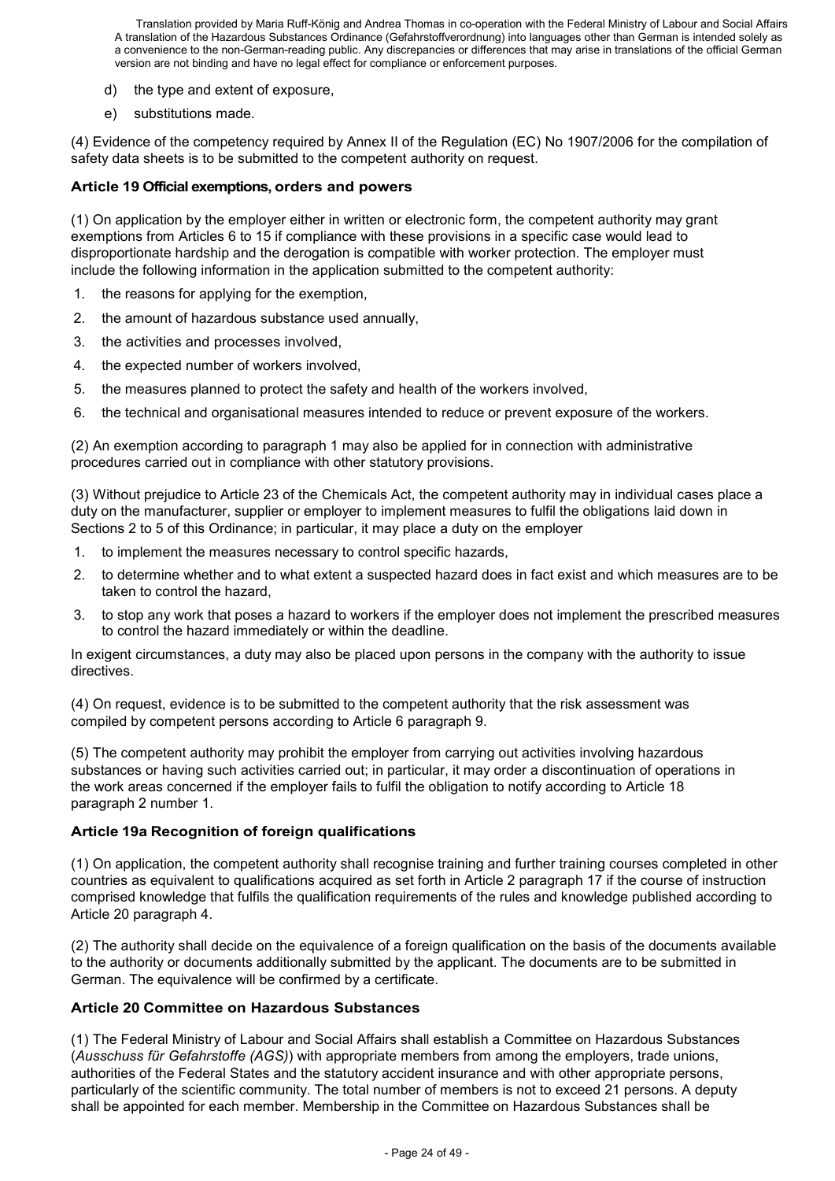d) the type and extent of exposure,

e) substitutions made.

(4) Evidence of the competency required by Annex II of the Regulation (EC) No 1907/2006 for the compilation of safety data sheets is to be submitted to the competent authority on request.

### Article 19 Official exemptions, orders and powers

(1) On application by the employer either in written or electronic form, the competent authority may grant exemptions from Articles 6 to 15 if compliance with these provisions in a specific case would lead to disproportionate hardship and the derogation is compatible with worker protection. The employer must include the following information in the application submitted to the competent authority:

1. the reasons for applying for the exemption,
2. the amount of hazardous substance used annually,
3. the activities and processes involved,
4. the expected number of workers involved,
5. the measures planned to protect the safety and health of the workers involved,
6. the technical and organisational measures intended to reduce or prevent exposure of the workers.

(2) An exemption according to paragraph 1 may also be applied for in connection with administrative procedures carried out in compliance with other statutory provisions.

(3) Without prejudice to Article 23 of the Chemicals Act, the competent authority may in individual cases place a duty on the manufacturer, supplier or employer to implement measures to fulfil the obligations laid down in Sections 2 to 5 of this Ordinance; in particular, it may place a duty on the employer

1. to implement the measures necessary to control specific hazards,
2. to determine whether and to what extent a suspected hazard does in fact exist and which measures are to be taken to control the hazard,
3. to stop any work that poses a hazard to workers if the employer does not implement the prescribed measures to control the hazard immediately or within the deadline.

In exigent circumstances, a duty may also be placed upon persons in the company with the authority to issue directives.

(4) On request, evidence is to be submitted to the competent authority that the risk assessment was compiled by competent persons according to Article 6 paragraph 9.

(5) The competent authority may prohibit the employer from carrying out activities involving hazardous substances or having such activities carried out; in particular, it may order a discontinuation of operations in the work areas concerned if the employer fails to fulfil the obligation to notify according to Article 18 paragraph 2 number 1.

### Article 19a Recognition of foreign qualifications

(1) On application, the competent authority shall recognise training and further training courses completed in other countries as equivalent to qualifications acquired as set forth in Article 2 paragraph 17 if the course of instruction comprised knowledge that fulfils the qualification requirements of the rules and knowledge published according to Article 20 paragraph 4.

(2) The authority shall decide on the equivalence of a foreign qualification on the basis of the documents available to the authority or documents additionally submitted by the applicant. The documents are to be submitted in German. The equivalence will be confirmed by a certificate.

### Article 20 Committee on Hazardous Substances

(1) The Federal Ministry of Labour and Social Affairs shall establish a Committee on Hazardous Substances (*Ausschuss für Gefahrstoffe (AGS)*) with appropriate members from among the employers, trade unions, authorities of the Federal States and the statutory accident insurance and with other appropriate persons, particularly of the scientific community. The total number of members is not to exceed 21 persons. A deputy shall be appointed for each member. Membership in the Committee on Hazardous Substances shall be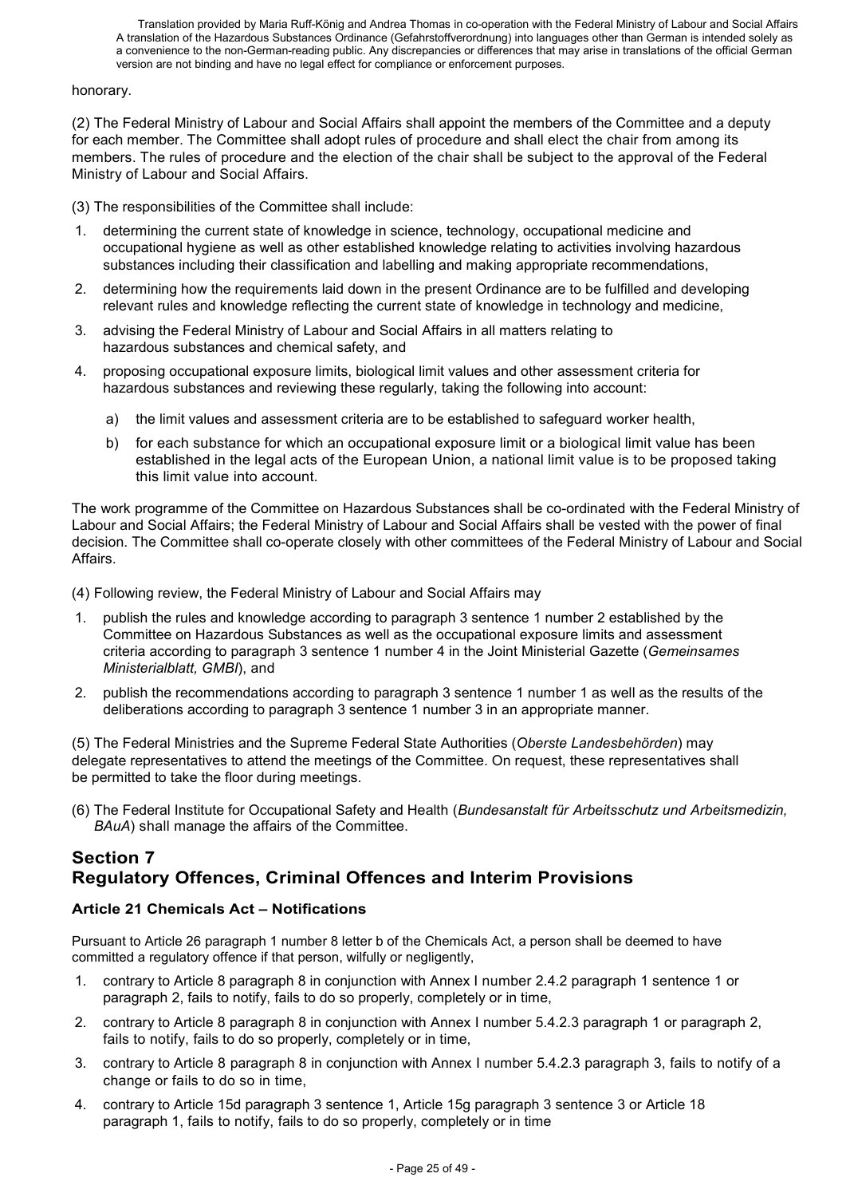honorary.

(2) The Federal Ministry of Labour and Social Affairs shall appoint the members of the Committee and a deputy for each member. The Committee shall adopt rules of procedure and shall elect the chair from among its members. The rules of procedure and the election of the chair shall be subject to the approval of the Federal Ministry of Labour and Social Affairs.

(3) The responsibilities of the Committee shall include:

1. determining the current state of knowledge in science, technology, occupational medicine and occupational hygiene as well as other established knowledge relating to activities involving hazardous substances including their classification and labelling and making appropriate recommendations,
2. determining how the requirements laid down in the present Ordinance are to be fulfilled and developing relevant rules and knowledge reflecting the current state of knowledge in technology and medicine,
3. advising the Federal Ministry of Labour and Social Affairs in all matters relating to hazardous substances and chemical safety, and
4. proposing occupational exposure limits, biological limit values and other assessment criteria for hazardous substances and reviewing these regularly, taking the following into account:
   a) the limit values and assessment criteria are to be established to safeguard worker health,
   b) for each substance for which an occupational exposure limit or a biological limit value has been established in the legal acts of the European Union, a national limit value is to be proposed taking this limit value into account.

The work programme of the Committee on Hazardous Substances shall be co-ordinated with the Federal Ministry of Labour and Social Affairs; the Federal Ministry of Labour and Social Affairs shall be vested with the power of final decision. The Committee shall co-operate closely with other committees of the Federal Ministry of Labour and Social Affairs.

(4) Following review, the Federal Ministry of Labour and Social Affairs may

1. publish the rules and knowledge according to paragraph 3 sentence 1 number 2 established by the Committee on Hazardous Substances as well as the occupational exposure limits and assessment criteria according to paragraph 3 sentence 1 number 4 in the Joint Ministerial Gazette (*Gemeinsames Ministerialblatt, GMBl*), and
2. publish the recommendations according to paragraph 3 sentence 1 number 1 as well as the results of the deliberations according to paragraph 3 sentence 1 number 3 in an appropriate manner.

(5) The Federal Ministries and the Supreme Federal State Authorities (*Oberste Landesbehörden*) may delegate representatives to attend the meetings of the Committee. On request, these representatives shall be permitted to take the floor during meetings.

(6) The Federal Institute for Occupational Safety and Health (*Bundesanstalt für Arbeitsschutz und Arbeitsmedizin, BAuA*) shall manage the affairs of the Committee.

## Section 7
## Regulatory Offences, Criminal Offences and Interim Provisions

### Article 21 Chemicals Act – Notifications

Pursuant to Article 26 paragraph 1 number 8 letter b of the Chemicals Act, a person shall be deemed to have committed a regulatory offence if that person, wilfully or negligently,

1. contrary to Article 8 paragraph 8 in conjunction with Annex I number 2.4.2 paragraph 1 sentence 1 or paragraph 2, fails to notify, fails to do so properly, completely or in time,
2. contrary to Article 8 paragraph 8 in conjunction with Annex I number 5.4.2.3 paragraph 1 or paragraph 2, fails to notify, fails to do so properly, completely or in time,
3. contrary to Article 8 paragraph 8 in conjunction with Annex I number 5.4.2.3 paragraph 3, fails to notify of a change or fails to do so in time,
4. contrary to Article 15d paragraph 3 sentence 1, Article 15g paragraph 3 sentence 3 or Article 18 paragraph 1, fails to notify, fails to do so properly, completely or in time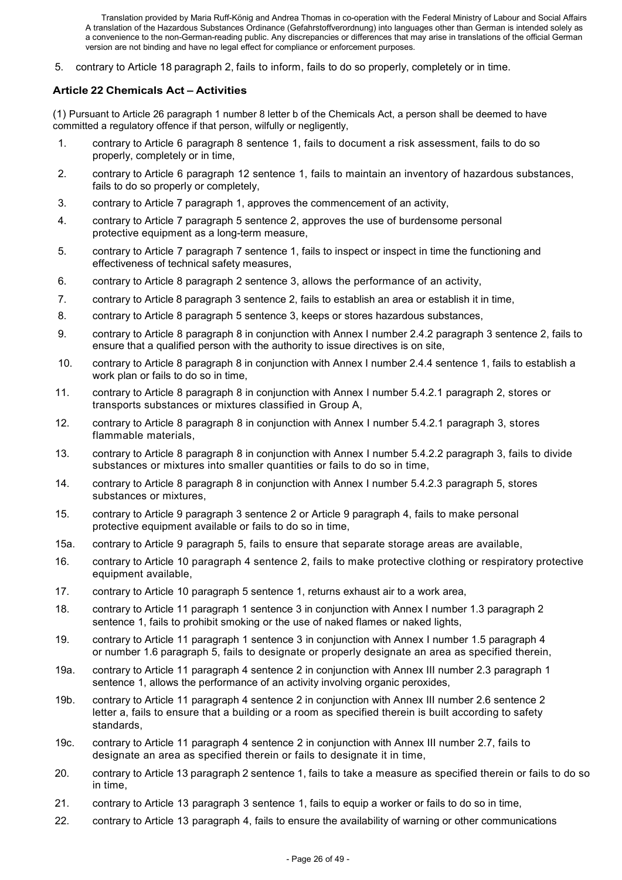5. contrary to Article 18 paragraph 2, fails to inform, fails to do so properly, completely or in time.

**Article 22 Chemicals Act – Activities**

(1) Pursuant to Article 26 paragraph 1 number 8 letter b of the Chemicals Act, a person shall be deemed to have committed a regulatory offence if that person, wilfully or negligently,

1. contrary to Article 6 paragraph 8 sentence 1, fails to document a risk assessment, fails to do so properly, completely or in time,
2. contrary to Article 6 paragraph 12 sentence 1, fails to maintain an inventory of hazardous substances, fails to do so properly or completely,
3. contrary to Article 7 paragraph 1, approves the commencement of an activity,
4. contrary to Article 7 paragraph 5 sentence 2, approves the use of burdensome personal protective equipment as a long-term measure,
5. contrary to Article 7 paragraph 7 sentence 1, fails to inspect or inspect in time the functioning and effectiveness of technical safety measures,
6. contrary to Article 8 paragraph 2 sentence 3, allows the performance of an activity,
7. contrary to Article 8 paragraph 3 sentence 2, fails to establish an area or establish it in time,
8. contrary to Article 8 paragraph 5 sentence 3, keeps or stores hazardous substances,
9. contrary to Article 8 paragraph 8 in conjunction with Annex I number 2.4.2 paragraph 3 sentence 2, fails to ensure that a qualified person with the authority to issue directives is on site,
10. contrary to Article 8 paragraph 8 in conjunction with Annex I number 2.4.4 sentence 1, fails to establish a work plan or fails to do so in time,
11. contrary to Article 8 paragraph 8 in conjunction with Annex I number 5.4.2.1 paragraph 2, stores or transports substances or mixtures classified in Group A,
12. contrary to Article 8 paragraph 8 in conjunction with Annex I number 5.4.2.1 paragraph 3, stores flammable materials,
13. contrary to Article 8 paragraph 8 in conjunction with Annex I number 5.4.2.2 paragraph 3, fails to divide substances or mixtures into smaller quantities or fails to do so in time,
14. contrary to Article 8 paragraph 8 in conjunction with Annex I number 5.4.2.3 paragraph 5, stores substances or mixtures,
15. contrary to Article 9 paragraph 3 sentence 2 or Article 9 paragraph 4, fails to make personal protective equipment available or fails to do so in time,

15a. contrary to Article 9 paragraph 5, fails to ensure that separate storage areas are available,

16. contrary to Article 10 paragraph 4 sentence 2, fails to make protective clothing or respiratory protective equipment available,
17. contrary to Article 10 paragraph 5 sentence 1, returns exhaust air to a work area,
18. contrary to Article 11 paragraph 1 sentence 3 in conjunction with Annex I number 1.3 paragraph 2 sentence 1, fails to prohibit smoking or the use of naked flames or naked lights,
19. contrary to Article 11 paragraph 1 sentence 3 in conjunction with Annex I number 1.5 paragraph 4 or number 1.6 paragraph 5, fails to designate or properly designate an area as specified therein,

19a. contrary to Article 11 paragraph 4 sentence 2 in conjunction with Annex III number 2.3 paragraph 1 sentence 1, allows the performance of an activity involving organic peroxides,

19b. contrary to Article 11 paragraph 4 sentence 2 in conjunction with Annex III number 2.6 sentence 2 letter a, fails to ensure that a building or a room as specified therein is built according to safety standards,

19c. contrary to Article 11 paragraph 4 sentence 2 in conjunction with Annex III number 2.7, fails to designate an area as specified therein or fails to designate it in time,

20. contrary to Article 13 paragraph 2 sentence 1, fails to take a measure as specified therein or fails to do so in time,
21. contrary to Article 13 paragraph 3 sentence 1, fails to equip a worker or fails to do so in time,
22. contrary to Article 13 paragraph 4, fails to ensure the availability of warning or other communications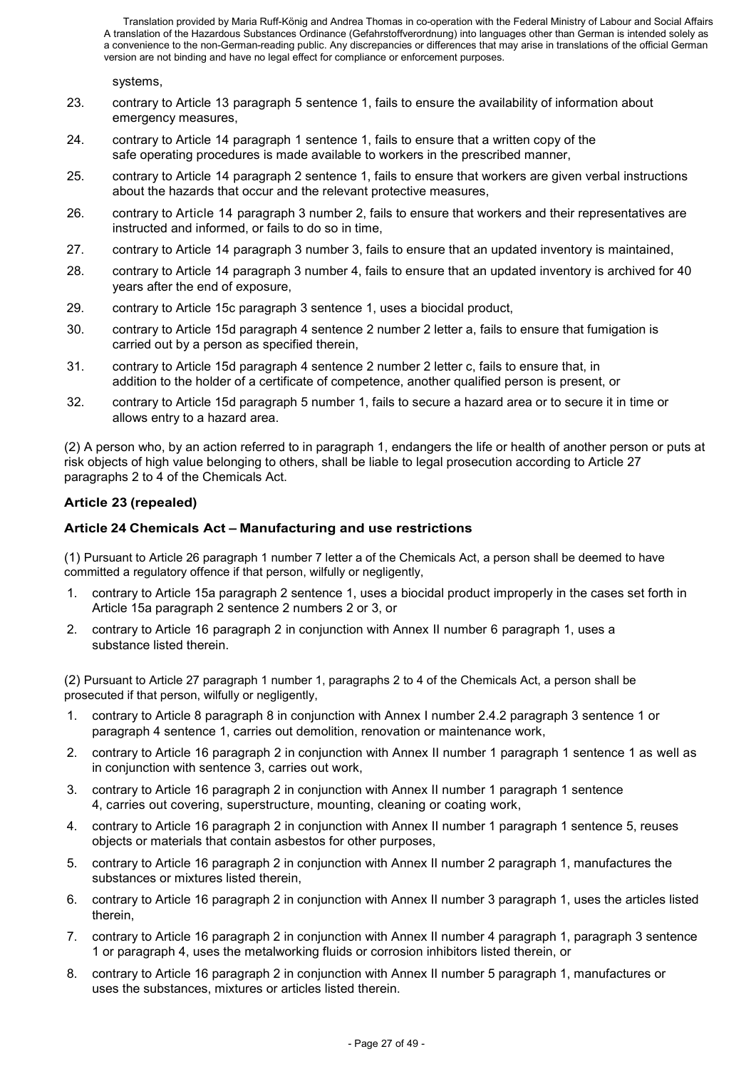systems,

23. contrary to Article 13 paragraph 5 sentence 1, fails to ensure the availability of information about emergency measures,
24. contrary to Article 14 paragraph 1 sentence 1, fails to ensure that a written copy of the safe operating procedures is made available to workers in the prescribed manner,
25. contrary to Article 14 paragraph 2 sentence 1, fails to ensure that workers are given verbal instructions about the hazards that occur and the relevant protective measures,
26. contrary to Article 14 paragraph 3 number 2, fails to ensure that workers and their representatives are instructed and informed, or fails to do so in time,
27. contrary to Article 14 paragraph 3 number 3, fails to ensure that an updated inventory is maintained,
28. contrary to Article 14 paragraph 3 number 4, fails to ensure that an updated inventory is archived for 40 years after the end of exposure,
29. contrary to Article 15c paragraph 3 sentence 1, uses a biocidal product,
30. contrary to Article 15d paragraph 4 sentence 2 number 2 letter a, fails to ensure that fumigation is carried out by a person as specified therein,
31. contrary to Article 15d paragraph 4 sentence 2 number 2 letter c, fails to ensure that, in addition to the holder of a certificate of competence, another qualified person is present, or
32. contrary to Article 15d paragraph 5 number 1, fails to secure a hazard area or to secure it in time or allows entry to a hazard area.

(2) A person who, by an action referred to in paragraph 1, endangers the life or health of another person or puts at risk objects of high value belonging to others, shall be liable to legal prosecution according to Article 27 paragraphs 2 to 4 of the Chemicals Act.

### Article 23 (repealed)

### Article 24 Chemicals Act – Manufacturing and use restrictions

(1) Pursuant to Article 26 paragraph 1 number 7 letter a of the Chemicals Act, a person shall be deemed to have committed a regulatory offence if that person, wilfully or negligently,

1. contrary to Article 15a paragraph 2 sentence 1, uses a biocidal product improperly in the cases set forth in Article 15a paragraph 2 sentence 2 numbers 2 or 3, or
2. contrary to Article 16 paragraph 2 in conjunction with Annex II number 6 paragraph 1, uses a substance listed therein.

(2) Pursuant to Article 27 paragraph 1 number 1, paragraphs 2 to 4 of the Chemicals Act, a person shall be prosecuted if that person, wilfully or negligently,

1. contrary to Article 8 paragraph 8 in conjunction with Annex I number 2.4.2 paragraph 3 sentence 1 or paragraph 4 sentence 1, carries out demolition, renovation or maintenance work,
2. contrary to Article 16 paragraph 2 in conjunction with Annex II number 1 paragraph 1 sentence 1 as well as in conjunction with sentence 3, carries out work,
3. contrary to Article 16 paragraph 2 in conjunction with Annex II number 1 paragraph 1 sentence 4, carries out covering, superstructure, mounting, cleaning or coating work,
4. contrary to Article 16 paragraph 2 in conjunction with Annex II number 1 paragraph 1 sentence 5, reuses objects or materials that contain asbestos for other purposes,
5. contrary to Article 16 paragraph 2 in conjunction with Annex II number 2 paragraph 1, manufactures the substances or mixtures listed therein,
6. contrary to Article 16 paragraph 2 in conjunction with Annex II number 3 paragraph 1, uses the articles listed therein,
7. contrary to Article 16 paragraph 2 in conjunction with Annex II number 4 paragraph 1, paragraph 3 sentence 1 or paragraph 4, uses the metalworking fluids or corrosion inhibitors listed therein, or
8. contrary to Article 16 paragraph 2 in conjunction with Annex II number 5 paragraph 1, manufactures or uses the substances, mixtures or articles listed therein.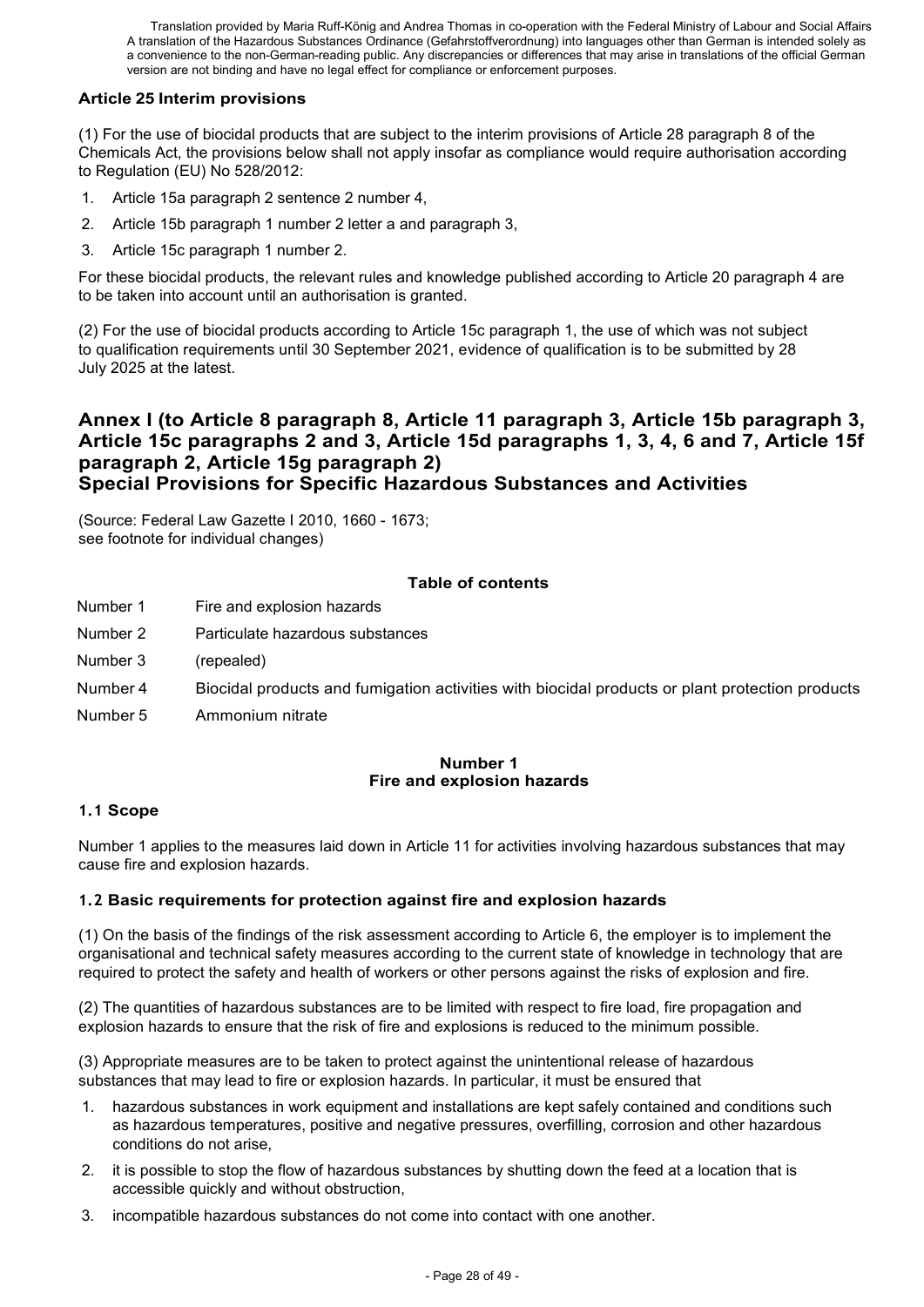### Article 25 Interim provisions

(1) For the use of biocidal products that are subject to the interim provisions of Article 28 paragraph 8 of the Chemicals Act, the provisions below shall not apply insofar as compliance would require authorisation according to Regulation (EU) No 528/2012:

1. Article 15a paragraph 2 sentence 2 number 4,
2. Article 15b paragraph 1 number 2 letter a and paragraph 3,
3. Article 15c paragraph 1 number 2.

For these biocidal products, the relevant rules and knowledge published according to Article 20 paragraph 4 are to be taken into account until an authorisation is granted.

(2) For the use of biocidal products according to Article 15c paragraph 1, the use of which was not subject to qualification requirements until 30 September 2021, evidence of qualification is to be submitted by 28 July 2025 at the latest.

## Annex I (to Article 8 paragraph 8, Article 11 paragraph 3, Article 15b paragraph 3, Article 15c paragraphs 2 and 3, Article 15d paragraphs 1, 3, 4, 6 and 7, Article 15f paragraph 2, Article 15g paragraph 2) Special Provisions for Specific Hazardous Substances and Activities

(Source: Federal Law Gazette I 2010, 1660 - 1673;
see footnote for individual changes)

**Table of contents**

| | |
|---|---|
| Number 1 | Fire and explosion hazards |
| Number 2 | Particulate hazardous substances |
| Number 3 | (repealed) |
| Number 4 | Biocidal products and fumigation activities with biocidal products or plant protection products |
| Number 5 | Ammonium nitrate |

### Number 1 Fire and explosion hazards

#### 1.1 Scope

Number 1 applies to the measures laid down in Article 11 for activities involving hazardous substances that may cause fire and explosion hazards.

#### 1.2 Basic requirements for protection against fire and explosion hazards

(1) On the basis of the findings of the risk assessment according to Article 6, the employer is to implement the organisational and technical safety measures according to the current state of knowledge in technology that are required to protect the safety and health of workers or other persons against the risks of explosion and fire.

(2) The quantities of hazardous substances are to be limited with respect to fire load, fire propagation and explosion hazards to ensure that the risk of fire and explosions is reduced to the minimum possible.

(3) Appropriate measures are to be taken to protect against the unintentional release of hazardous substances that may lead to fire or explosion hazards. In particular, it must be ensured that

1. hazardous substances in work equipment and installations are kept safely contained and conditions such as hazardous temperatures, positive and negative pressures, overfilling, corrosion and other hazardous conditions do not arise,
2. it is possible to stop the flow of hazardous substances by shutting down the feed at a location that is accessible quickly and without obstruction,
3. incompatible hazardous substances do not come into contact with one another.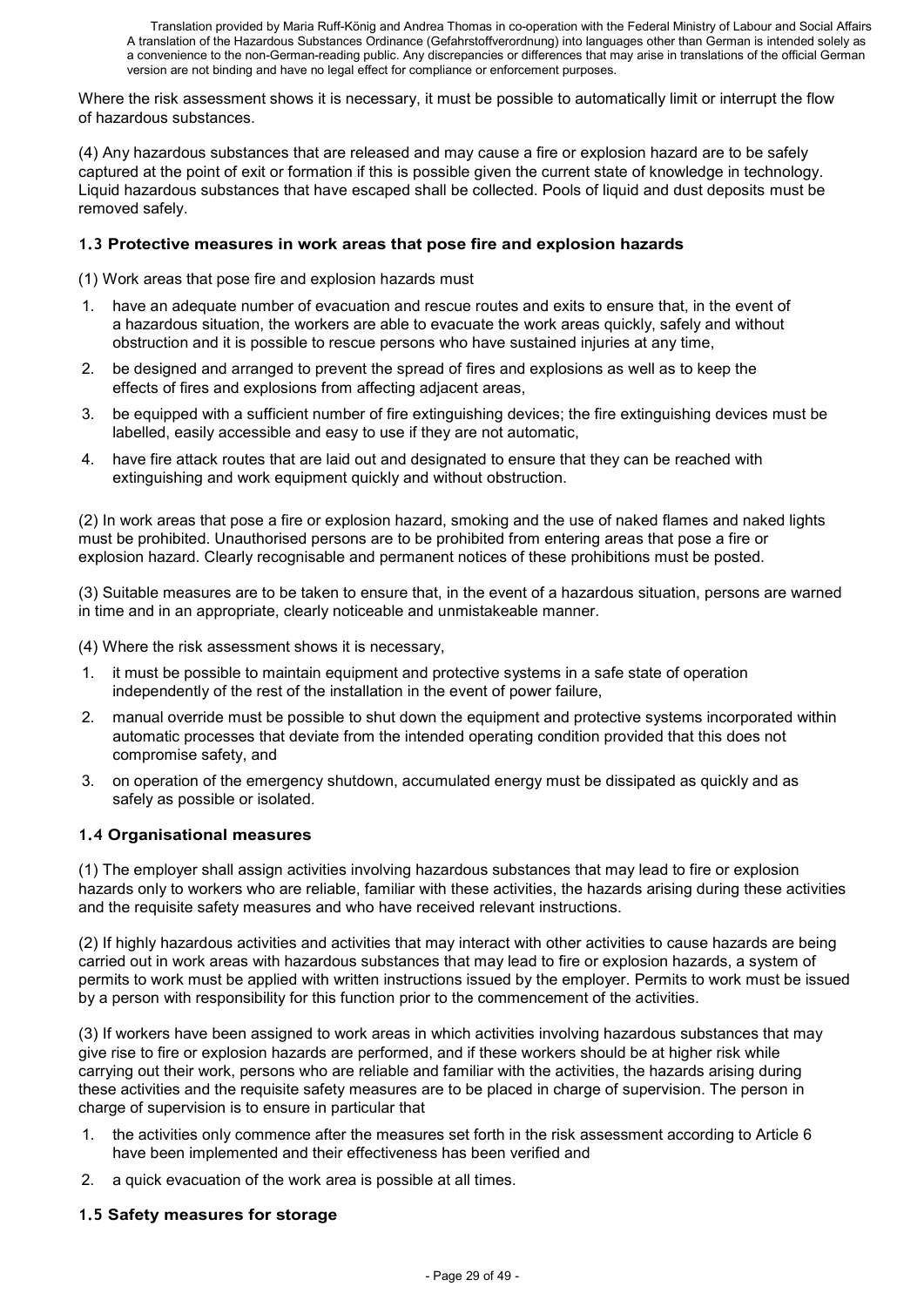Where the risk assessment shows it is necessary, it must be possible to automatically limit or interrupt the flow of hazardous substances.

(4) Any hazardous substances that are released and may cause a fire or explosion hazard are to be safely captured at the point of exit or formation if this is possible given the current state of knowledge in technology. Liquid hazardous substances that have escaped shall be collected. Pools of liquid and dust deposits must be removed safely.

### 1.3 Protective measures in work areas that pose fire and explosion hazards

(1) Work areas that pose fire and explosion hazards must

1. have an adequate number of evacuation and rescue routes and exits to ensure that, in the event of a hazardous situation, the workers are able to evacuate the work areas quickly, safely and without obstruction and it is possible to rescue persons who have sustained injuries at any time,
2. be designed and arranged to prevent the spread of fires and explosions as well as to keep the effects of fires and explosions from affecting adjacent areas,
3. be equipped with a sufficient number of fire extinguishing devices; the fire extinguishing devices must be labelled, easily accessible and easy to use if they are not automatic,
4. have fire attack routes that are laid out and designated to ensure that they can be reached with extinguishing and work equipment quickly and without obstruction.

(2) In work areas that pose a fire or explosion hazard, smoking and the use of naked flames and naked lights must be prohibited. Unauthorised persons are to be prohibited from entering areas that pose a fire or explosion hazard. Clearly recognisable and permanent notices of these prohibitions must be posted.

(3) Suitable measures are to be taken to ensure that, in the event of a hazardous situation, persons are warned in time and in an appropriate, clearly noticeable and unmistakeable manner.

(4) Where the risk assessment shows it is necessary,

1. it must be possible to maintain equipment and protective systems in a safe state of operation independently of the rest of the installation in the event of power failure,
2. manual override must be possible to shut down the equipment and protective systems incorporated within automatic processes that deviate from the intended operating condition provided that this does not compromise safety, and
3. on operation of the emergency shutdown, accumulated energy must be dissipated as quickly and as safely as possible or isolated.

### 1.4 Organisational measures

(1) The employer shall assign activities involving hazardous substances that may lead to fire or explosion hazards only to workers who are reliable, familiar with these activities, the hazards arising during these activities and the requisite safety measures and who have received relevant instructions.

(2) If highly hazardous activities and activities that may interact with other activities to cause hazards are being carried out in work areas with hazardous substances that may lead to fire or explosion hazards, a system of permits to work must be applied with written instructions issued by the employer. Permits to work must be issued by a person with responsibility for this function prior to the commencement of the activities.

(3) If workers have been assigned to work areas in which activities involving hazardous substances that may give rise to fire or explosion hazards are performed, and if these workers should be at higher risk while carrying out their work, persons who are reliable and familiar with the activities, the hazards arising during these activities and the requisite safety measures are to be placed in charge of supervision. The person in charge of supervision is to ensure in particular that

1. the activities only commence after the measures set forth in the risk assessment according to Article 6 have been implemented and their effectiveness has been verified and
2. a quick evacuation of the work area is possible at all times.

### 1.5 Safety measures for storage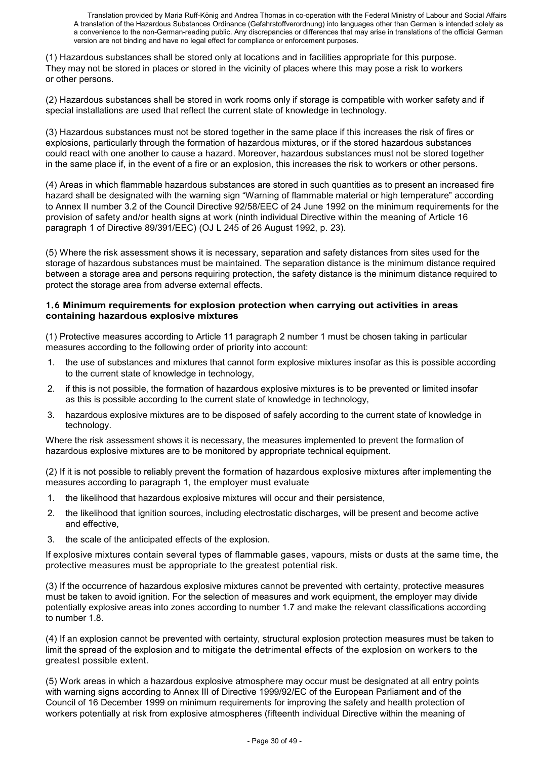(1) Hazardous substances shall be stored only at locations and in facilities appropriate for this purpose. They may not be stored in places or stored in the vicinity of places where this may pose a risk to workers or other persons.

(2) Hazardous substances shall be stored in work rooms only if storage is compatible with worker safety and if special installations are used that reflect the current state of knowledge in technology.

(3) Hazardous substances must not be stored together in the same place if this increases the risk of fires or explosions, particularly through the formation of hazardous mixtures, or if the stored hazardous substances could react with one another to cause a hazard. Moreover, hazardous substances must not be stored together in the same place if, in the event of a fire or an explosion, this increases the risk to workers or other persons.

(4) Areas in which flammable hazardous substances are stored in such quantities as to present an increased fire hazard shall be designated with the warning sign "Warning of flammable material or high temperature" according to Annex II number 3.2 of the Council Directive 92/58/EEC of 24 June 1992 on the minimum requirements for the provision of safety and/or health signs at work (ninth individual Directive within the meaning of Article 16 paragraph 1 of Directive 89/391/EEC) (OJ L 245 of 26 August 1992, p. 23).

(5) Where the risk assessment shows it is necessary, separation and safety distances from sites used for the storage of hazardous substances must be maintained. The separation distance is the minimum distance required between a storage area and persons requiring protection, the safety distance is the minimum distance required to protect the storage area from adverse external effects.

### 1.6 Minimum requirements for explosion protection when carrying out activities in areas containing hazardous explosive mixtures

(1) Protective measures according to Article 11 paragraph 2 number 1 must be chosen taking in particular measures according to the following order of priority into account:

1. the use of substances and mixtures that cannot form explosive mixtures insofar as this is possible according to the current state of knowledge in technology,
2. if this is not possible, the formation of hazardous explosive mixtures is to be prevented or limited insofar as this is possible according to the current state of knowledge in technology,
3. hazardous explosive mixtures are to be disposed of safely according to the current state of knowledge in technology.

Where the risk assessment shows it is necessary, the measures implemented to prevent the formation of hazardous explosive mixtures are to be monitored by appropriate technical equipment.

(2) If it is not possible to reliably prevent the formation of hazardous explosive mixtures after implementing the measures according to paragraph 1, the employer must evaluate

1. the likelihood that hazardous explosive mixtures will occur and their persistence,
2. the likelihood that ignition sources, including electrostatic discharges, will be present and become active and effective,
3. the scale of the anticipated effects of the explosion.

If explosive mixtures contain several types of flammable gases, vapours, mists or dusts at the same time, the protective measures must be appropriate to the greatest potential risk.

(3) If the occurrence of hazardous explosive mixtures cannot be prevented with certainty, protective measures must be taken to avoid ignition. For the selection of measures and work equipment, the employer may divide potentially explosive areas into zones according to number 1.7 and make the relevant classifications according to number 1.8.

(4) If an explosion cannot be prevented with certainty, structural explosion protection measures must be taken to limit the spread of the explosion and to mitigate the detrimental effects of the explosion on workers to the greatest possible extent.

(5) Work areas in which a hazardous explosive atmosphere may occur must be designated at all entry points with warning signs according to Annex III of Directive 1999/92/EC of the European Parliament and of the Council of 16 December 1999 on minimum requirements for improving the safety and health protection of workers potentially at risk from explosive atmospheres (fifteenth individual Directive within the meaning of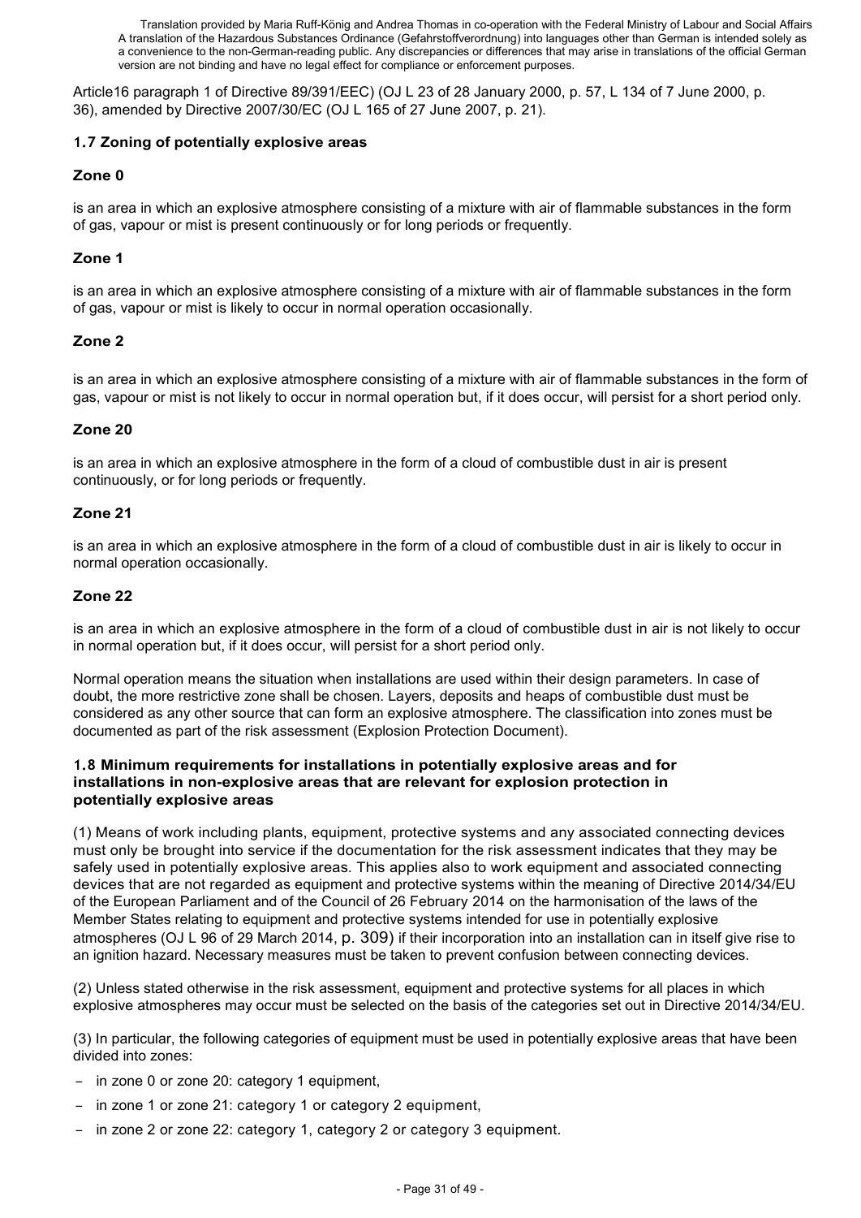Article16 paragraph 1 of Directive 89/391/EEC) (OJ L 23 of 28 January 2000, p. 57, L 134 of 7 June 2000, p. 36), amended by Directive 2007/30/EC (OJ L 165 of 27 June 2007, p. 21).

### 1.7 Zoning of potentially explosive areas

#### Zone 0

is an area in which an explosive atmosphere consisting of a mixture with air of flammable substances in the form of gas, vapour or mist is present continuously or for long periods or frequently.

#### Zone 1

is an area in which an explosive atmosphere consisting of a mixture with air of flammable substances in the form of gas, vapour or mist is likely to occur in normal operation occasionally.

#### Zone 2

is an area in which an explosive atmosphere consisting of a mixture with air of flammable substances in the form of gas, vapour or mist is not likely to occur in normal operation but, if it does occur, will persist for a short period only.

#### Zone 20

is an area in which an explosive atmosphere in the form of a cloud of combustible dust in air is present continuously, or for long periods or frequently.

#### Zone 21

is an area in which an explosive atmosphere in the form of a cloud of combustible dust in air is likely to occur in normal operation occasionally.

#### Zone 22

is an area in which an explosive atmosphere in the form of a cloud of combustible dust in air is not likely to occur in normal operation but, if it does occur, will persist for a short period only.

Normal operation means the situation when installations are used within their design parameters. In case of doubt, the more restrictive zone shall be chosen. Layers, deposits and heaps of combustible dust must be considered as any other source that can form an explosive atmosphere. The classification into zones must be documented as part of the risk assessment (Explosion Protection Document).

### 1.8 Minimum requirements for installations in potentially explosive areas and for installations in non-explosive areas that are relevant for explosion protection in potentially explosive areas

(1) Means of work including plants, equipment, protective systems and any associated connecting devices must only be brought into service if the documentation for the risk assessment indicates that they may be safely used in potentially explosive areas. This applies also to work equipment and associated connecting devices that are not regarded as equipment and protective systems within the meaning of Directive 2014/34/EU of the European Parliament and of the Council of 26 February 2014 on the harmonisation of the laws of the Member States relating to equipment and protective systems intended for use in potentially explosive atmospheres (OJ L 96 of 29 March 2014, p. 309) if their incorporation into an installation can in itself give rise to an ignition hazard. Necessary measures must be taken to prevent confusion between connecting devices.

(2) Unless stated otherwise in the risk assessment, equipment and protective systems for all places in which explosive atmospheres may occur must be selected on the basis of the categories set out in Directive 2014/34/EU.

(3) In particular, the following categories of equipment must be used in potentially explosive areas that have been divided into zones:

- in zone 0 or zone 20: category 1 equipment,
- in zone 1 or zone 21: category 1 or category 2 equipment,
- in zone 2 or zone 22: category 1, category 2 or category 3 equipment.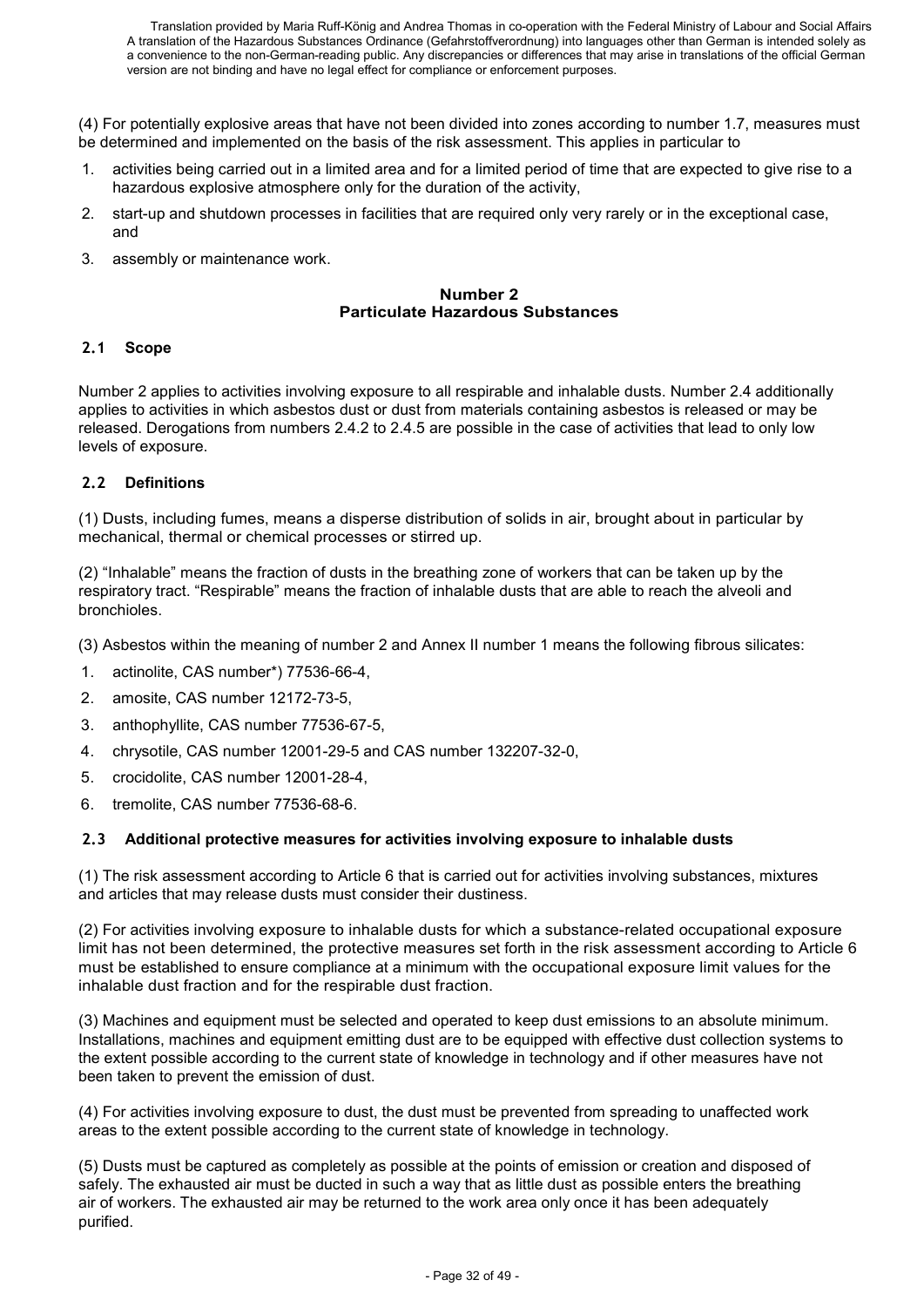(4) For potentially explosive areas that have not been divided into zones according to number 1.7, measures must be determined and implemented on the basis of the risk assessment. This applies in particular to

1. activities being carried out in a limited area and for a limited period of time that are expected to give rise to a hazardous explosive atmosphere only for the duration of the activity,
2. start-up and shutdown processes in facilities that are required only very rarely or in the exceptional case, and
3. assembly or maintenance work.

## Number 2
## Particulate Hazardous Substances

### 2.1 Scope

Number 2 applies to activities involving exposure to all respirable and inhalable dusts. Number 2.4 additionally applies to activities in which asbestos dust or dust from materials containing asbestos is released or may be released. Derogations from numbers 2.4.2 to 2.4.5 are possible in the case of activities that lead to only low levels of exposure.

### 2.2 Definitions

(1) Dusts, including fumes, means a disperse distribution of solids in air, brought about in particular by mechanical, thermal or chemical processes or stirred up.

(2) "Inhalable" means the fraction of dusts in the breathing zone of workers that can be taken up by the respiratory tract. "Respirable" means the fraction of inhalable dusts that are able to reach the alveoli and bronchioles.

(3) Asbestos within the meaning of number 2 and Annex II number 1 means the following fibrous silicates:

1. actinolite, CAS number*) 77536-66-4,
2. amosite, CAS number 12172-73-5,
3. anthophyllite, CAS number 77536-67-5,
4. chrysotile, CAS number 12001-29-5 and CAS number 132207-32-0,
5. crocidolite, CAS number 12001-28-4,
6. tremolite, CAS number 77536-68-6.

### 2.3 Additional protective measures for activities involving exposure to inhalable dusts

(1) The risk assessment according to Article 6 that is carried out for activities involving substances, mixtures and articles that may release dusts must consider their dustiness.

(2) For activities involving exposure to inhalable dusts for which a substance-related occupational exposure limit has not been determined, the protective measures set forth in the risk assessment according to Article 6 must be established to ensure compliance at a minimum with the occupational exposure limit values for the inhalable dust fraction and for the respirable dust fraction.

(3) Machines and equipment must be selected and operated to keep dust emissions to an absolute minimum. Installations, machines and equipment emitting dust are to be equipped with effective dust collection systems to the extent possible according to the current state of knowledge in technology and if other measures have not been taken to prevent the emission of dust.

(4) For activities involving exposure to dust, the dust must be prevented from spreading to unaffected work areas to the extent possible according to the current state of knowledge in technology.

(5) Dusts must be captured as completely as possible at the points of emission or creation and disposed of safely. The exhausted air must be ducted in such a way that as little dust as possible enters the breathing air of workers. The exhausted air may be returned to the work area only once it has been adequately purified.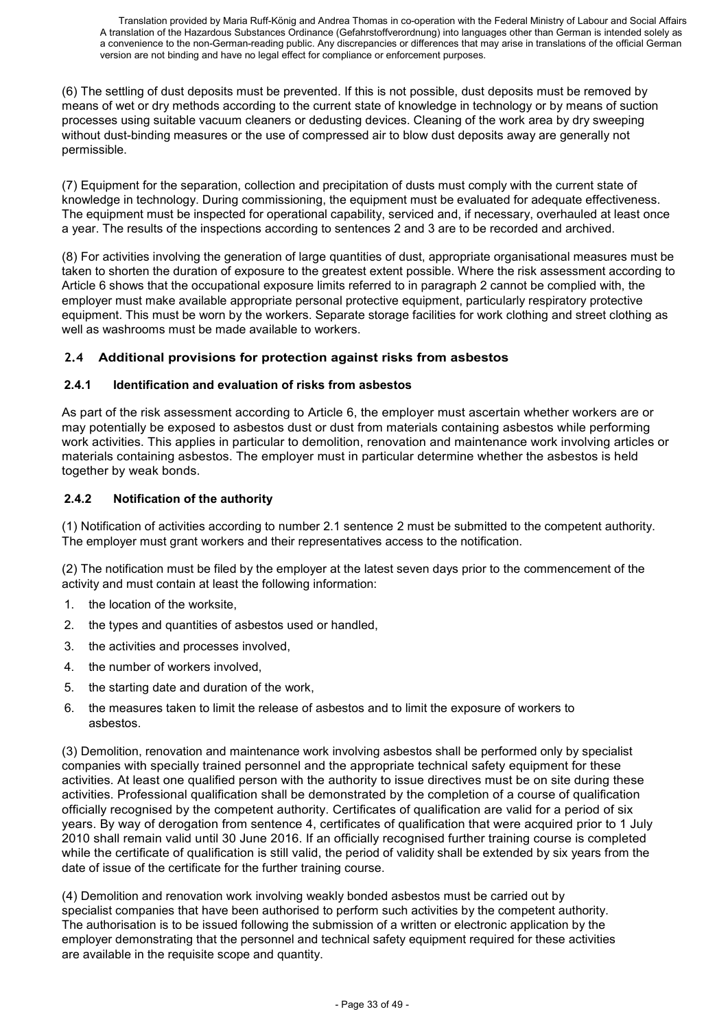Translation provided by Maria Ruff-König and Andrea Thomas in co-operation with the Federal Ministry of Labour and Social Affairs A translation of the Hazardous Substances Ordinance (Gefahrstoffverordnung) into languages other than German is intended solely as a convenience to the non-German-reading public. Any discrepancies or differences that may arise in translations of the official German version are not binding and have no legal effect for compliance or enforcement purposes.

(6) The settling of dust deposits must be prevented. If this is not possible, dust deposits must be removed by means of wet or dry methods according to the current state of knowledge in technology or by means of suction processes using suitable vacuum cleaners or dedusting devices. Cleaning of the work area by dry sweeping without dust-binding measures or the use of compressed air to blow dust deposits away are generally not permissible.

(7) Equipment for the separation, collection and precipitation of dusts must comply with the current state of knowledge in technology. During commissioning, the equipment must be evaluated for adequate effectiveness. The equipment must be inspected for operational capability, serviced and, if necessary, overhauled at least once a year. The results of the inspections according to sentences 2 and 3 are to be recorded and archived.

(8) For activities involving the generation of large quantities of dust, appropriate organisational measures must be taken to shorten the duration of exposure to the greatest extent possible. Where the risk assessment according to Article 6 shows that the occupational exposure limits referred to in paragraph 2 cannot be complied with, the employer must make available appropriate personal protective equipment, particularly respiratory protective equipment. This must be worn by the workers. Separate storage facilities for work clothing and street clothing as well as washrooms must be made available to workers.

## 2.4 Additional provisions for protection against risks from asbestos

### 2.4.1 Identification and evaluation of risks from asbestos

As part of the risk assessment according to Article 6, the employer must ascertain whether workers are or may potentially be exposed to asbestos dust or dust from materials containing asbestos while performing work activities. This applies in particular to demolition, renovation and maintenance work involving articles or materials containing asbestos. The employer must in particular determine whether the asbestos is held together by weak bonds.

### 2.4.2 Notification of the authority

(1) Notification of activities according to number 2.1 sentence 2 must be submitted to the competent authority. The employer must grant workers and their representatives access to the notification.

(2) The notification must be filed by the employer at the latest seven days prior to the commencement of the activity and must contain at least the following information:

1. the location of the worksite,
2. the types and quantities of asbestos used or handled,
3. the activities and processes involved,
4. the number of workers involved,
5. the starting date and duration of the work,
6. the measures taken to limit the release of asbestos and to limit the exposure of workers to asbestos.

(3) Demolition, renovation and maintenance work involving asbestos shall be performed only by specialist companies with specially trained personnel and the appropriate technical safety equipment for these activities. At least one qualified person with the authority to issue directives must be on site during these activities. Professional qualification shall be demonstrated by the completion of a course of qualification officially recognised by the competent authority. Certificates of qualification are valid for a period of six years. By way of derogation from sentence 4, certificates of qualification that were acquired prior to 1 July 2010 shall remain valid until 30 June 2016. If an officially recognised further training course is completed while the certificate of qualification is still valid, the period of validity shall be extended by six years from the date of issue of the certificate for the further training course.

(4) Demolition and renovation work involving weakly bonded asbestos must be carried out by specialist companies that have been authorised to perform such activities by the competent authority. The authorisation is to be issued following the submission of a written or electronic application by the employer demonstrating that the personnel and technical safety equipment required for these activities are available in the requisite scope and quantity.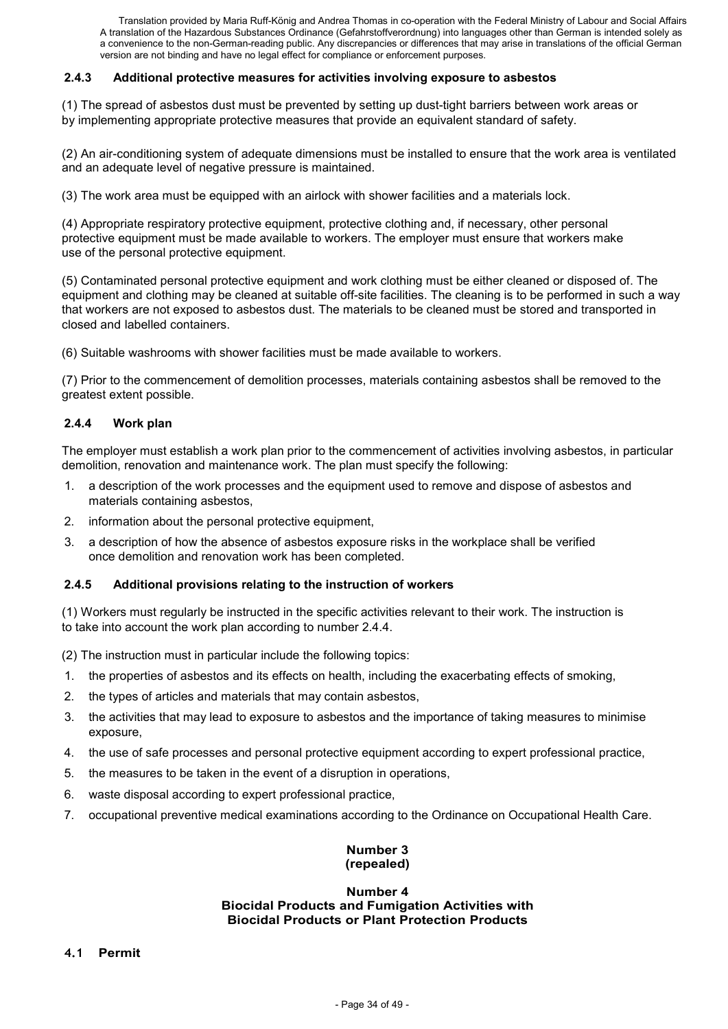#### 2.4.3 Additional protective measures for activities involving exposure to asbestos

(1) The spread of asbestos dust must be prevented by setting up dust-tight barriers between work areas or by implementing appropriate protective measures that provide an equivalent standard of safety.

(2) An air-conditioning system of adequate dimensions must be installed to ensure that the work area is ventilated and an adequate level of negative pressure is maintained.

(3) The work area must be equipped with an airlock with shower facilities and a materials lock.

(4) Appropriate respiratory protective equipment, protective clothing and, if necessary, other personal protective equipment must be made available to workers. The employer must ensure that workers make use of the personal protective equipment.

(5) Contaminated personal protective equipment and work clothing must be either cleaned or disposed of. The equipment and clothing may be cleaned at suitable off-site facilities. The cleaning is to be performed in such a way that workers are not exposed to asbestos dust. The materials to be cleaned must be stored and transported in closed and labelled containers.

(6) Suitable washrooms with shower facilities must be made available to workers.

(7) Prior to the commencement of demolition processes, materials containing asbestos shall be removed to the greatest extent possible.

#### 2.4.4 Work plan

The employer must establish a work plan prior to the commencement of activities involving asbestos, in particular demolition, renovation and maintenance work. The plan must specify the following:

1. a description of the work processes and the equipment used to remove and dispose of asbestos and materials containing asbestos,
2. information about the personal protective equipment,
3. a description of how the absence of asbestos exposure risks in the workplace shall be verified once demolition and renovation work has been completed.

#### 2.4.5 Additional provisions relating to the instruction of workers

(1) Workers must regularly be instructed in the specific activities relevant to their work. The instruction is to take into account the work plan according to number 2.4.4.

(2) The instruction must in particular include the following topics:

1. the properties of asbestos and its effects on health, including the exacerbating effects of smoking,
2. the types of articles and materials that may contain asbestos,
3. the activities that may lead to exposure to asbestos and the importance of taking measures to minimise exposure,
4. the use of safe processes and personal protective equipment according to expert professional practice,
5. the measures to be taken in the event of a disruption in operations,
6. waste disposal according to expert professional practice,
7. occupational preventive medical examinations according to the Ordinance on Occupational Health Care.

## Number 3
## (repealed)

## Number 4
## Biocidal Products and Fumigation Activities with Biocidal Products or Plant Protection Products

### 4.1 Permit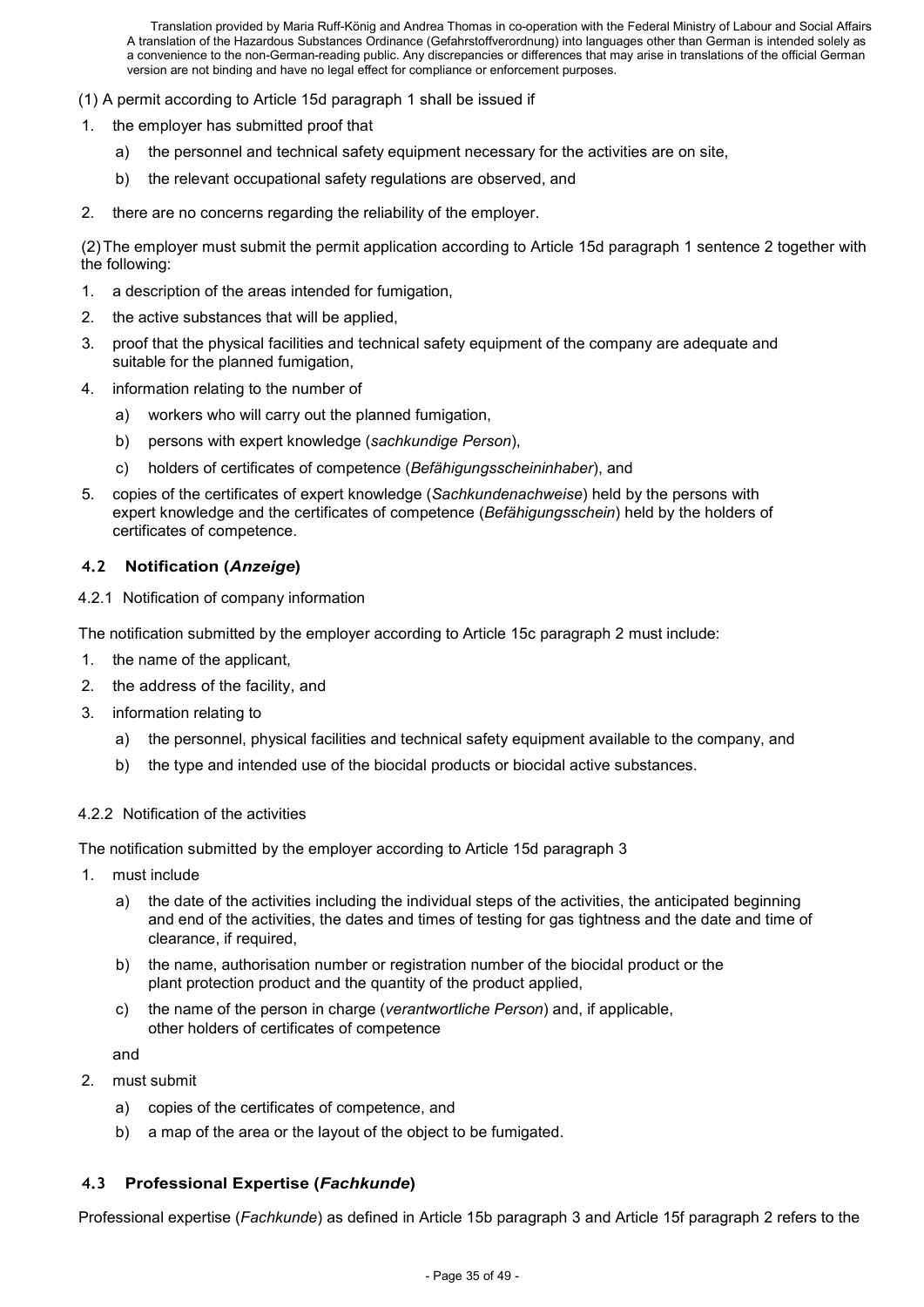(1) A permit according to Article 15d paragraph 1 shall be issued if

1. the employer has submitted proof that
   a) the personnel and technical safety equipment necessary for the activities are on site,
   b) the relevant occupational safety regulations are observed, and
2. there are no concerns regarding the reliability of the employer.

(2) The employer must submit the permit application according to Article 15d paragraph 1 sentence 2 together with the following:

1. a description of the areas intended for fumigation,
2. the active substances that will be applied,
3. proof that the physical facilities and technical safety equipment of the company are adequate and suitable for the planned fumigation,
4. information relating to the number of
   a) workers who will carry out the planned fumigation,
   b) persons with expert knowledge (*sachkundige Person*),
   c) holders of certificates of competence (*Befähigungsscheininhaber*), and
5. copies of the certificates of expert knowledge (*Sachkundenachweise*) held by the persons with expert knowledge and the certificates of competence (*Befähigungsschein*) held by the holders of certificates of competence.

### 4.2 Notification (*Anzeige*)

4.2.1 Notification of company information

The notification submitted by the employer according to Article 15c paragraph 2 must include:

1. the name of the applicant,
2. the address of the facility, and
3. information relating to
   a) the personnel, physical facilities and technical safety equipment available to the company, and
   b) the type and intended use of the biocidal products or biocidal active substances.

4.2.2 Notification of the activities

The notification submitted by the employer according to Article 15d paragraph 3

1. must include
   a) the date of the activities including the individual steps of the activities, the anticipated beginning and end of the activities, the dates and times of testing for gas tightness and the date and time of clearance, if required,
   b) the name, authorisation number or registration number of the biocidal product or the plant protection product and the quantity of the product applied,
   c) the name of the person in charge (*verantwortliche Person*) and, if applicable, other holders of certificates of competence

   and
2. must submit
   a) copies of the certificates of competence, and
   b) a map of the area or the layout of the object to be fumigated.

### 4.3 Professional Expertise (*Fachkunde*)

Professional expertise (*Fachkunde*) as defined in Article 15b paragraph 3 and Article 15f paragraph 2 refers to the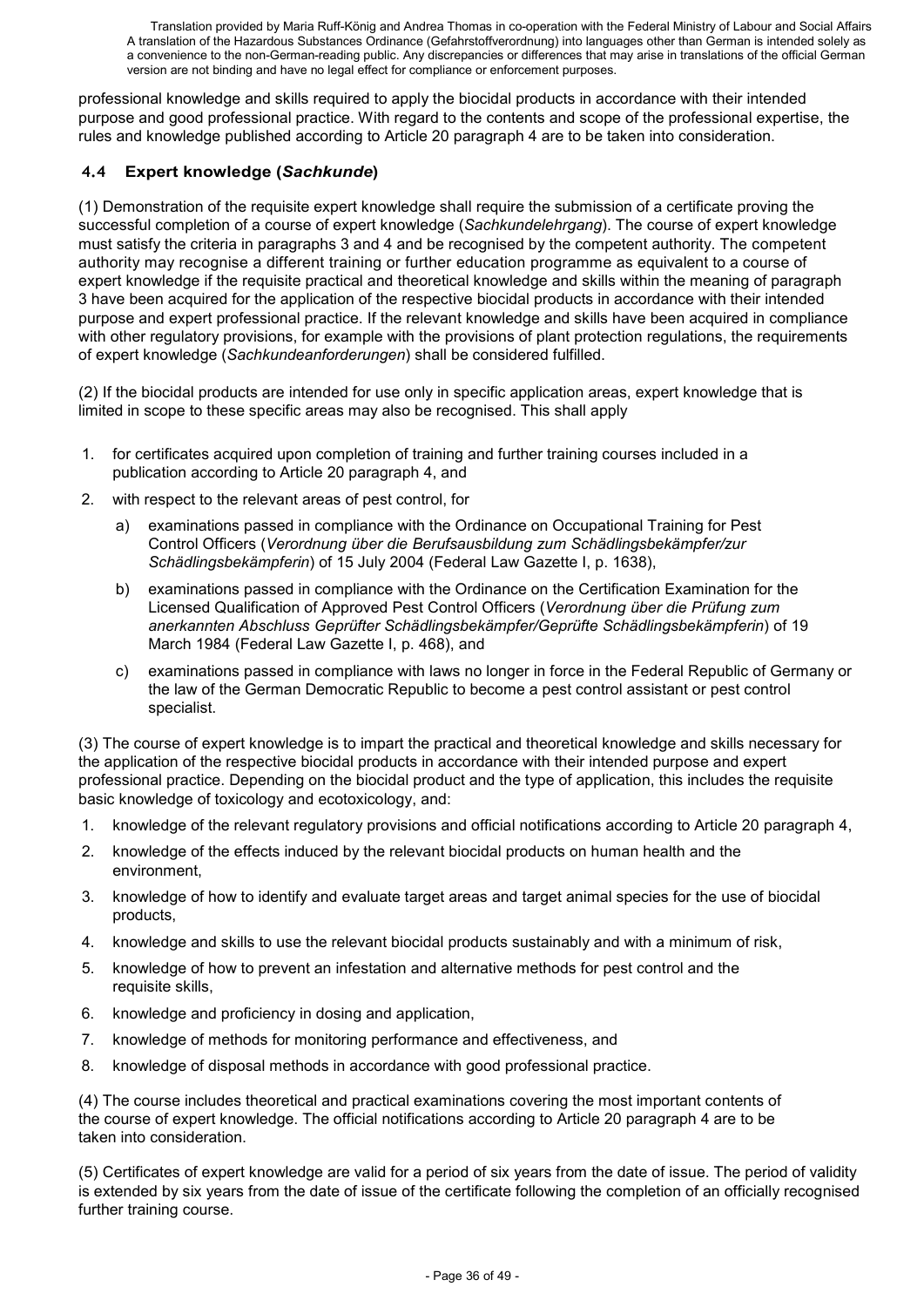professional knowledge and skills required to apply the biocidal products in accordance with their intended purpose and good professional practice. With regard to the contents and scope of the professional expertise, the rules and knowledge published according to Article 20 paragraph 4 are to be taken into consideration.

### 4.4 Expert knowledge (*Sachkunde*)

(1) Demonstration of the requisite expert knowledge shall require the submission of a certificate proving the successful completion of a course of expert knowledge (*Sachkundelehrgang*). The course of expert knowledge must satisfy the criteria in paragraphs 3 and 4 and be recognised by the competent authority. The competent authority may recognise a different training or further education programme as equivalent to a course of expert knowledge if the requisite practical and theoretical knowledge and skills within the meaning of paragraph 3 have been acquired for the application of the respective biocidal products in accordance with their intended purpose and expert professional practice. If the relevant knowledge and skills have been acquired in compliance with other regulatory provisions, for example with the provisions of plant protection regulations, the requirements of expert knowledge (*Sachkundeanforderungen*) shall be considered fulfilled.

(2) If the biocidal products are intended for use only in specific application areas, expert knowledge that is limited in scope to these specific areas may also be recognised. This shall apply

1. for certificates acquired upon completion of training and further training courses included in a publication according to Article 20 paragraph 4, and
2. with respect to the relevant areas of pest control, for
   a) examinations passed in compliance with the Ordinance on Occupational Training for Pest Control Officers (*Verordnung über die Berufsausbildung zum Schädlingsbekämpfer/zur Schädlingsbekämpferin*) of 15 July 2004 (Federal Law Gazette I, p. 1638),
   b) examinations passed in compliance with the Ordinance on the Certification Examination for the Licensed Qualification of Approved Pest Control Officers (*Verordnung über die Prüfung zum anerkannten Abschluss Geprüfter Schädlingsbekämpfer/Geprüfte Schädlingsbekämpferin*) of 19 March 1984 (Federal Law Gazette I, p. 468), and
   c) examinations passed in compliance with laws no longer in force in the Federal Republic of Germany or the law of the German Democratic Republic to become a pest control assistant or pest control specialist.

(3) The course of expert knowledge is to impart the practical and theoretical knowledge and skills necessary for the application of the respective biocidal products in accordance with their intended purpose and expert professional practice. Depending on the biocidal product and the type of application, this includes the requisite basic knowledge of toxicology and ecotoxicology, and:

1. knowledge of the relevant regulatory provisions and official notifications according to Article 20 paragraph 4,
2. knowledge of the effects induced by the relevant biocidal products on human health and the environment,
3. knowledge of how to identify and evaluate target areas and target animal species for the use of biocidal products,
4. knowledge and skills to use the relevant biocidal products sustainably and with a minimum of risk,
5. knowledge of how to prevent an infestation and alternative methods for pest control and the requisite skills,
6. knowledge and proficiency in dosing and application,
7. knowledge of methods for monitoring performance and effectiveness, and
8. knowledge of disposal methods in accordance with good professional practice.

(4) The course includes theoretical and practical examinations covering the most important contents of the course of expert knowledge. The official notifications according to Article 20 paragraph 4 are to be taken into consideration.

(5) Certificates of expert knowledge are valid for a period of six years from the date of issue. The period of validity is extended by six years from the date of issue of the certificate following the completion of an officially recognised further training course.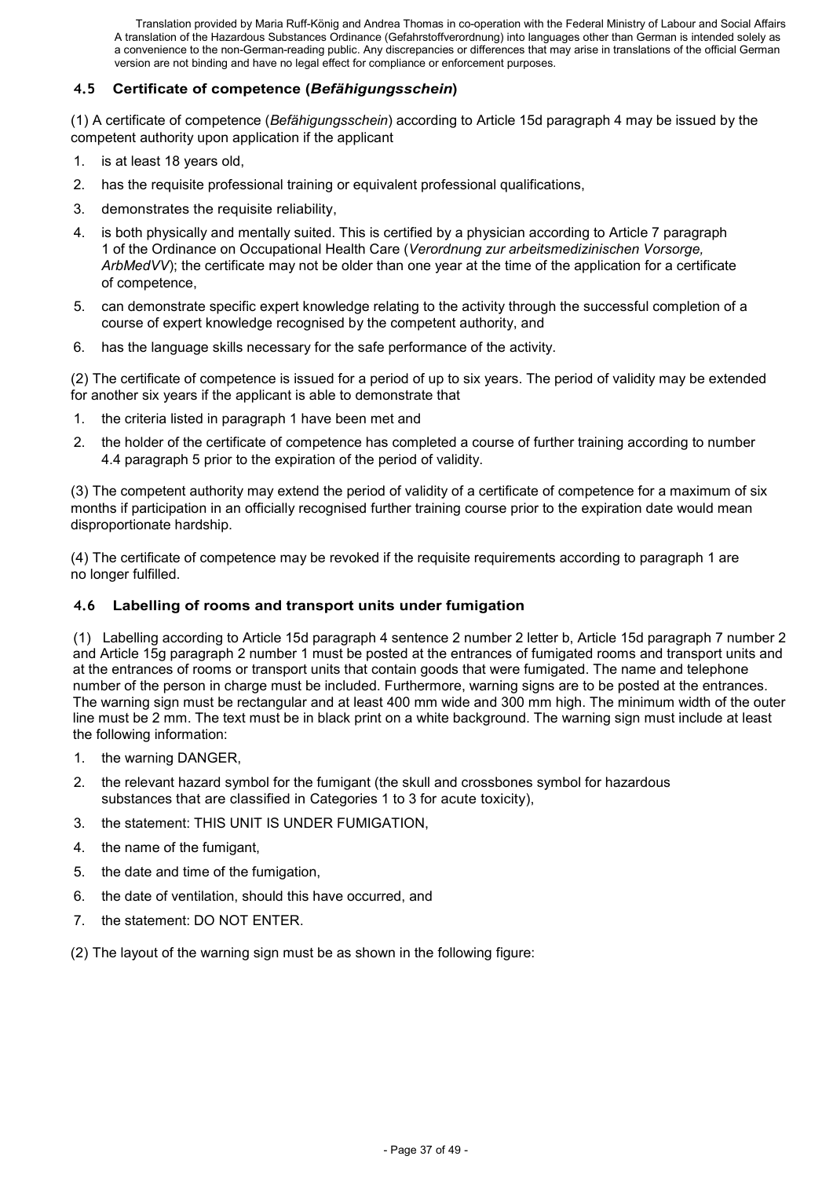Translation provided by Maria Ruff-König and Andrea Thomas in co-operation with the Federal Ministry of Labour and Social Affairs
A translation of the Hazardous Substances Ordinance (Gefahrstoffverordnung) into languages other than German is intended solely as a convenience to the non-German-reading public. Any discrepancies or differences that may arise in translations of the official German version are not binding and have no legal effect for compliance or enforcement purposes.

### 4.5 Certificate of competence (*Befähigungsschein*)

(1) A certificate of competence (*Befähigungsschein*) according to Article 15d paragraph 4 may be issued by the competent authority upon application if the applicant

1. is at least 18 years old,
2. has the requisite professional training or equivalent professional qualifications,
3. demonstrates the requisite reliability,
4. is both physically and mentally suited. This is certified by a physician according to Article 7 paragraph 1 of the Ordinance on Occupational Health Care (*Verordnung zur arbeitsmedizinischen Vorsorge, ArbMedVV*); the certificate may not be older than one year at the time of the application for a certificate of competence,
5. can demonstrate specific expert knowledge relating to the activity through the successful completion of a course of expert knowledge recognised by the competent authority, and
6. has the language skills necessary for the safe performance of the activity.

(2) The certificate of competence is issued for a period of up to six years. The period of validity may be extended for another six years if the applicant is able to demonstrate that

1. the criteria listed in paragraph 1 have been met and
2. the holder of the certificate of competence has completed a course of further training according to number 4.4 paragraph 5 prior to the expiration of the period of validity.

(3) The competent authority may extend the period of validity of a certificate of competence for a maximum of six months if participation in an officially recognised further training course prior to the expiration date would mean disproportionate hardship.

(4) The certificate of competence may be revoked if the requisite requirements according to paragraph 1 are no longer fulfilled.

### 4.6 Labelling of rooms and transport units under fumigation

(1) Labelling according to Article 15d paragraph 4 sentence 2 number 2 letter b, Article 15d paragraph 7 number 2 and Article 15g paragraph 2 number 1 must be posted at the entrances of fumigated rooms and transport units and at the entrances of rooms or transport units that contain goods that were fumigated. The name and telephone number of the person in charge must be included. Furthermore, warning signs are to be posted at the entrances. The warning sign must be rectangular and at least 400 mm wide and 300 mm high. The minimum width of the outer line must be 2 mm. The text must be in black print on a white background. The warning sign must include at least the following information:

1. the warning DANGER,
2. the relevant hazard symbol for the fumigant (the skull and crossbones symbol for hazardous substances that are classified in Categories 1 to 3 for acute toxicity),
3. the statement: THIS UNIT IS UNDER FUMIGATION,
4. the name of the fumigant,
5. the date and time of the fumigation,
6. the date of ventilation, should this have occurred, and
7. the statement: DO NOT ENTER.

(2) The layout of the warning sign must be as shown in the following figure: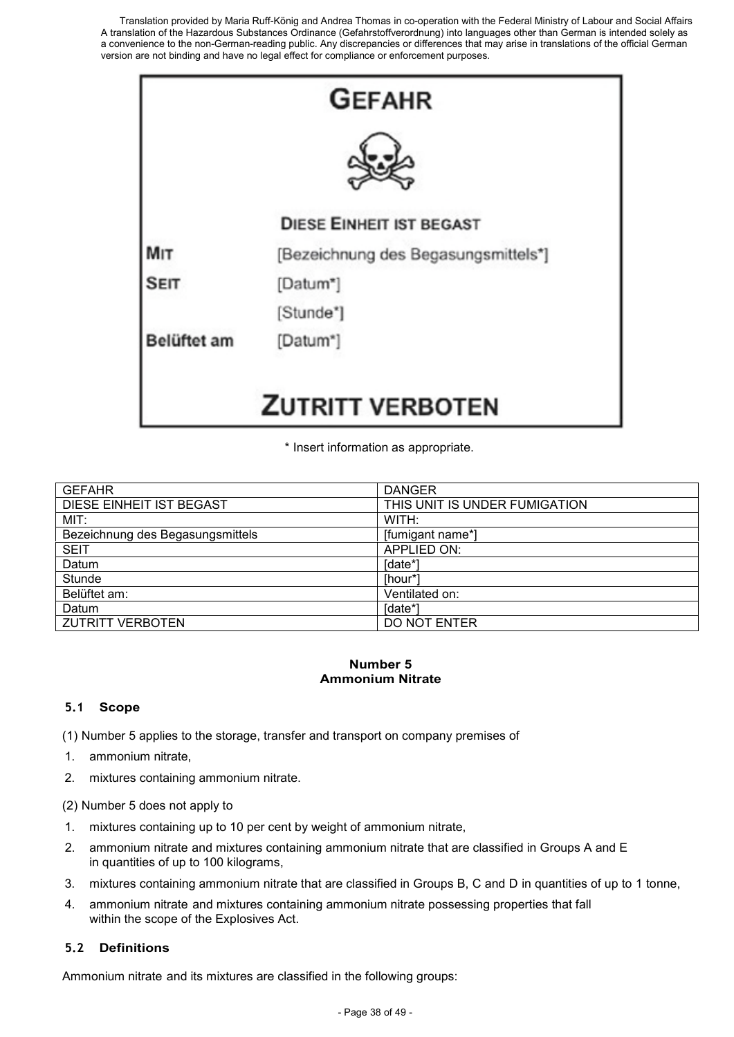Translation provided by Maria Ruff-König and Andrea Thomas in co-operation with the Federal Ministry of Labour and Social Affairs
A translation of the Hazardous Substances Ordinance (Gefahrstoffverordnung) into languages other than German is intended solely as a convenience to the non-German-reading public. Any discrepancies or differences that may arise in translations of the official German version are not binding and have no legal effect for compliance or enforcement purposes.

**GEFAHR**

DIESE EINHEIT IST BEGAST

MIT [Bezeichnung des Begasungsmittels*]

SEIT [Datum*]

[Stunde*]

Belüftet am [Datum*]

**ZUTRITT VERBOTEN**

* Insert information as appropriate.

| GEFAHR | DANGER |
|---|---|
| DIESE EINHEIT IST BEGAST | THIS UNIT IS UNDER FUMIGATION |
| MIT: | WITH: |
| Bezeichnung des Begasungsmittels | [fumigant name*] |
| SEIT | APPLIED ON: |
| Datum | [date*] |
| Stunde | [hour*] |
| Belüftet am: | Ventilated on: |
| Datum | [date*] |
| ZUTRITT VERBOTEN | DO NOT ENTER |

## Number 5
## Ammonium Nitrate

### 5.1 Scope

(1) Number 5 applies to the storage, transfer and transport on company premises of

1. ammonium nitrate,
2. mixtures containing ammonium nitrate.

(2) Number 5 does not apply to

1. mixtures containing up to 10 per cent by weight of ammonium nitrate,
2. ammonium nitrate and mixtures containing ammonium nitrate that are classified in Groups A and E in quantities of up to 100 kilograms,
3. mixtures containing ammonium nitrate that are classified in Groups B, C and D in quantities of up to 1 tonne,
4. ammonium nitrate and mixtures containing ammonium nitrate possessing properties that fall within the scope of the Explosives Act.

### 5.2 Definitions

Ammonium nitrate and its mixtures are classified in the following groups: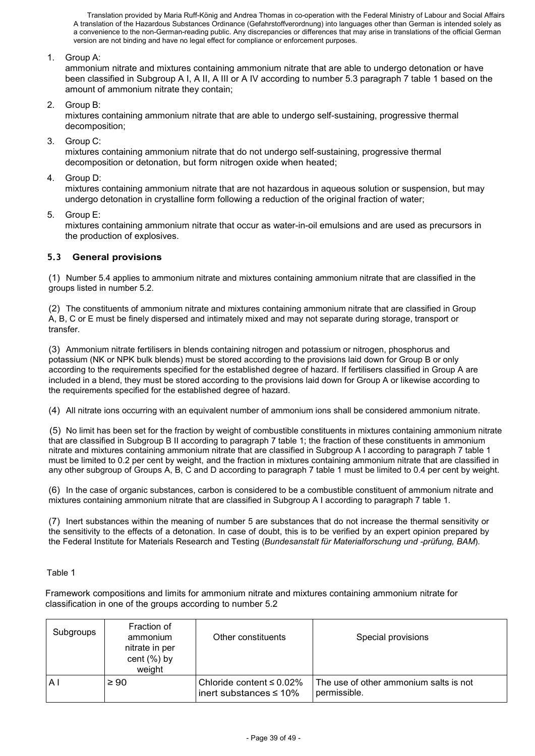1. Group A:
   ammonium nitrate and mixtures containing ammonium nitrate that are able to undergo detonation or have been classified in Subgroup A I, A II, A III or A IV according to number 5.3 paragraph 7 table 1 based on the amount of ammonium nitrate they contain;
2. Group B:
   mixtures containing ammonium nitrate that are able to undergo self-sustaining, progressive thermal decomposition;
3. Group C:
   mixtures containing ammonium nitrate that do not undergo self-sustaining, progressive thermal decomposition or detonation, but form nitrogen oxide when heated;
4. Group D:
   mixtures containing ammonium nitrate that are not hazardous in aqueous solution or suspension, but may undergo detonation in crystalline form following a reduction of the original fraction of water;
5. Group E:
   mixtures containing ammonium nitrate that occur as water-in-oil emulsions and are used as precursors in the production of explosives.

### 5.3 General provisions

(1) Number 5.4 applies to ammonium nitrate and mixtures containing ammonium nitrate that are classified in the groups listed in number 5.2.

(2) The constituents of ammonium nitrate and mixtures containing ammonium nitrate that are classified in Group A, B, C or E must be finely dispersed and intimately mixed and may not separate during storage, transport or transfer.

(3) Ammonium nitrate fertilisers in blends containing nitrogen and potassium or nitrogen, phosphorus and potassium (NK or NPK bulk blends) must be stored according to the provisions laid down for Group B or only according to the requirements specified for the established degree of hazard. If fertilisers classified in Group A are included in a blend, they must be stored according to the provisions laid down for Group A or likewise according to the requirements specified for the established degree of hazard.

(4) All nitrate ions occurring with an equivalent number of ammonium ions shall be considered ammonium nitrate.

(5) No limit has been set for the fraction by weight of combustible constituents in mixtures containing ammonium nitrate that are classified in Subgroup B II according to paragraph 7 table 1; the fraction of these constituents in ammonium nitrate and mixtures containing ammonium nitrate that are classified in Subgroup A I according to paragraph 7 table 1 must be limited to 0.2 per cent by weight, and the fraction in mixtures containing ammonium nitrate that are classified in any other subgroup of Groups A, B, C and D according to paragraph 7 table 1 must be limited to 0.4 per cent by weight.

(6) In the case of organic substances, carbon is considered to be a combustible constituent of ammonium nitrate and mixtures containing ammonium nitrate that are classified in Subgroup A I according to paragraph 7 table 1.

(7) Inert substances within the meaning of number 5 are substances that do not increase the thermal sensitivity or the sensitivity to the effects of a detonation. In case of doubt, this is to be verified by an expert opinion prepared by the Federal Institute for Materials Research and Testing (*Bundesanstalt für Materialforschung und -prüfung, BAM*).

Table 1

Framework compositions and limits for ammonium nitrate and mixtures containing ammonium nitrate for classification in one of the groups according to number 5.2

| Subgroups | Fraction of ammonium nitrate in per cent (%) by weight | Other constituents | Special provisions |
|---|---|---|---|
| A I | ≥ 90 | Chloride content ≤ 0.02%<br>inert substances ≤ 10% | The use of other ammonium salts is not permissible. |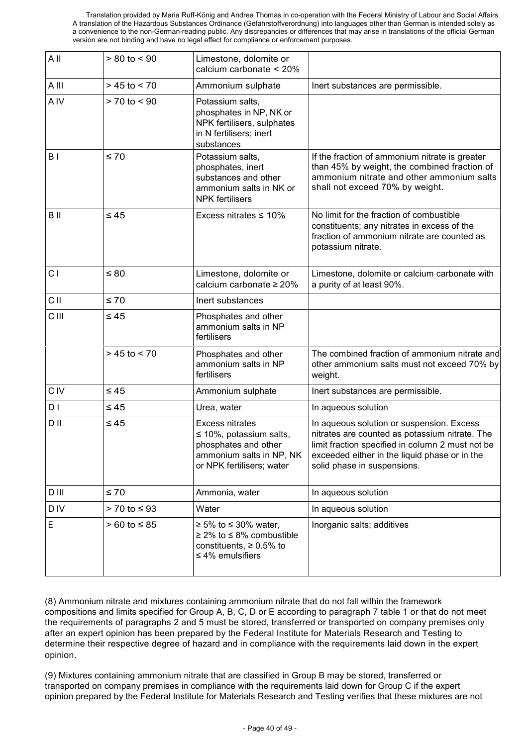| | | | |
|---|---|---|---|
| A II | > 80 to < 90 | Limestone, dolomite or calcium carbonate < 20% | |
| A III | > 45 to < 70 | Ammonium sulphate | Inert substances are permissible. |
| A IV | > 70 to < 90 | Potassium salts, phosphates in NP, NK or NPK fertilisers, sulphates in N fertilisers; inert substances | |
| B I | ≤ 70 | Potassium salts, phosphates, inert substances and other ammonium salts in NK or NPK fertilisers | If the fraction of ammonium nitrate is greater than 45% by weight, the combined fraction of ammonium nitrate and other ammonium salts shall not exceed 70% by weight. |
| B II | ≤ 45 | Excess nitrates ≤ 10% | No limit for the fraction of combustible constituents; any nitrates in excess of the fraction of ammonium nitrate are counted as potassium nitrate. |
| C I | ≤ 80 | Limestone, dolomite or calcium carbonate ≥ 20% | Limestone, dolomite or calcium carbonate with a purity of at least 90%. |
| C II | ≤ 70 | Inert substances | |
| C III | ≤ 45 | Phosphates and other ammonium salts in NP fertilisers | |
| | > 45 to < 70 | Phosphates and other ammonium salts in NP fertilisers | The combined fraction of ammonium nitrate and other ammonium salts must not exceed 70% by weight. |
| C IV | ≤ 45 | Ammonium sulphate | Inert substances are permissible. |
| D I | ≤ 45 | Urea, water | In aqueous solution |
| D II | ≤ 45 | Excess nitrates ≤ 10%, potassium salts, phosphates and other ammonium salts in NP, NK or NPK fertilisers; water | In aqueous solution or suspension. Excess nitrates are counted as potassium nitrate. The limit fraction specified in column 2 must not be exceeded either in the liquid phase or in the solid phase in suspensions. |
| D III | ≤ 70 | Ammonia, water | In aqueous solution |
| D IV | > 70 to ≤ 93 | Water | In aqueous solution |
| E | > 60 to ≤ 85 | ≥ 5% to ≤ 30% water, ≥ 2% to ≤ 8% combustible constituents, ≥ 0.5% to ≤ 4% emulsifiers | Inorganic salts; additives |

(8) Ammonium nitrate and mixtures containing ammonium nitrate that do not fall within the framework compositions and limits specified for Group A, B, C, D or E according to paragraph 7 table 1 or that do not meet the requirements of paragraphs 2 and 5 must be stored, transferred or transported on company premises only after an expert opinion has been prepared by the Federal Institute for Materials Research and Testing to determine their respective degree of hazard and in compliance with the requirements laid down in the expert opinion.

(9) Mixtures containing ammonium nitrate that are classified in Group B may be stored, transferred or transported on company premises in compliance with the requirements laid down for Group C if the expert opinion prepared by the Federal Institute for Materials Research and Testing verifies that these mixtures are not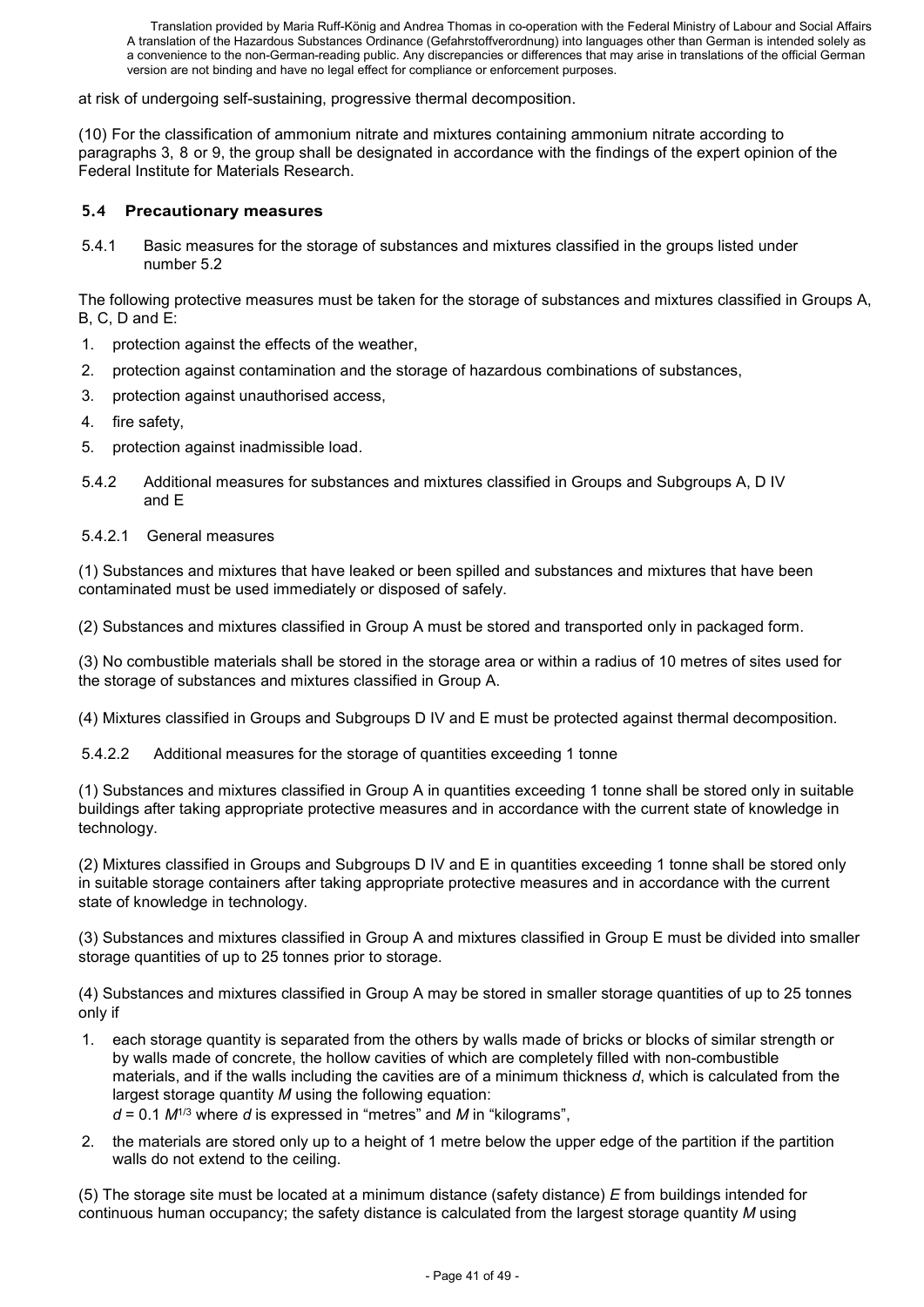at risk of undergoing self-sustaining, progressive thermal decomposition.

(10) For the classification of ammonium nitrate and mixtures containing ammonium nitrate according to paragraphs 3, 8 or 9, the group shall be designated in accordance with the findings of the expert opinion of the Federal Institute for Materials Research.

### 5.4 Precautionary measures

#### 5.4.1 Basic measures for the storage of substances and mixtures classified in the groups listed under number 5.2

The following protective measures must be taken for the storage of substances and mixtures classified in Groups A, B, C, D and E:

1. protection against the effects of the weather,
2. protection against contamination and the storage of hazardous combinations of substances,
3. protection against unauthorised access,
4. fire safety,
5. protection against inadmissible load.

#### 5.4.2 Additional measures for substances and mixtures classified in Groups and Subgroups A, D IV and E

##### 5.4.2.1 General measures

(1) Substances and mixtures that have leaked or been spilled and substances and mixtures that have been contaminated must be used immediately or disposed of safely.

(2) Substances and mixtures classified in Group A must be stored and transported only in packaged form.

(3) No combustible materials shall be stored in the storage area or within a radius of 10 metres of sites used for the storage of substances and mixtures classified in Group A.

(4) Mixtures classified in Groups and Subgroups D IV and E must be protected against thermal decomposition.

##### 5.4.2.2 Additional measures for the storage of quantities exceeding 1 tonne

(1) Substances and mixtures classified in Group A in quantities exceeding 1 tonne shall be stored only in suitable buildings after taking appropriate protective measures and in accordance with the current state of knowledge in technology.

(2) Mixtures classified in Groups and Subgroups D IV and E in quantities exceeding 1 tonne shall be stored only in suitable storage containers after taking appropriate protective measures and in accordance with the current state of knowledge in technology.

(3) Substances and mixtures classified in Group A and mixtures classified in Group E must be divided into smaller storage quantities of up to 25 tonnes prior to storage.

(4) Substances and mixtures classified in Group A may be stored in smaller storage quantities of up to 25 tonnes only if

1. each storage quantity is separated from the others by walls made of bricks or blocks of similar strength or by walls made of concrete, the hollow cavities of which are completely filled with non-combustible materials, and if the walls including the cavities are of a minimum thickness $d$, which is calculated from the largest storage quantity $M$ using the following equation:
   $d = 0.1\, M^{1/3}$ where $d$ is expressed in "metres" and $M$ in "kilograms",
2. the materials are stored only up to a height of 1 metre below the upper edge of the partition if the partition walls do not extend to the ceiling.

(5) The storage site must be located at a minimum distance (safety distance) $E$ from buildings intended for continuous human occupancy; the safety distance is calculated from the largest storage quantity $M$ using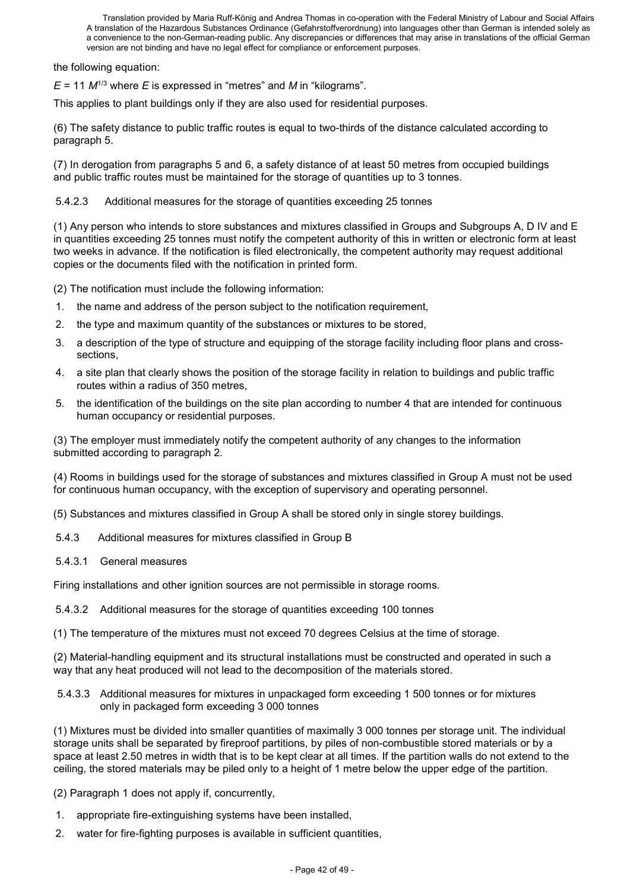the following equation:

$E = 11\,M^{1/3}$ where $E$ is expressed in "metres" and $M$ in "kilograms".

This applies to plant buildings only if they are also used for residential purposes.

(6) The safety distance to public traffic routes is equal to two-thirds of the distance calculated according to paragraph 5.

(7) In derogation from paragraphs 5 and 6, a safety distance of at least 50 metres from occupied buildings and public traffic routes must be maintained for the storage of quantities up to 3 tonnes.

#### 5.4.2.3 Additional measures for the storage of quantities exceeding 25 tonnes

(1) Any person who intends to store substances and mixtures classified in Groups and Subgroups A, D IV and E in quantities exceeding 25 tonnes must notify the competent authority of this in written or electronic form at least two weeks in advance. If the notification is filed electronically, the competent authority may request additional copies or the documents filed with the notification in printed form.

(2) The notification must include the following information:

1. the name and address of the person subject to the notification requirement,
2. the type and maximum quantity of the substances or mixtures to be stored,
3. a description of the type of structure and equipping of the storage facility including floor plans and cross-sections,
4. a site plan that clearly shows the position of the storage facility in relation to buildings and public traffic routes within a radius of 350 metres,
5. the identification of the buildings on the site plan according to number 4 that are intended for continuous human occupancy or residential purposes.

(3) The employer must immediately notify the competent authority of any changes to the information submitted according to paragraph 2.

(4) Rooms in buildings used for the storage of substances and mixtures classified in Group A must not be used for continuous human occupancy, with the exception of supervisory and operating personnel.

(5) Substances and mixtures classified in Group A shall be stored only in single storey buildings.

### 5.4.3 Additional measures for mixtures classified in Group B

#### 5.4.3.1 General measures

Firing installations and other ignition sources are not permissible in storage rooms.

#### 5.4.3.2 Additional measures for the storage of quantities exceeding 100 tonnes

(1) The temperature of the mixtures must not exceed 70 degrees Celsius at the time of storage.

(2) Material-handling equipment and its structural installations must be constructed and operated in such a way that any heat produced will not lead to the decomposition of the materials stored.

#### 5.4.3.3 Additional measures for mixtures in unpackaged form exceeding 1 500 tonnes or for mixtures only in packaged form exceeding 3 000 tonnes

(1) Mixtures must be divided into smaller quantities of maximally 3 000 tonnes per storage unit. The individual storage units shall be separated by fireproof partitions, by piles of non-combustible stored materials or by a space at least 2.50 metres in width that is to be kept clear at all times. If the partition walls do not extend to the ceiling, the stored materials may be piled only to a height of 1 metre below the upper edge of the partition.

(2) Paragraph 1 does not apply if, concurrently,

1. appropriate fire-extinguishing systems have been installed,
2. water for fire-fighting purposes is available in sufficient quantities,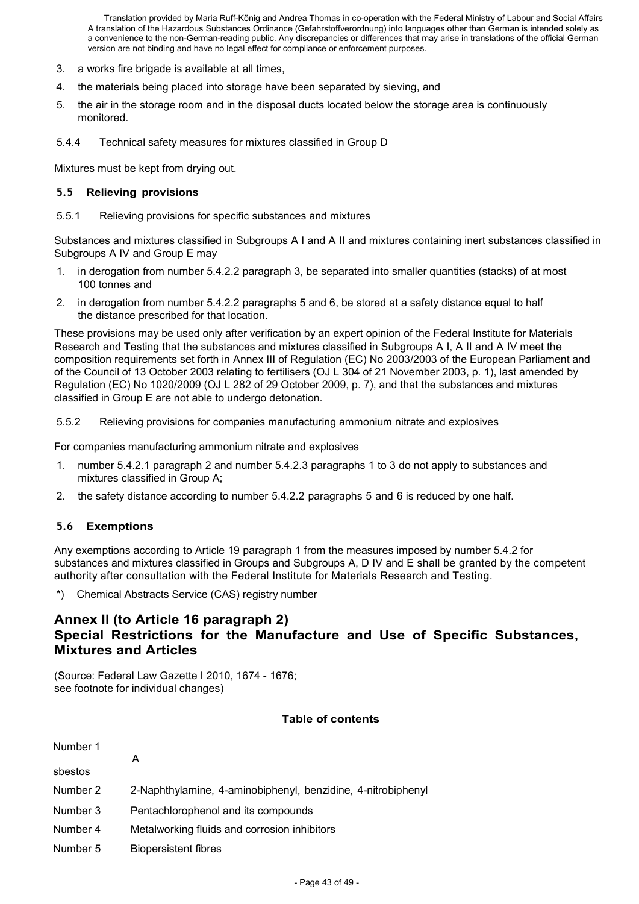3. a works fire brigade is available at all times,
4. the materials being placed into storage have been separated by sieving, and
5. the air in the storage room and in the disposal ducts located below the storage area is continuously monitored.

5.4.4 Technical safety measures for mixtures classified in Group D

Mixtures must be kept from drying out.

### 5.5 Relieving provisions

5.5.1 Relieving provisions for specific substances and mixtures

Substances and mixtures classified in Subgroups A I and A II and mixtures containing inert substances classified in Subgroups A IV and Group E may

1. in derogation from number 5.4.2.2 paragraph 3, be separated into smaller quantities (stacks) of at most 100 tonnes and
2. in derogation from number 5.4.2.2 paragraphs 5 and 6, be stored at a safety distance equal to half the distance prescribed for that location.

These provisions may be used only after verification by an expert opinion of the Federal Institute for Materials Research and Testing that the substances and mixtures classified in Subgroups A I, A II and A IV meet the composition requirements set forth in Annex III of Regulation (EC) No 2003/2003 of the European Parliament and of the Council of 13 October 2003 relating to fertilisers (OJ L 304 of 21 November 2003, p. 1), last amended by Regulation (EC) No 1020/2009 (OJ L 282 of 29 October 2009, p. 7), and that the substances and mixtures classified in Group E are not able to undergo detonation.

5.5.2 Relieving provisions for companies manufacturing ammonium nitrate and explosives

For companies manufacturing ammonium nitrate and explosives

1. number 5.4.2.1 paragraph 2 and number 5.4.2.3 paragraphs 1 to 3 do not apply to substances and mixtures classified in Group A;
2. the safety distance according to number 5.4.2.2 paragraphs 5 and 6 is reduced by one half.

### 5.6 Exemptions

Any exemptions according to Article 19 paragraph 1 from the measures imposed by number 5.4.2 for substances and mixtures classified in Groups and Subgroups A, D IV and E shall be granted by the competent authority after consultation with the Federal Institute for Materials Research and Testing.

*) Chemical Abstracts Service (CAS) registry number

## Annex II (to Article 16 paragraph 2)
## Special Restrictions for the Manufacture and Use of Specific Substances, Mixtures and Articles

(Source: Federal Law Gazette I 2010, 1674 - 1676;
see footnote for individual changes)

**Table of contents**

| | |
|---|---|
| Number 1 | Asbestos |
| Number 2 | 2-Naphthylamine, 4-aminobiphenyl, benzidine, 4-nitrobiphenyl |
| Number 3 | Pentachlorophenol and its compounds |
| Number 4 | Metalworking fluids and corrosion inhibitors |
| Number 5 | Biopersistent fibres |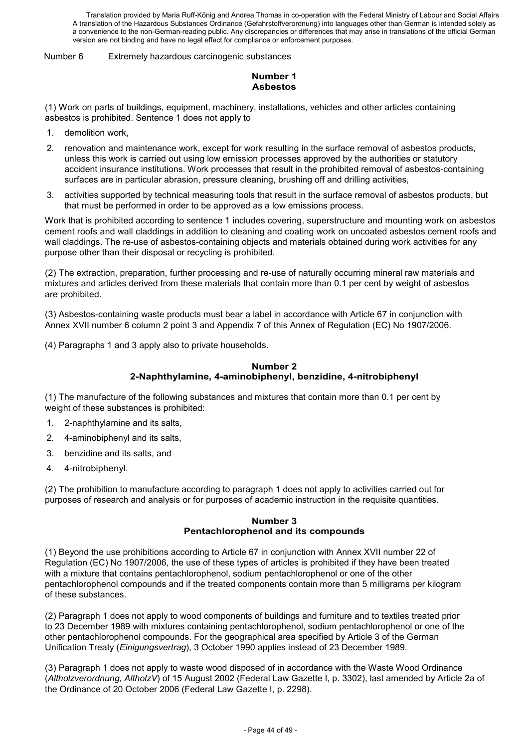Number 6 Extremely hazardous carcinogenic substances

### Number 1
### Asbestos

(1) Work on parts of buildings, equipment, machinery, installations, vehicles and other articles containing asbestos is prohibited. Sentence 1 does not apply to

1. demolition work,
2. renovation and maintenance work, except for work resulting in the surface removal of asbestos products, unless this work is carried out using low emission processes approved by the authorities or statutory accident insurance institutions. Work processes that result in the prohibited removal of asbestos-containing surfaces are in particular abrasion, pressure cleaning, brushing off and drilling activities,
3. activities supported by technical measuring tools that result in the surface removal of asbestos products, but that must be performed in order to be approved as a low emissions process.

Work that is prohibited according to sentence 1 includes covering, superstructure and mounting work on asbestos cement roofs and wall claddings in addition to cleaning and coating work on uncoated asbestos cement roofs and wall claddings. The re-use of asbestos-containing objects and materials obtained during work activities for any purpose other than their disposal or recycling is prohibited.

(2) The extraction, preparation, further processing and re-use of naturally occurring mineral raw materials and mixtures and articles derived from these materials that contain more than 0.1 per cent by weight of asbestos are prohibited.

(3) Asbestos-containing waste products must bear a label in accordance with Article 67 in conjunction with Annex XVII number 6 column 2 point 3 and Appendix 7 of this Annex of Regulation (EC) No 1907/2006.

(4) Paragraphs 1 and 3 apply also to private households.

### Number 2
### 2-Naphthylamine, 4-aminobiphenyl, benzidine, 4-nitrobiphenyl

(1) The manufacture of the following substances and mixtures that contain more than 0.1 per cent by weight of these substances is prohibited:

1. 2-naphthylamine and its salts,
2. 4-aminobiphenyl and its salts,
3. benzidine and its salts, and
4. 4-nitrobiphenyl.

(2) The prohibition to manufacture according to paragraph 1 does not apply to activities carried out for purposes of research and analysis or for purposes of academic instruction in the requisite quantities.

### Number 3
### Pentachlorophenol and its compounds

(1) Beyond the use prohibitions according to Article 67 in conjunction with Annex XVII number 22 of Regulation (EC) No 1907/2006, the use of these types of articles is prohibited if they have been treated with a mixture that contains pentachlorophenol, sodium pentachlorophenol or one of the other pentachlorophenol compounds and if the treated components contain more than 5 milligrams per kilogram of these substances.

(2) Paragraph 1 does not apply to wood components of buildings and furniture and to textiles treated prior to 23 December 1989 with mixtures containing pentachlorophenol, sodium pentachlorophenol or one of the other pentachlorophenol compounds. For the geographical area specified by Article 3 of the German Unification Treaty (*Einigungsvertrag*), 3 October 1990 applies instead of 23 December 1989.

(3) Paragraph 1 does not apply to waste wood disposed of in accordance with the Waste Wood Ordinance (*Altholzverordnung, AltholzV*) of 15 August 2002 (Federal Law Gazette I, p. 3302), last amended by Article 2a of the Ordinance of 20 October 2006 (Federal Law Gazette I, p. 2298).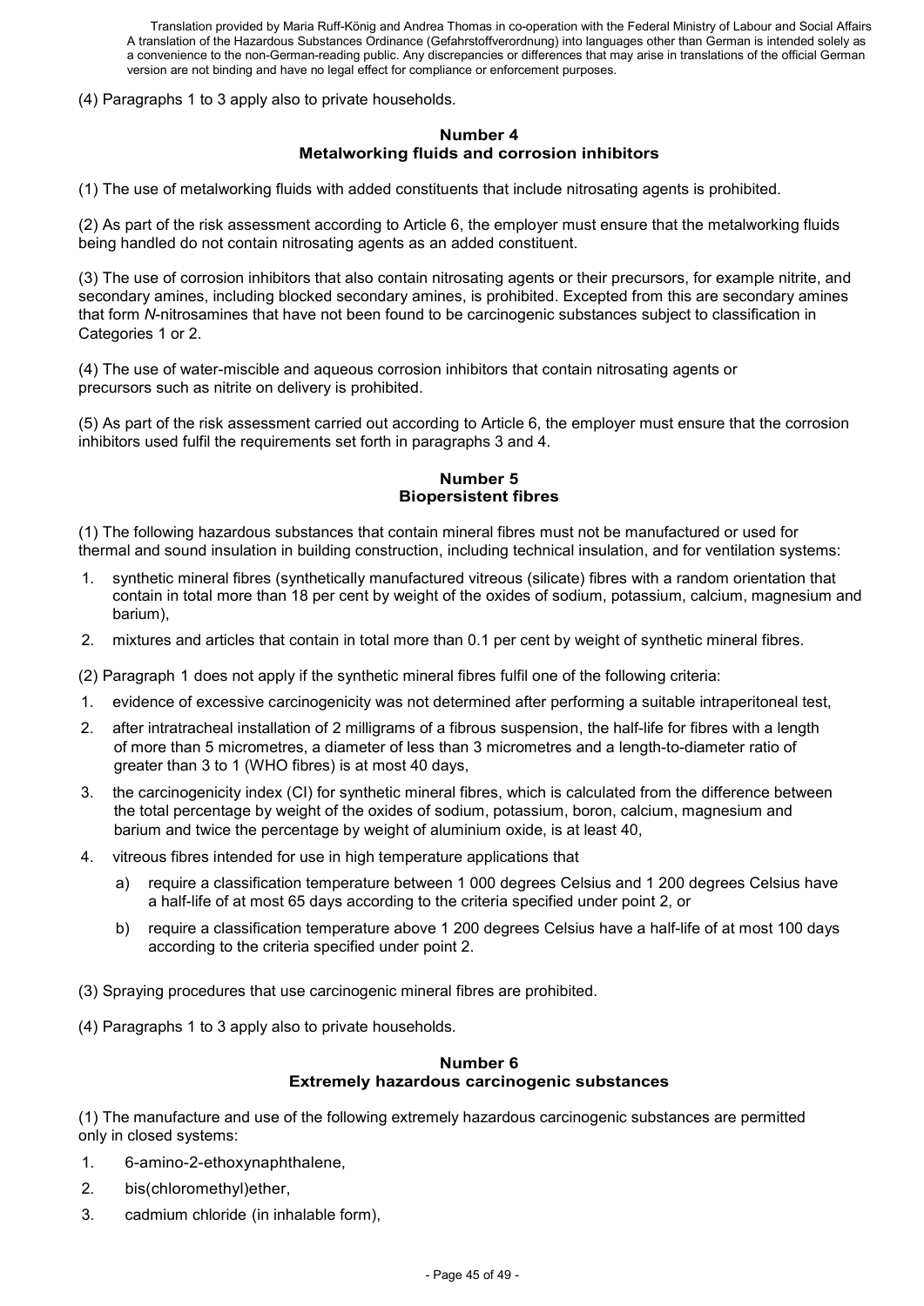(4) Paragraphs 1 to 3 apply also to private households.

### Number 4
### Metalworking fluids and corrosion inhibitors

(1) The use of metalworking fluids with added constituents that include nitrosating agents is prohibited.

(2) As part of the risk assessment according to Article 6, the employer must ensure that the metalworking fluids being handled do not contain nitrosating agents as an added constituent.

(3) The use of corrosion inhibitors that also contain nitrosating agents or their precursors, for example nitrite, and secondary amines, including blocked secondary amines, is prohibited. Excepted from this are secondary amines that form *N*-nitrosamines that have not been found to be carcinogenic substances subject to classification in Categories 1 or 2.

(4) The use of water-miscible and aqueous corrosion inhibitors that contain nitrosating agents or precursors such as nitrite on delivery is prohibited.

(5) As part of the risk assessment carried out according to Article 6, the employer must ensure that the corrosion inhibitors used fulfil the requirements set forth in paragraphs 3 and 4.

### Number 5
### Biopersistent fibres

(1) The following hazardous substances that contain mineral fibres must not be manufactured or used for thermal and sound insulation in building construction, including technical insulation, and for ventilation systems:

1. synthetic mineral fibres (synthetically manufactured vitreous (silicate) fibres with a random orientation that contain in total more than 18 per cent by weight of the oxides of sodium, potassium, calcium, magnesium and barium),
2. mixtures and articles that contain in total more than 0.1 per cent by weight of synthetic mineral fibres.

(2) Paragraph 1 does not apply if the synthetic mineral fibres fulfil one of the following criteria:

1. evidence of excessive carcinogenicity was not determined after performing a suitable intraperitoneal test,
2. after intratracheal installation of 2 milligrams of a fibrous suspension, the half-life for fibres with a length of more than 5 micrometres, a diameter of less than 3 micrometres and a length-to-diameter ratio of greater than 3 to 1 (WHO fibres) is at most 40 days,
3. the carcinogenicity index (CI) for synthetic mineral fibres, which is calculated from the difference between the total percentage by weight of the oxides of sodium, potassium, boron, calcium, magnesium and barium and twice the percentage by weight of aluminium oxide, is at least 40,
4. vitreous fibres intended for use in high temperature applications that
   a) require a classification temperature between 1 000 degrees Celsius and 1 200 degrees Celsius have a half-life of at most 65 days according to the criteria specified under point 2, or
   b) require a classification temperature above 1 200 degrees Celsius have a half-life of at most 100 days according to the criteria specified under point 2.

(3) Spraying procedures that use carcinogenic mineral fibres are prohibited.

(4) Paragraphs 1 to 3 apply also to private households.

### Number 6
### Extremely hazardous carcinogenic substances

(1) The manufacture and use of the following extremely hazardous carcinogenic substances are permitted only in closed systems:

1. 6-amino-2-ethoxynaphthalene,
2. bis(chloromethyl)ether,
3. cadmium chloride (in inhalable form),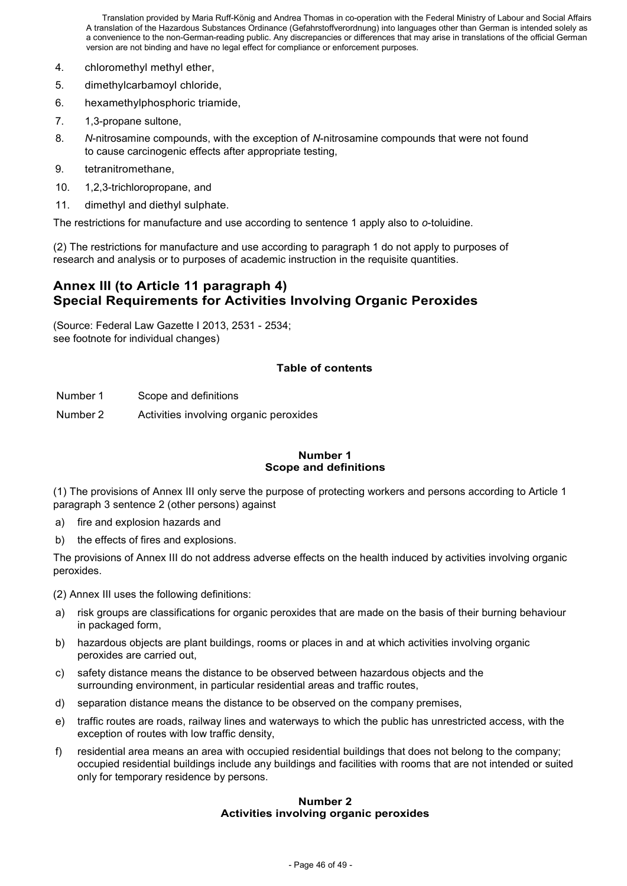4. chloromethyl methyl ether,
5. dimethylcarbamoyl chloride,
6. hexamethylphosphoric triamide,
7. 1,3-propane sultone,
8. *N*-nitrosamine compounds, with the exception of *N*-nitrosamine compounds that were not found to cause carcinogenic effects after appropriate testing,
9. tetranitromethane,
10. 1,2,3-trichloropropane, and
11. dimethyl and diethyl sulphate.

The restrictions for manufacture and use according to sentence 1 apply also to *o*-toluidine.

(2) The restrictions for manufacture and use according to paragraph 1 do not apply to purposes of research and analysis or to purposes of academic instruction in the requisite quantities.

## Annex III (to Article 11 paragraph 4)
## Special Requirements for Activities Involving Organic Peroxides

(Source: Federal Law Gazette I 2013, 2531 - 2534;
see footnote for individual changes)

**Table of contents**

| | |
|---|---|
| Number 1 | Scope and definitions |
| Number 2 | Activities involving organic peroxides |

### Number 1
### Scope and definitions

(1) The provisions of Annex III only serve the purpose of protecting workers and persons according to Article 1 paragraph 3 sentence 2 (other persons) against

a) fire and explosion hazards and
b) the effects of fires and explosions.

The provisions of Annex III do not address adverse effects on the health induced by activities involving organic peroxides.

(2) Annex III uses the following definitions:

a) risk groups are classifications for organic peroxides that are made on the basis of their burning behaviour in packaged form,
b) hazardous objects are plant buildings, rooms or places in and at which activities involving organic peroxides are carried out,
c) safety distance means the distance to be observed between hazardous objects and the surrounding environment, in particular residential areas and traffic routes,
d) separation distance means the distance to be observed on the company premises,
e) traffic routes are roads, railway lines and waterways to which the public has unrestricted access, with the exception of routes with low traffic density,
f) residential area means an area with occupied residential buildings that does not belong to the company; occupied residential buildings include any buildings and facilities with rooms that are not intended or suited only for temporary residence by persons.

### Number 2
### Activities involving organic peroxides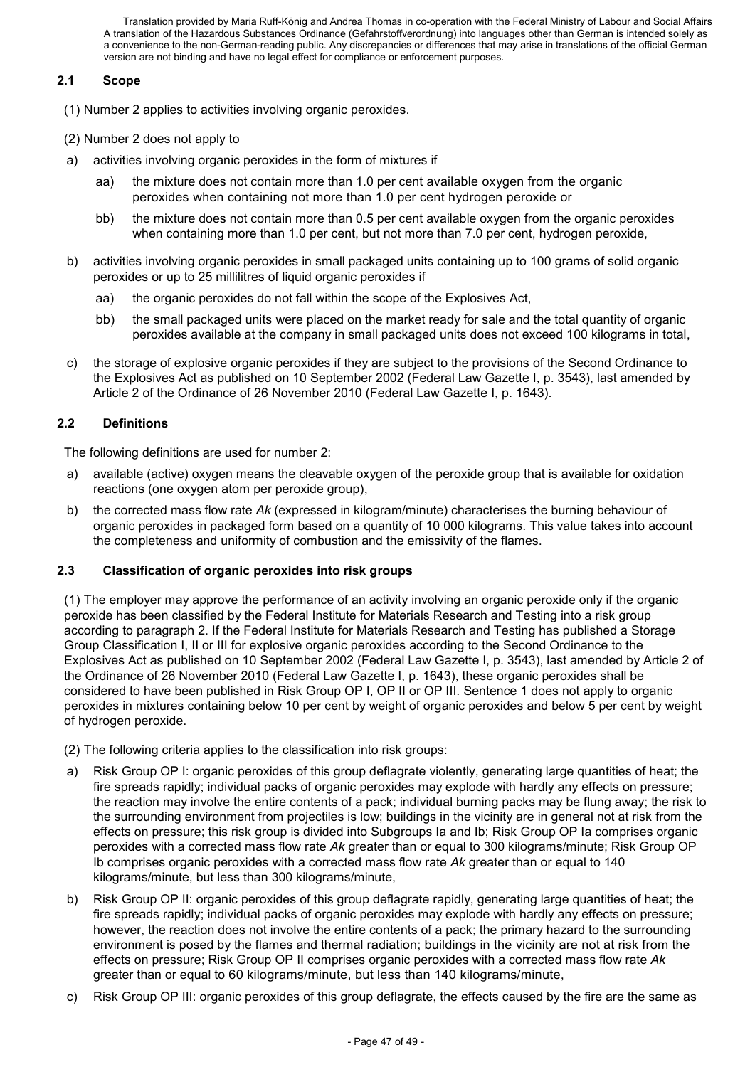### 2.1 Scope

(1) Number 2 applies to activities involving organic peroxides.

(2) Number 2 does not apply to

a) activities involving organic peroxides in the form of mixtures if
   - aa) the mixture does not contain more than 1.0 per cent available oxygen from the organic peroxides when containing not more than 1.0 per cent hydrogen peroxide or
   - bb) the mixture does not contain more than 0.5 per cent available oxygen from the organic peroxides when containing more than 1.0 per cent, but not more than 7.0 per cent, hydrogen peroxide,

b) activities involving organic peroxides in small packaged units containing up to 100 grams of solid organic peroxides or up to 25 millilitres of liquid organic peroxides if
   - aa) the organic peroxides do not fall within the scope of the Explosives Act,
   - bb) the small packaged units were placed on the market ready for sale and the total quantity of organic peroxides available at the company in small packaged units does not exceed 100 kilograms in total,

c) the storage of explosive organic peroxides if they are subject to the provisions of the Second Ordinance to the Explosives Act as published on 10 September 2002 (Federal Law Gazette I, p. 3543), last amended by Article 2 of the Ordinance of 26 November 2010 (Federal Law Gazette I, p. 1643).

### 2.2 Definitions

The following definitions are used for number 2:

a) available (active) oxygen means the cleavable oxygen of the peroxide group that is available for oxidation reactions (one oxygen atom per peroxide group),

b) the corrected mass flow rate *Ak* (expressed in kilogram/minute) characterises the burning behaviour of organic peroxides in packaged form based on a quantity of 10 000 kilograms. This value takes into account the completeness and uniformity of combustion and the emissivity of the flames.

### 2.3 Classification of organic peroxides into risk groups

(1) The employer may approve the performance of an activity involving an organic peroxide only if the organic peroxide has been classified by the Federal Institute for Materials Research and Testing into a risk group according to paragraph 2. If the Federal Institute for Materials Research and Testing has published a Storage Group Classification I, II or III for explosive organic peroxides according to the Second Ordinance to the Explosives Act as published on 10 September 2002 (Federal Law Gazette I, p. 3543), last amended by Article 2 of the Ordinance of 26 November 2010 (Federal Law Gazette I, p. 1643), these organic peroxides shall be considered to have been published in Risk Group OP I, OP II or OP III. Sentence 1 does not apply to organic peroxides in mixtures containing below 10 per cent by weight of organic peroxides and below 5 per cent by weight of hydrogen peroxide.

(2) The following criteria applies to the classification into risk groups:

a) Risk Group OP I: organic peroxides of this group deflagrate violently, generating large quantities of heat; the fire spreads rapidly; individual packs of organic peroxides may explode with hardly any effects on pressure; the reaction may involve the entire contents of a pack; individual burning packs may be flung away; the risk to the surrounding environment from projectiles is low; buildings in the vicinity are in general not at risk from the effects on pressure; this risk group is divided into Subgroups Ia and Ib; Risk Group OP Ia comprises organic peroxides with a corrected mass flow rate *Ak* greater than or equal to 300 kilograms/minute; Risk Group OP Ib comprises organic peroxides with a corrected mass flow rate *Ak* greater than or equal to 140 kilograms/minute, but less than 300 kilograms/minute,

b) Risk Group OP II: organic peroxides of this group deflagrate rapidly, generating large quantities of heat; the fire spreads rapidly; individual packs of organic peroxides may explode with hardly any effects on pressure; however, the reaction does not involve the entire contents of a pack; the primary hazard to the surrounding environment is posed by the flames and thermal radiation; buildings in the vicinity are not at risk from the effects on pressure; Risk Group OP II comprises organic peroxides with a corrected mass flow rate *Ak* greater than or equal to 60 kilograms/minute, but less than 140 kilograms/minute,

c) Risk Group OP III: organic peroxides of this group deflagrate, the effects caused by the fire are the same as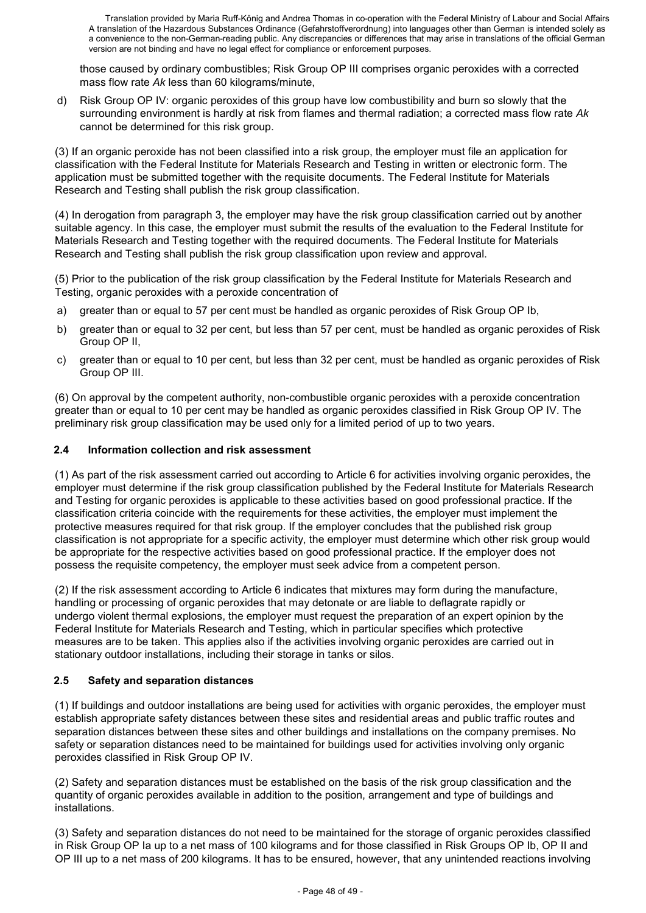those caused by ordinary combustibles; Risk Group OP III comprises organic peroxides with a corrected mass flow rate *Ak* less than 60 kilograms/minute,

d) Risk Group OP IV: organic peroxides of this group have low combustibility and burn so slowly that the surrounding environment is hardly at risk from flames and thermal radiation; a corrected mass flow rate *Ak* cannot be determined for this risk group.

(3) If an organic peroxide has not been classified into a risk group, the employer must file an application for classification with the Federal Institute for Materials Research and Testing in written or electronic form. The application must be submitted together with the requisite documents. The Federal Institute for Materials Research and Testing shall publish the risk group classification.

(4) In derogation from paragraph 3, the employer may have the risk group classification carried out by another suitable agency. In this case, the employer must submit the results of the evaluation to the Federal Institute for Materials Research and Testing together with the required documents. The Federal Institute for Materials Research and Testing shall publish the risk group classification upon review and approval.

(5) Prior to the publication of the risk group classification by the Federal Institute for Materials Research and Testing, organic peroxides with a peroxide concentration of

a) greater than or equal to 57 per cent must be handled as organic peroxides of Risk Group OP Ib,

b) greater than or equal to 32 per cent, but less than 57 per cent, must be handled as organic peroxides of Risk Group OP II,

c) greater than or equal to 10 per cent, but less than 32 per cent, must be handled as organic peroxides of Risk Group OP III.

(6) On approval by the competent authority, non-combustible organic peroxides with a peroxide concentration greater than or equal to 10 per cent may be handled as organic peroxides classified in Risk Group OP IV. The preliminary risk group classification may be used only for a limited period of up to two years.

### 2.4 Information collection and risk assessment

(1) As part of the risk assessment carried out according to Article 6 for activities involving organic peroxides, the employer must determine if the risk group classification published by the Federal Institute for Materials Research and Testing for organic peroxides is applicable to these activities based on good professional practice. If the classification criteria coincide with the requirements for these activities, the employer must implement the protective measures required for that risk group. If the employer concludes that the published risk group classification is not appropriate for a specific activity, the employer must determine which other risk group would be appropriate for the respective activities based on good professional practice. If the employer does not possess the requisite competency, the employer must seek advice from a competent person.

(2) If the risk assessment according to Article 6 indicates that mixtures may form during the manufacture, handling or processing of organic peroxides that may detonate or are liable to deflagrate rapidly or undergo violent thermal explosions, the employer must request the preparation of an expert opinion by the Federal Institute for Materials Research and Testing, which in particular specifies which protective measures are to be taken. This applies also if the activities involving organic peroxides are carried out in stationary outdoor installations, including their storage in tanks or silos.

### 2.5 Safety and separation distances

(1) If buildings and outdoor installations are being used for activities with organic peroxides, the employer must establish appropriate safety distances between these sites and residential areas and public traffic routes and separation distances between these sites and other buildings and installations on the company premises. No safety or separation distances need to be maintained for buildings used for activities involving only organic peroxides classified in Risk Group OP IV.

(2) Safety and separation distances must be established on the basis of the risk group classification and the quantity of organic peroxides available in addition to the position, arrangement and type of buildings and installations.

(3) Safety and separation distances do not need to be maintained for the storage of organic peroxides classified in Risk Group OP Ia up to a net mass of 100 kilograms and for those classified in Risk Groups OP Ib, OP II and OP III up to a net mass of 200 kilograms. It has to be ensured, however, that any unintended reactions involving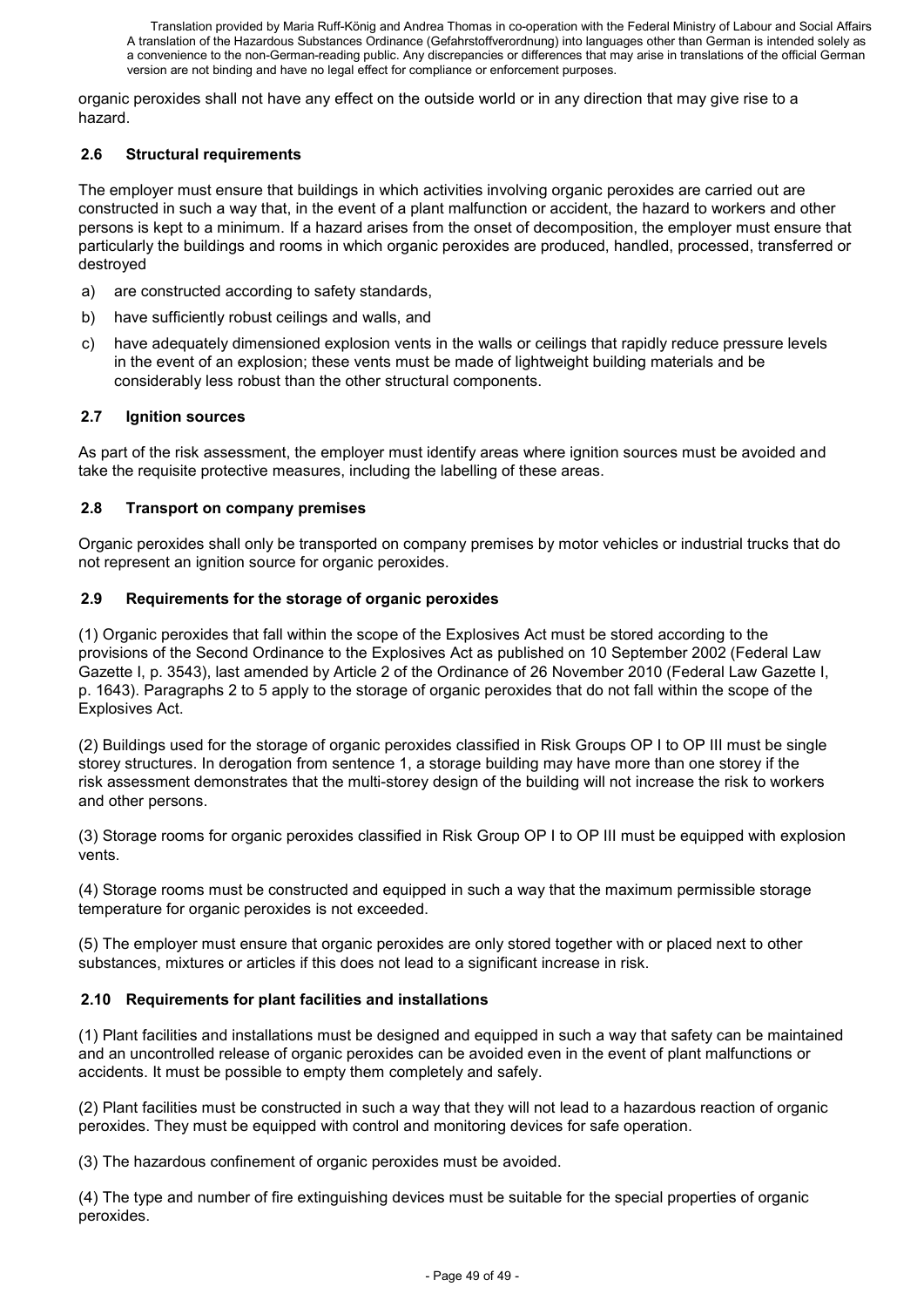organic peroxides shall not have any effect on the outside world or in any direction that may give rise to a hazard.

### 2.6 Structural requirements

The employer must ensure that buildings in which activities involving organic peroxides are carried out are constructed in such a way that, in the event of a plant malfunction or accident, the hazard to workers and other persons is kept to a minimum. If a hazard arises from the onset of decomposition, the employer must ensure that particularly the buildings and rooms in which organic peroxides are produced, handled, processed, transferred or destroyed

a) are constructed according to safety standards,

b) have sufficiently robust ceilings and walls, and

c) have adequately dimensioned explosion vents in the walls or ceilings that rapidly reduce pressure levels in the event of an explosion; these vents must be made of lightweight building materials and be considerably less robust than the other structural components.

### 2.7 Ignition sources

As part of the risk assessment, the employer must identify areas where ignition sources must be avoided and take the requisite protective measures, including the labelling of these areas.

### 2.8 Transport on company premises

Organic peroxides shall only be transported on company premises by motor vehicles or industrial trucks that do not represent an ignition source for organic peroxides.

### 2.9 Requirements for the storage of organic peroxides

(1) Organic peroxides that fall within the scope of the Explosives Act must be stored according to the provisions of the Second Ordinance to the Explosives Act as published on 10 September 2002 (Federal Law Gazette I, p. 3543), last amended by Article 2 of the Ordinance of 26 November 2010 (Federal Law Gazette I, p. 1643). Paragraphs 2 to 5 apply to the storage of organic peroxides that do not fall within the scope of the Explosives Act.

(2) Buildings used for the storage of organic peroxides classified in Risk Groups OP I to OP III must be single storey structures. In derogation from sentence 1, a storage building may have more than one storey if the risk assessment demonstrates that the multi-storey design of the building will not increase the risk to workers and other persons.

(3) Storage rooms for organic peroxides classified in Risk Group OP I to OP III must be equipped with explosion vents.

(4) Storage rooms must be constructed and equipped in such a way that the maximum permissible storage temperature for organic peroxides is not exceeded.

(5) The employer must ensure that organic peroxides are only stored together with or placed next to other substances, mixtures or articles if this does not lead to a significant increase in risk.

### 2.10 Requirements for plant facilities and installations

(1) Plant facilities and installations must be designed and equipped in such a way that safety can be maintained and an uncontrolled release of organic peroxides can be avoided even in the event of plant malfunctions or accidents. It must be possible to empty them completely and safely.

(2) Plant facilities must be constructed in such a way that they will not lead to a hazardous reaction of organic peroxides. They must be equipped with control and monitoring devices for safe operation.

(3) The hazardous confinement of organic peroxides must be avoided.

(4) The type and number of fire extinguishing devices must be suitable for the special properties of organic peroxides.